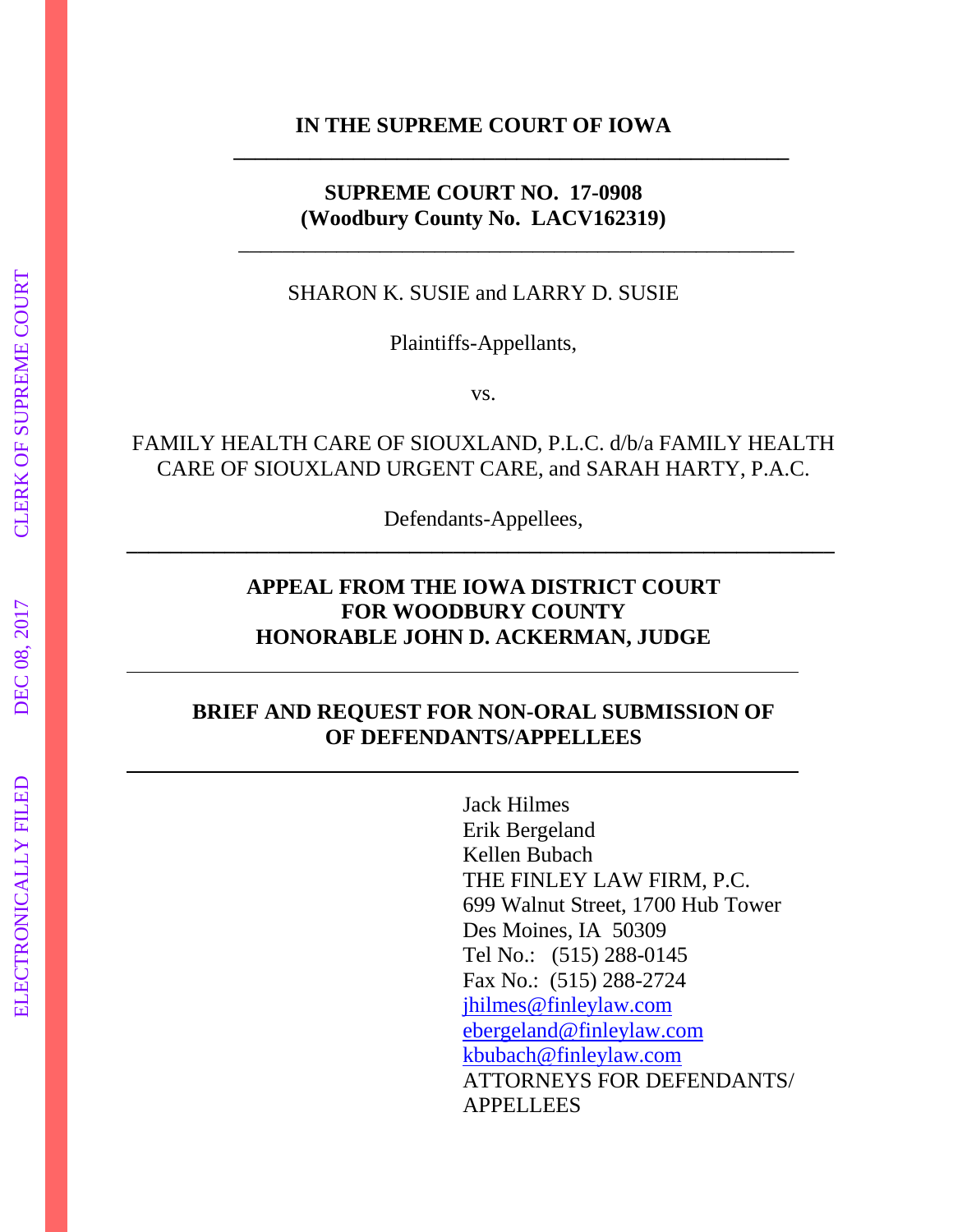**IN THE SUPREME COURT OF IOWA**

---

**SUPREME COURT NO. 17-0908**
**(Woodbury County No. LACV162319)**

---

SHARON K. SUSIE and LARRY D. SUSIE

Plaintiffs-Appellants,

vs.

FAMILY HEALTH CARE OF SIOUXLAND, P.L.C. d/b/a FAMILY HEALTH CARE OF SIOUXLAND URGENT CARE, and SARAH HARTY, P.A.C.

Defendants-Appellees,

---

**APPEAL FROM THE IOWA DISTRICT COURT**
**FOR WOODBURY COUNTY**
**HONORABLE JOHN D. ACKERMAN, JUDGE**

---

**BRIEF AND REQUEST FOR NON-ORAL SUBMISSION OF**
**OF DEFENDANTS/APPELLEES**

---

Jack Hilmes
Erik Bergeland
Kellen Bubach
THE FINLEY LAW FIRM, P.C.
699 Walnut Street, 1700 Hub Tower
Des Moines, IA 50309
Tel No.: (515) 288-0145
Fax No.: (515) 288-2724
jhilmes@finleylaw.com
ebergeland@finleylaw.com
kbubach@finleylaw.com
ATTORNEYS FOR DEFENDANTS/
APPELLEES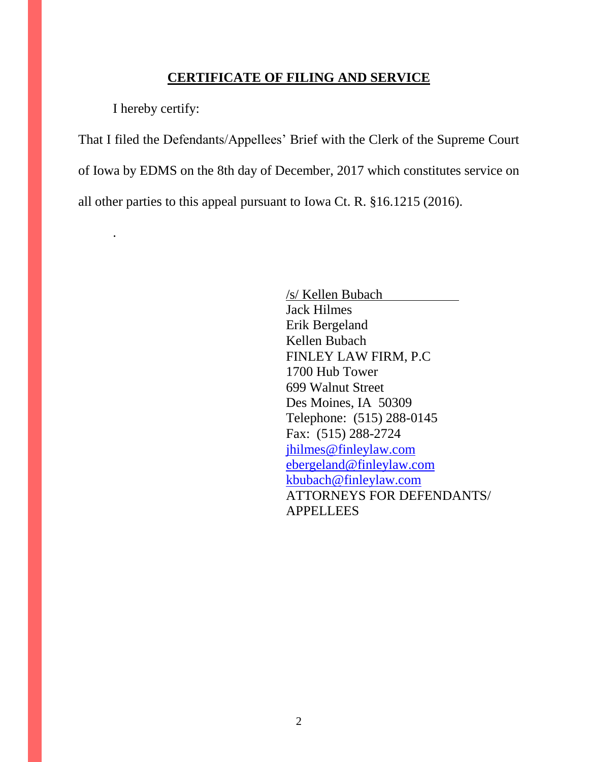## CERTIFICATE OF FILING AND SERVICE

I hereby certify:

That I filed the Defendants/Appellees' Brief with the Clerk of the Supreme Court of Iowa by EDMS on the 8th day of December, 2017 which constitutes service on all other parties to this appeal pursuant to Iowa Ct. R. §16.1215 (2016).

.

/s/ Kellen Bubach
Jack Hilmes
Erik Bergeland
Kellen Bubach
FINLEY LAW FIRM, P.C
1700 Hub Tower
699 Walnut Street
Des Moines, IA 50309
Telephone: (515) 288-0145
Fax: (515) 288-2724
jhilmes@finleylaw.com
ebergeland@finleylaw.com
kbubach@finleylaw.com
ATTORNEYS FOR DEFENDANTS/
APPELLEES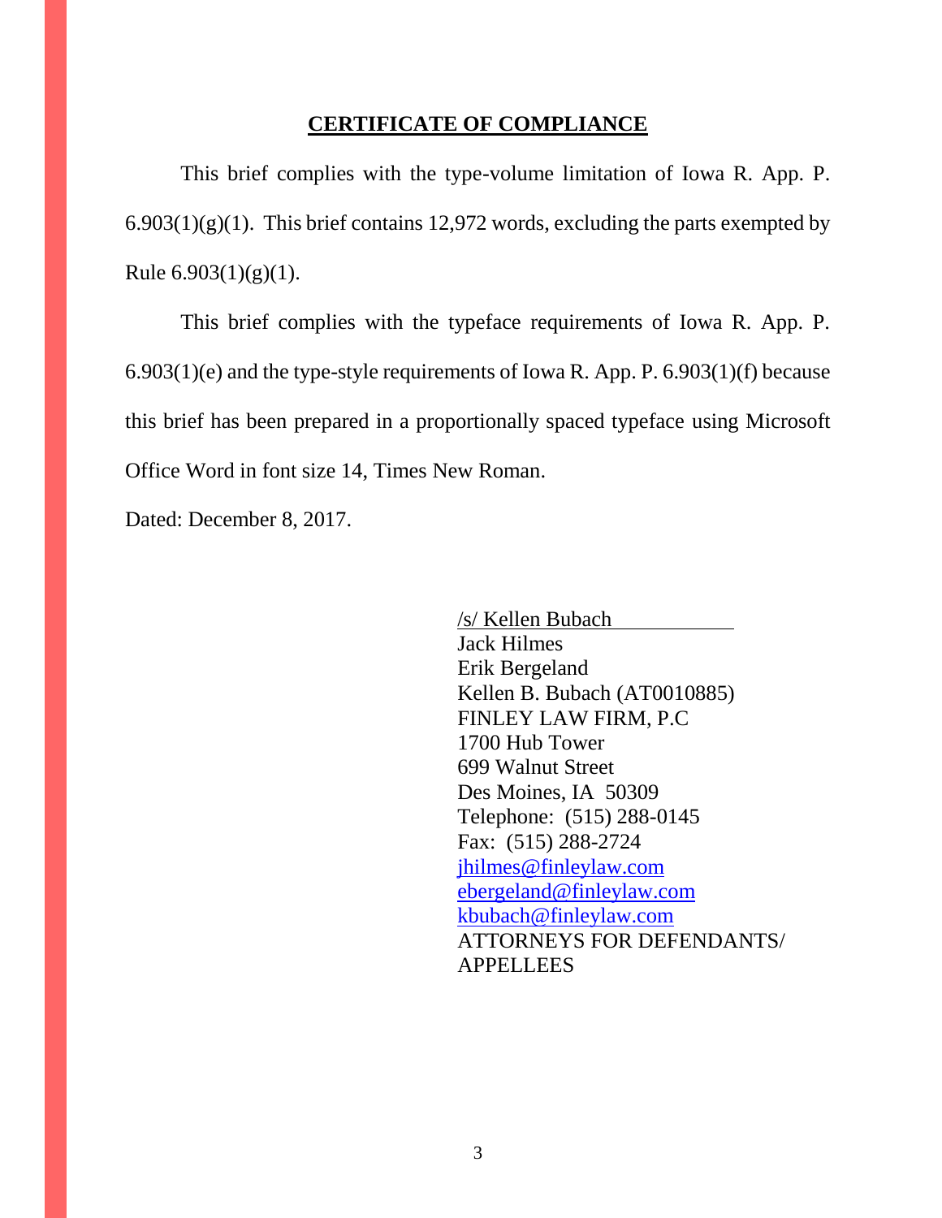## CERTIFICATE OF COMPLIANCE

This brief complies with the type-volume limitation of Iowa R. App. P. 6.903(1)(g)(1). This brief contains 12,972 words, excluding the parts exempted by Rule 6.903(1)(g)(1).

This brief complies with the typeface requirements of Iowa R. App. P. 6.903(1)(e) and the type-style requirements of Iowa R. App. P. 6.903(1)(f) because this brief has been prepared in a proportionally spaced typeface using Microsoft Office Word in font size 14, Times New Roman.

Dated: December 8, 2017.

/s/ Kellen Bubach
Jack Hilmes
Erik Bergeland
Kellen B. Bubach (AT0010885)
FINLEY LAW FIRM, P.C
1700 Hub Tower
699 Walnut Street
Des Moines, IA 50309
Telephone: (515) 288-0145
Fax: (515) 288-2724
jhilmes@finleylaw.com
ebergeland@finleylaw.com
kbubach@finleylaw.com
ATTORNEYS FOR DEFENDANTS/ APPELLEES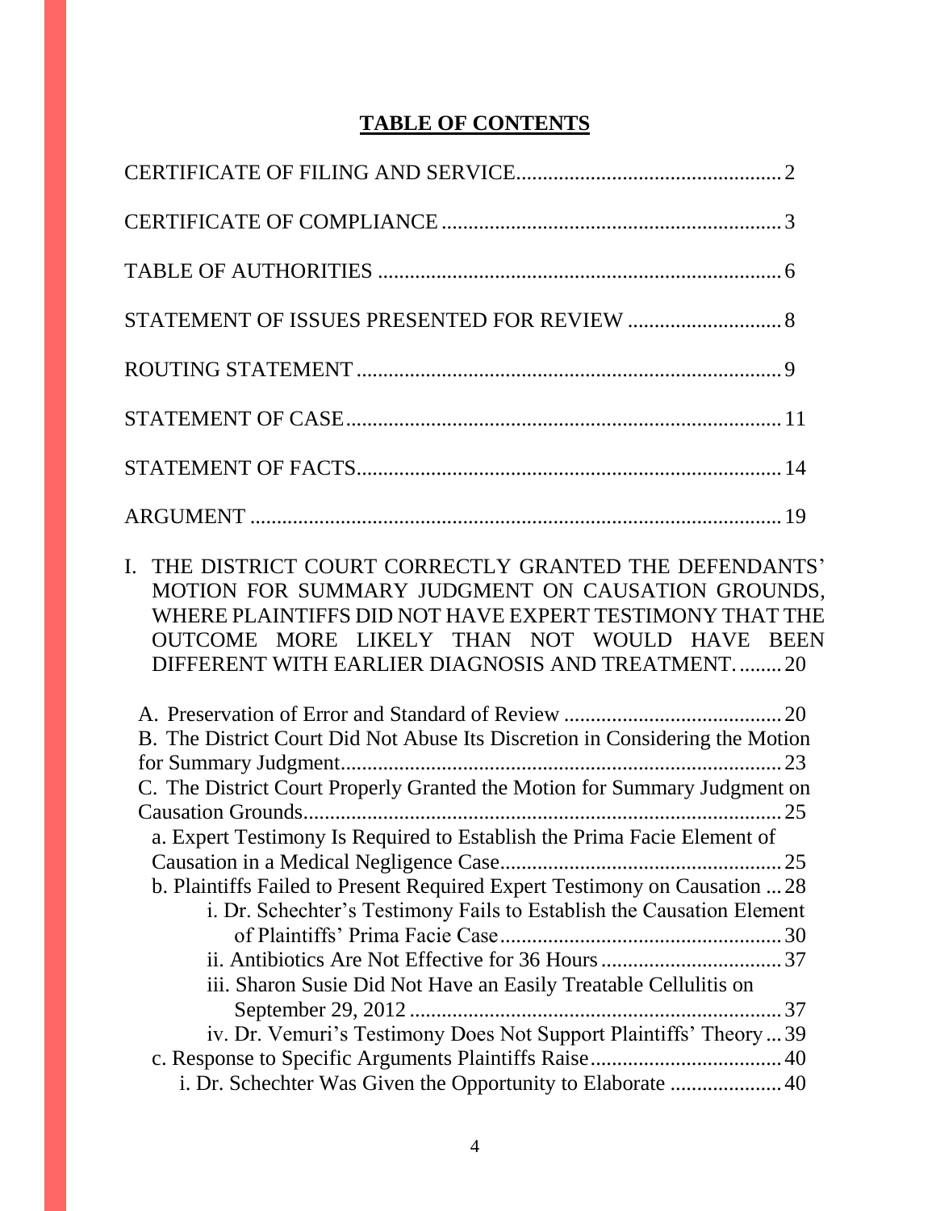# **TABLE OF CONTENTS**

CERTIFICATE OF FILING AND SERVICE .................................................. 2

CERTIFICATE OF COMPLIANCE ................................................................ 3

TABLE OF AUTHORITIES ............................................................................ 6

STATEMENT OF ISSUES PRESENTED FOR REVIEW ............................. 8

ROUTING STATEMENT ................................................................................ 9

STATEMENT OF CASE .................................................................................. 11

STATEMENT OF FACTS ................................................................................ 14

ARGUMENT .................................................................................................... 19

I. THE DISTRICT COURT CORRECTLY GRANTED THE DEFENDANTS' MOTION FOR SUMMARY JUDGMENT ON CAUSATION GROUNDS, WHERE PLAINTIFFS DID NOT HAVE EXPERT TESTIMONY THAT THE OUTCOME MORE LIKELY THAN NOT WOULD HAVE BEEN DIFFERENT WITH EARLIER DIAGNOSIS AND TREATMENT. ........ 20

A. Preservation of Error and Standard of Review ......................................... 20

B. The District Court Did Not Abuse Its Discretion in Considering the Motion for Summary Judgment .................................................................................. 23

C. The District Court Properly Granted the Motion for Summary Judgment on Causation Grounds ......................................................................................... 25

a. Expert Testimony Is Required to Establish the Prima Facie Element of Causation in a Medical Negligence Case ..................................................... 25

b. Plaintiffs Failed to Present Required Expert Testimony on Causation ... 28

i. Dr. Schechter's Testimony Fails to Establish the Causation Element of Plaintiffs' Prima Facie Case ..................................................... 30

ii. Antibiotics Are Not Effective for 36 Hours .................................. 37

iii. Sharon Susie Did Not Have an Easily Treatable Cellulitis on September 29, 2012 ...................................................................... 37

iv. Dr. Vemuri's Testimony Does Not Support Plaintiffs' Theory ... 39

c. Response to Specific Arguments Plaintiffs Raise .................................... 40

i. Dr. Schechter Was Given the Opportunity to Elaborate ..................... 40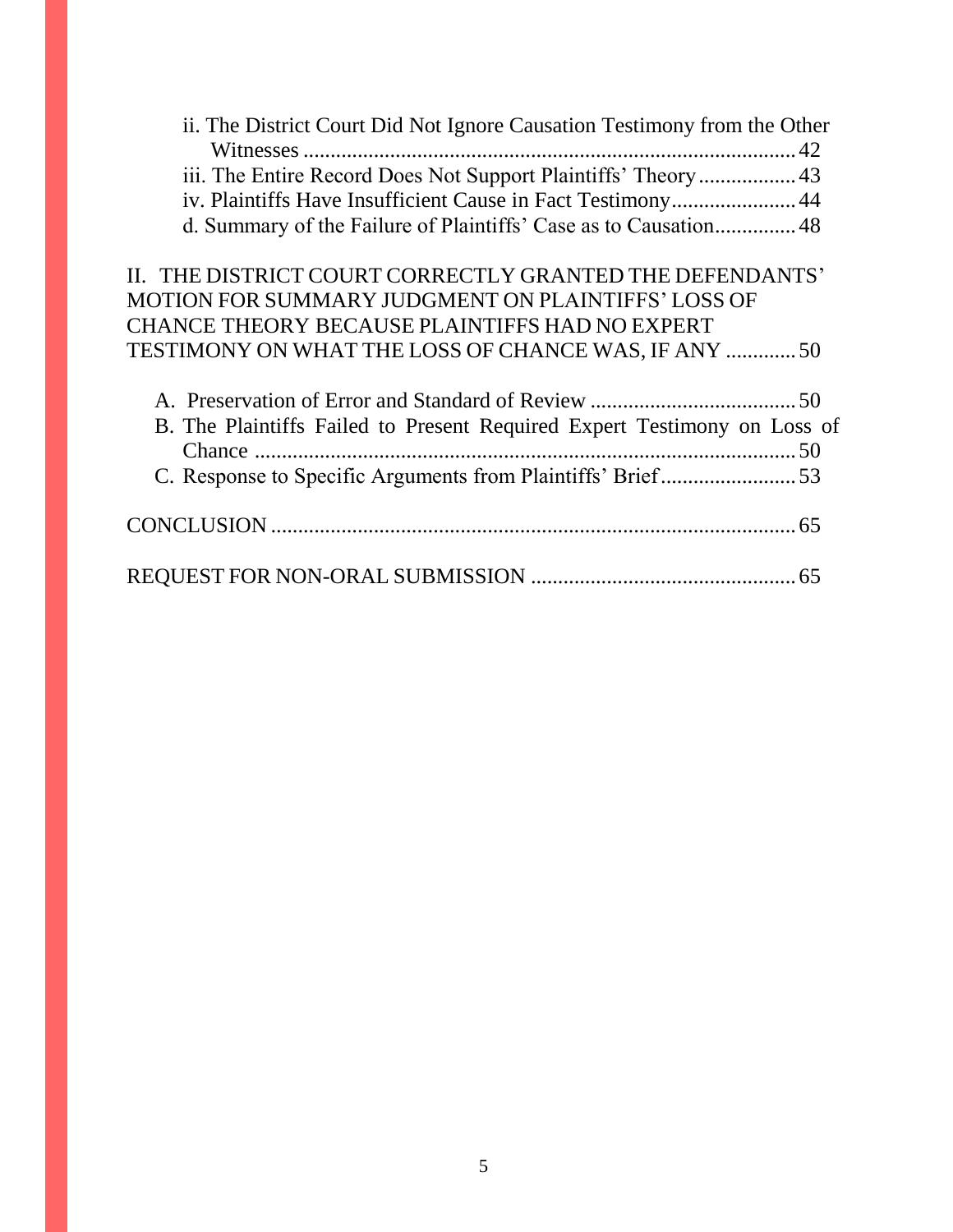ii. The District Court Did Not Ignore Causation Testimony from the Other Witnesses ..... 42
iii. The Entire Record Does Not Support Plaintiffs' Theory ..... 43
iv. Plaintiffs Have Insufficient Cause in Fact Testimony ..... 44
d. Summary of the Failure of Plaintiffs' Case as to Causation ..... 48

II. THE DISTRICT COURT CORRECTLY GRANTED THE DEFENDANTS' MOTION FOR SUMMARY JUDGMENT ON PLAINTIFFS' LOSS OF CHANCE THEORY BECAUSE PLAINTIFFS HAD NO EXPERT TESTIMONY ON WHAT THE LOSS OF CHANCE WAS, IF ANY ..... 50

A. Preservation of Error and Standard of Review ..... 50
B. The Plaintiffs Failed to Present Required Expert Testimony on Loss of Chance ..... 50
C. Response to Specific Arguments from Plaintiffs' Brief ..... 53

CONCLUSION ..... 65

REQUEST FOR NON-ORAL SUBMISSION ..... 65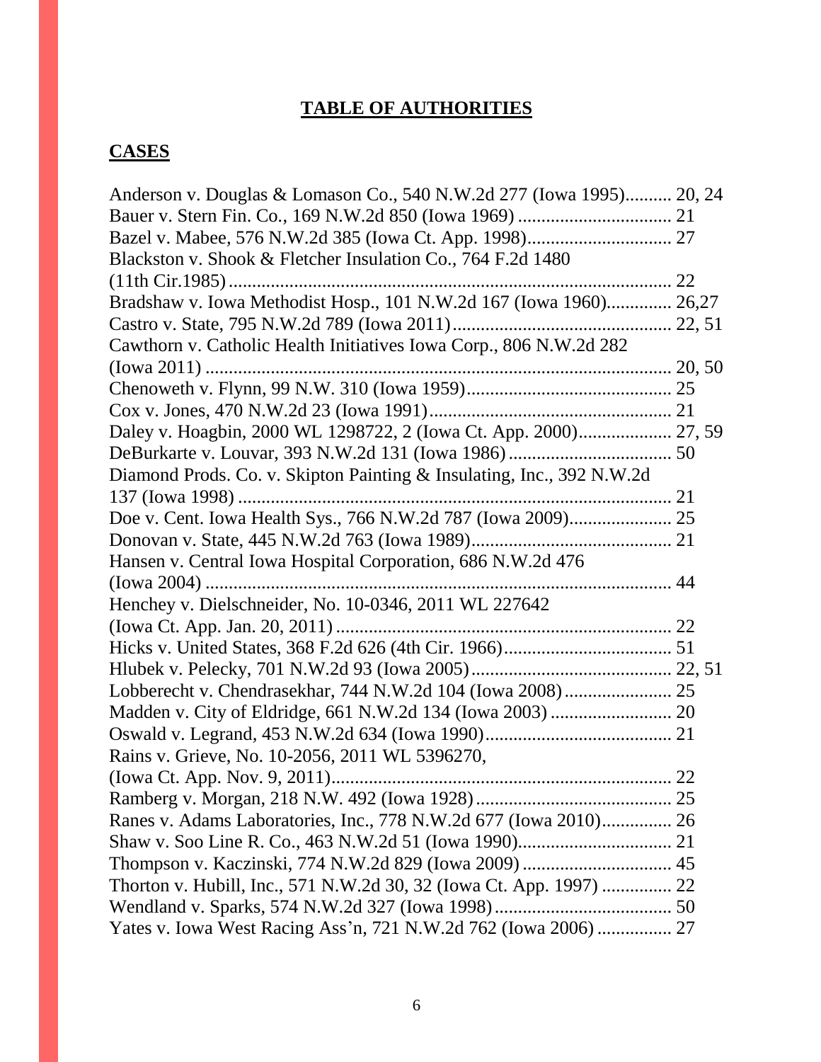# TABLE OF AUTHORITIES

## CASES

Anderson v. Douglas & Lomason Co., 540 N.W.2d 277 (Iowa 1995).......... 20, 24

Bauer v. Stern Fin. Co., 169 N.W.2d 850 (Iowa 1969) ................................. 21

Bazel v. Mabee, 576 N.W.2d 385 (Iowa Ct. App. 1998)............................... 27

Blackston v. Shook & Fletcher Insulation Co., 764 F.2d 1480 (11th Cir.1985).............................................................................................. 22

Bradshaw v. Iowa Methodist Hosp., 101 N.W.2d 167 (Iowa 1960).............. 26,27

Castro v. State, 795 N.W.2d 789 (Iowa 2011).............................................. 22, 51

Cawthorn v. Catholic Health Initiatives Iowa Corp., 806 N.W.2d 282 (Iowa 2011) ................................................................................................... 20, 50

Chenoweth v. Flynn, 99 N.W. 310 (Iowa 1959)............................................ 25

Cox v. Jones, 470 N.W.2d 23 (Iowa 1991).................................................... 21

Daley v. Hoagbin, 2000 WL 1298722, 2 (Iowa Ct. App. 2000).................... 27, 59

DeBurkarte v. Louvar, 393 N.W.2d 131 (Iowa 1986)................................... 50

Diamond Prods. Co. v. Skipton Painting & Insulating, Inc., 392 N.W.2d 137 (Iowa 1998) ............................................................................................. 21

Doe v. Cent. Iowa Health Sys., 766 N.W.2d 787 (Iowa 2009)...................... 25

Donovan v. State, 445 N.W.2d 763 (Iowa 1989)........................................... 21

Hansen v. Central Iowa Hospital Corporation, 686 N.W.2d 476 (Iowa 2004) ................................................................................................... 44

Henchey v. Dielschneider, No. 10-0346, 2011 WL 227642 (Iowa Ct. App. Jan. 20, 2011) ....................................................................... 22

Hicks v. United States, 368 F.2d 626 (4th Cir. 1966).................................... 51

Hlubek v. Pelecky, 701 N.W.2d 93 (Iowa 2005)........................................... 22, 51

Lobberecht v. Chendrasekhar, 744 N.W.2d 104 (Iowa 2008)....................... 25

Madden v. City of Eldridge, 661 N.W.2d 134 (Iowa 2003) .......................... 20

Oswald v. Legrand, 453 N.W.2d 634 (Iowa 1990)........................................ 21

Rains v. Grieve, No. 10-2056, 2011 WL 5396270, (Iowa Ct. App. Nov. 9, 2011)........................................................................ 22

Ramberg v. Morgan, 218 N.W. 492 (Iowa 1928).......................................... 25

Ranes v. Adams Laboratories, Inc., 778 N.W.2d 677 (Iowa 2010)............... 26

Shaw v. Soo Line R. Co., 463 N.W.2d 51 (Iowa 1990)................................. 21

Thompson v. Kaczinski, 774 N.W.2d 829 (Iowa 2009) ................................ 45

Thorton v. Hubill, Inc., 571 N.W.2d 30, 32 (Iowa Ct. App. 1997) ............... 22

Wendland v. Sparks, 574 N.W.2d 327 (Iowa 1998)...................................... 50

Yates v. Iowa West Racing Ass'n, 721 N.W.2d 762 (Iowa 2006) ................ 27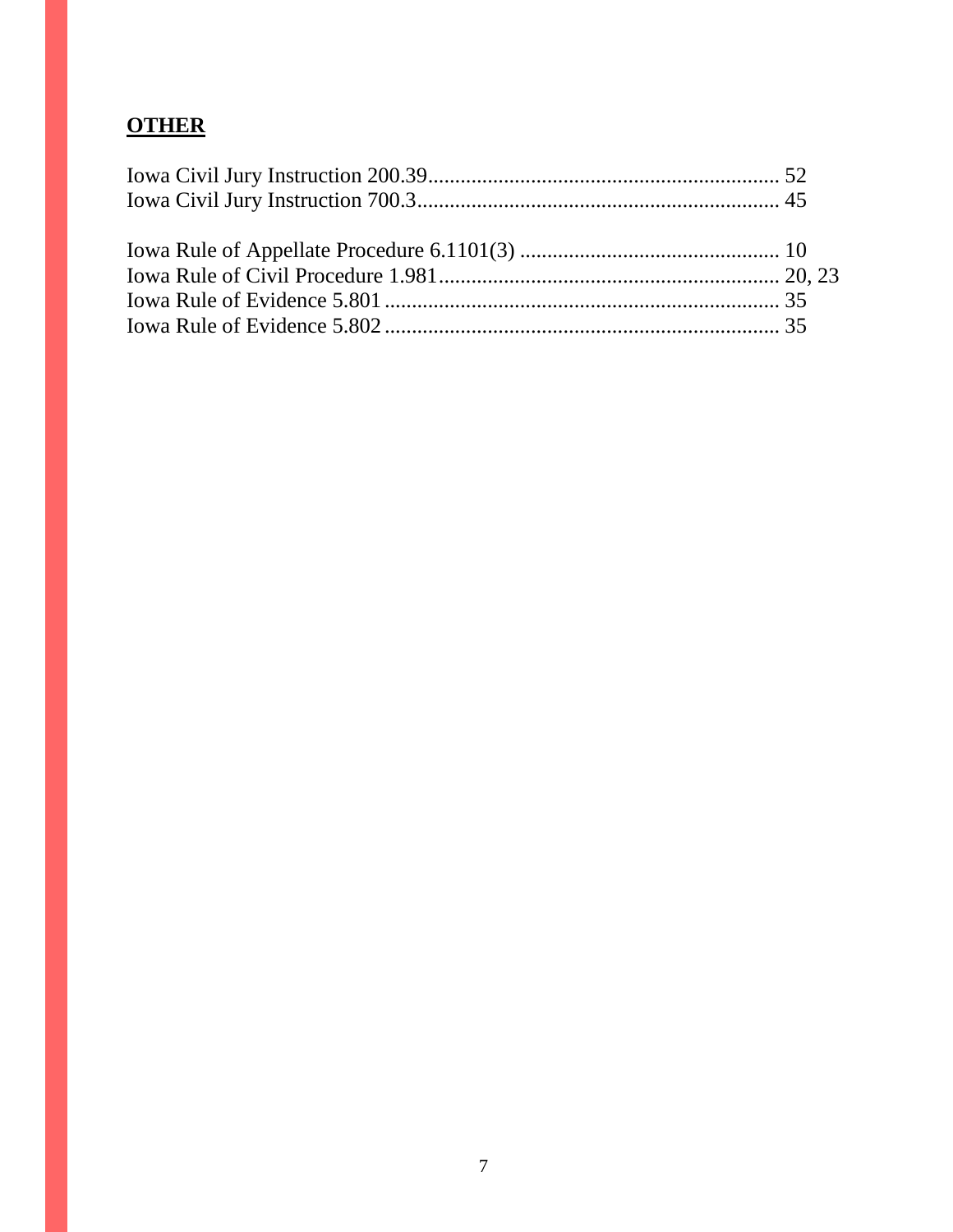**OTHER**

Iowa Civil Jury Instruction 200.39 .................................................................. 52
Iowa Civil Jury Instruction 700.3 .................................................................... 45

Iowa Rule of Appellate Procedure 6.1101(3) ................................................ 10
Iowa Rule of Civil Procedure 1.981 ............................................................... 20, 23
Iowa Rule of Evidence 5.801 ......................................................................... 35
Iowa Rule of Evidence 5.802 ......................................................................... 35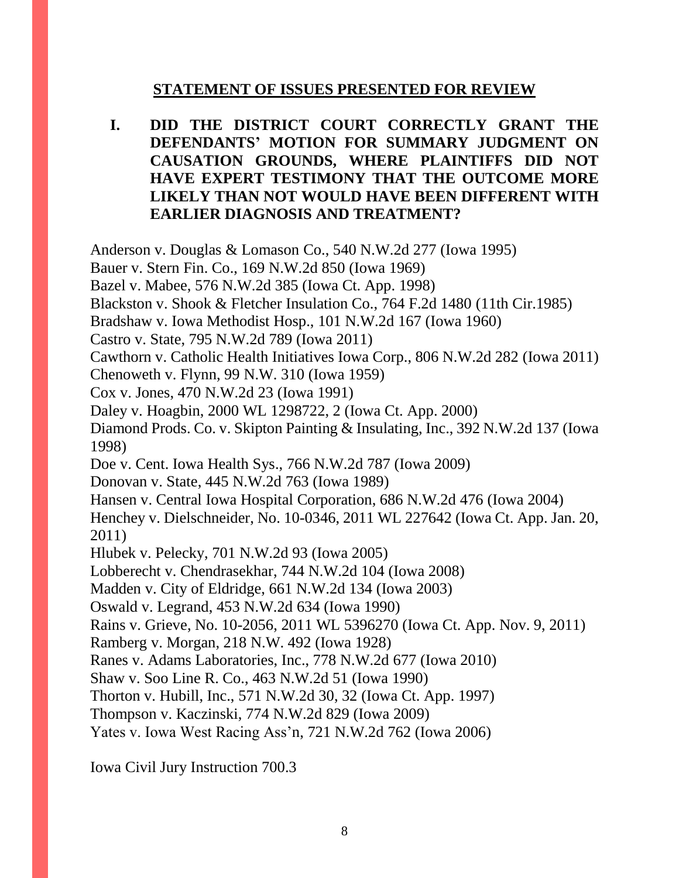## STATEMENT OF ISSUES PRESENTED FOR REVIEW

**I. DID THE DISTRICT COURT CORRECTLY GRANT THE DEFENDANTS' MOTION FOR SUMMARY JUDGMENT ON CAUSATION GROUNDS, WHERE PLAINTIFFS DID NOT HAVE EXPERT TESTIMONY THAT THE OUTCOME MORE LIKELY THAN NOT WOULD HAVE BEEN DIFFERENT WITH EARLIER DIAGNOSIS AND TREATMENT?**

Anderson v. Douglas & Lomason Co., 540 N.W.2d 277 (Iowa 1995)
Bauer v. Stern Fin. Co., 169 N.W.2d 850 (Iowa 1969)
Bazel v. Mabee, 576 N.W.2d 385 (Iowa Ct. App. 1998)
Blackston v. Shook & Fletcher Insulation Co., 764 F.2d 1480 (11th Cir.1985)
Bradshaw v. Iowa Methodist Hosp., 101 N.W.2d 167 (Iowa 1960)
Castro v. State, 795 N.W.2d 789 (Iowa 2011)
Cawthorn v. Catholic Health Initiatives Iowa Corp., 806 N.W.2d 282 (Iowa 2011)
Chenoweth v. Flynn, 99 N.W. 310 (Iowa 1959)
Cox v. Jones, 470 N.W.2d 23 (Iowa 1991)
Daley v. Hoagbin, 2000 WL 1298722, 2 (Iowa Ct. App. 2000)
Diamond Prods. Co. v. Skipton Painting & Insulating, Inc., 392 N.W.2d 137 (Iowa 1998)
Doe v. Cent. Iowa Health Sys., 766 N.W.2d 787 (Iowa 2009)
Donovan v. State, 445 N.W.2d 763 (Iowa 1989)
Hansen v. Central Iowa Hospital Corporation, 686 N.W.2d 476 (Iowa 2004)
Henchey v. Dielschneider, No. 10-0346, 2011 WL 227642 (Iowa Ct. App. Jan. 20, 2011)
Hlubek v. Pelecky, 701 N.W.2d 93 (Iowa 2005)
Lobberecht v. Chendrasekhar, 744 N.W.2d 104 (Iowa 2008)
Madden v. City of Eldridge, 661 N.W.2d 134 (Iowa 2003)
Oswald v. Legrand, 453 N.W.2d 634 (Iowa 1990)
Rains v. Grieve, No. 10-2056, 2011 WL 5396270 (Iowa Ct. App. Nov. 9, 2011)
Ramberg v. Morgan, 218 N.W. 492 (Iowa 1928)
Ranes v. Adams Laboratories, Inc., 778 N.W.2d 677 (Iowa 2010)
Shaw v. Soo Line R. Co., 463 N.W.2d 51 (Iowa 1990)
Thorton v. Hubill, Inc., 571 N.W.2d 30, 32 (Iowa Ct. App. 1997)
Thompson v. Kaczinski, 774 N.W.2d 829 (Iowa 2009)
Yates v. Iowa West Racing Ass'n, 721 N.W.2d 762 (Iowa 2006)

Iowa Civil Jury Instruction 700.3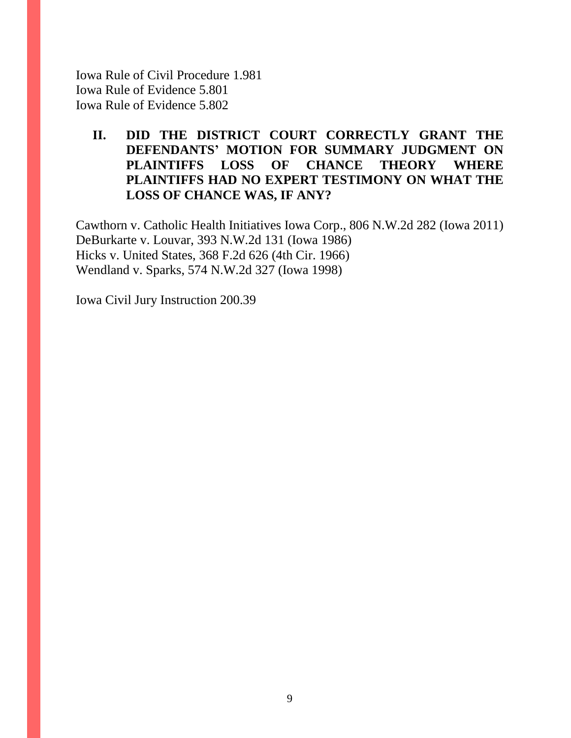Iowa Rule of Civil Procedure 1.981
Iowa Rule of Evidence 5.801
Iowa Rule of Evidence 5.802

**II. DID THE DISTRICT COURT CORRECTLY GRANT THE DEFENDANTS' MOTION FOR SUMMARY JUDGMENT ON PLAINTIFFS LOSS OF CHANCE THEORY WHERE PLAINTIFFS HAD NO EXPERT TESTIMONY ON WHAT THE LOSS OF CHANCE WAS, IF ANY?**

Cawthorn v. Catholic Health Initiatives Iowa Corp., 806 N.W.2d 282 (Iowa 2011)
DeBurkarte v. Louvar, 393 N.W.2d 131 (Iowa 1986)
Hicks v. United States, 368 F.2d 626 (4th Cir. 1966)
Wendland v. Sparks, 574 N.W.2d 327 (Iowa 1998)

Iowa Civil Jury Instruction 200.39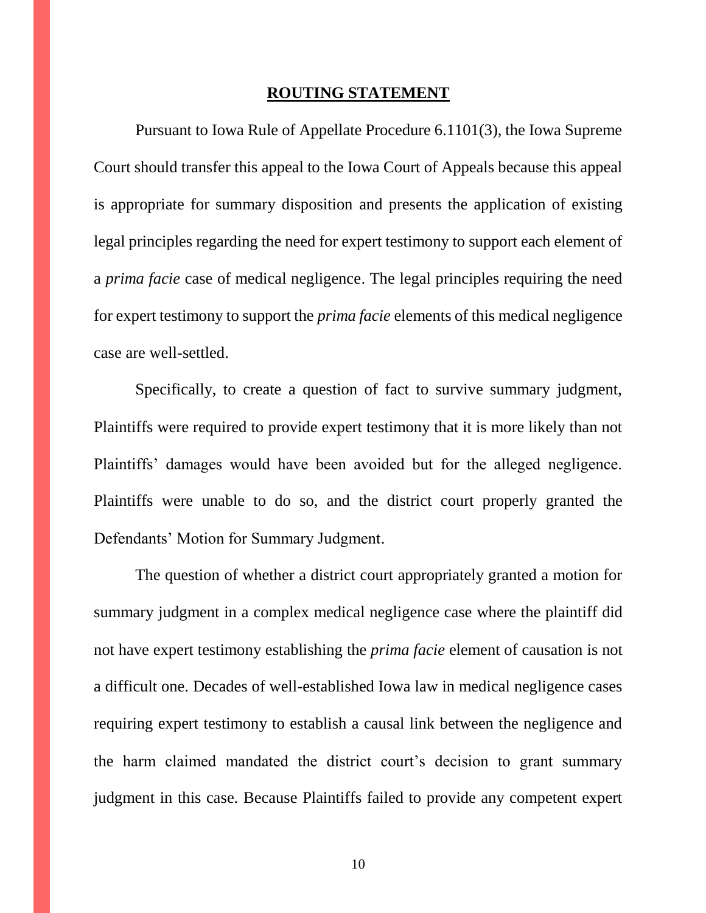## ROUTING STATEMENT

Pursuant to Iowa Rule of Appellate Procedure 6.1101(3), the Iowa Supreme Court should transfer this appeal to the Iowa Court of Appeals because this appeal is appropriate for summary disposition and presents the application of existing legal principles regarding the need for expert testimony to support each element of a *prima facie* case of medical negligence. The legal principles requiring the need for expert testimony to support the *prima facie* elements of this medical negligence case are well-settled.

Specifically, to create a question of fact to survive summary judgment, Plaintiffs were required to provide expert testimony that it is more likely than not Plaintiffs' damages would have been avoided but for the alleged negligence. Plaintiffs were unable to do so, and the district court properly granted the Defendants' Motion for Summary Judgment.

The question of whether a district court appropriately granted a motion for summary judgment in a complex medical negligence case where the plaintiff did not have expert testimony establishing the *prima facie* element of causation is not a difficult one. Decades of well-established Iowa law in medical negligence cases requiring expert testimony to establish a causal link between the negligence and the harm claimed mandated the district court's decision to grant summary judgment in this case. Because Plaintiffs failed to provide any competent expert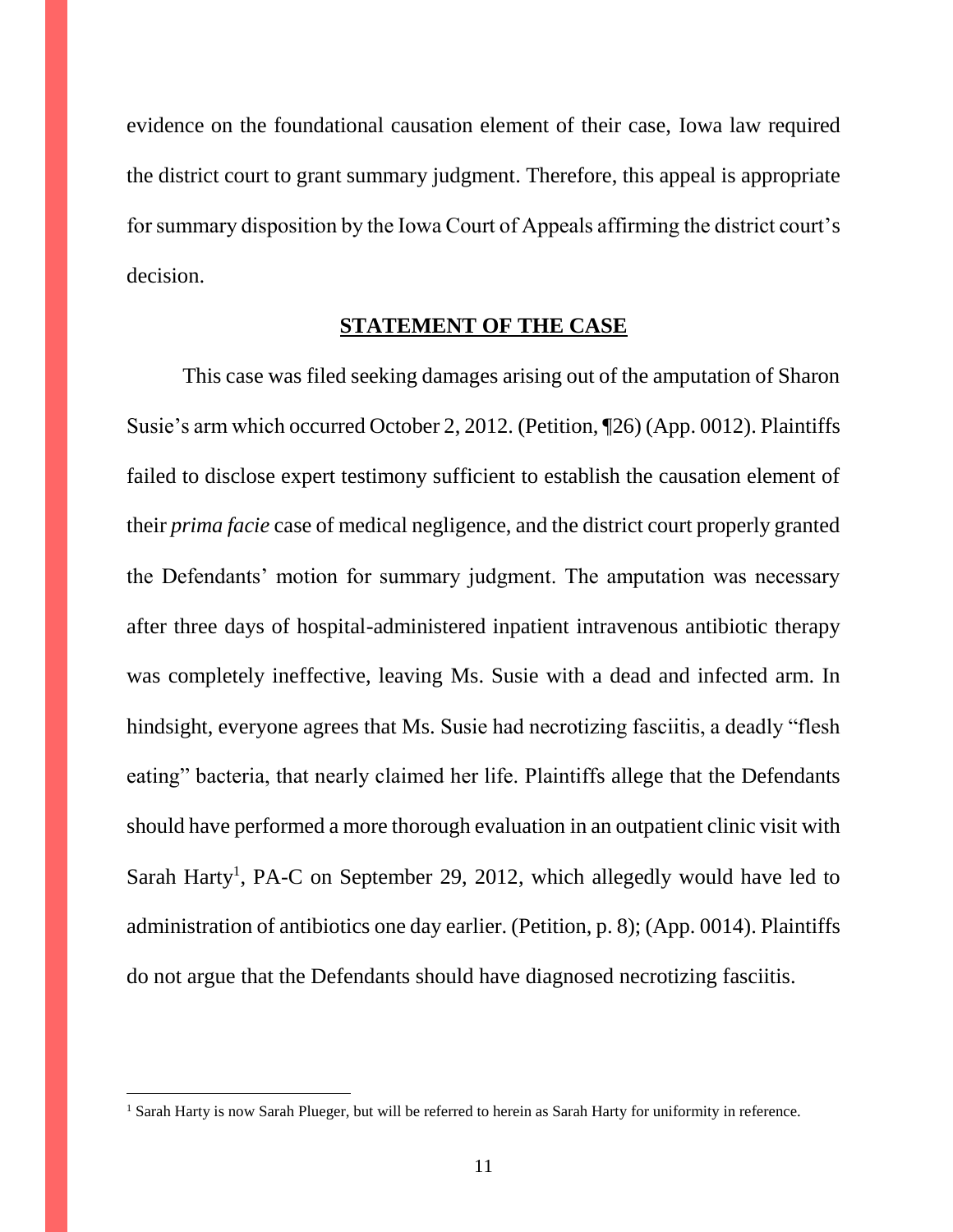evidence on the foundational causation element of their case, Iowa law required the district court to grant summary judgment. Therefore, this appeal is appropriate for summary disposition by the Iowa Court of Appeals affirming the district court's decision.

## STATEMENT OF THE CASE

This case was filed seeking damages arising out of the amputation of Sharon Susie's arm which occurred October 2, 2012. (Petition, ¶26) (App. 0012). Plaintiffs failed to disclose expert testimony sufficient to establish the causation element of their *prima facie* case of medical negligence, and the district court properly granted the Defendants' motion for summary judgment. The amputation was necessary after three days of hospital-administered inpatient intravenous antibiotic therapy was completely ineffective, leaving Ms. Susie with a dead and infected arm. In hindsight, everyone agrees that Ms. Susie had necrotizing fasciitis, a deadly "flesh eating" bacteria, that nearly claimed her life. Plaintiffs allege that the Defendants should have performed a more thorough evaluation in an outpatient clinic visit with Sarah Harty[1], PA-C on September 29, 2012, which allegedly would have led to administration of antibiotics one day earlier. (Petition, p. 8); (App. 0014). Plaintiffs do not argue that the Defendants should have diagnosed necrotizing fasciitis.

[1] Sarah Harty is now Sarah Plueger, but will be referred to herein as Sarah Harty for uniformity in reference.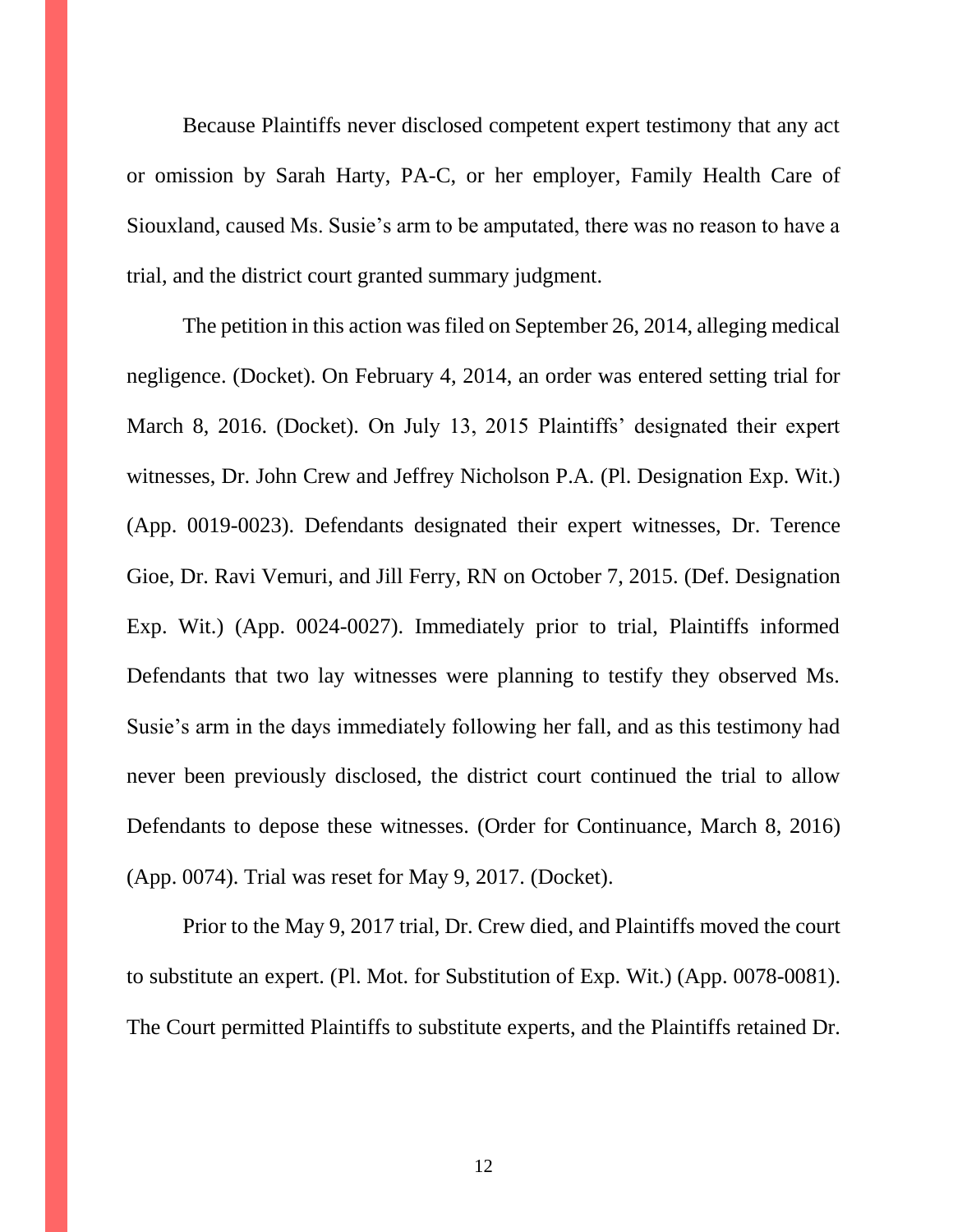Because Plaintiffs never disclosed competent expert testimony that any act or omission by Sarah Harty, PA-C, or her employer, Family Health Care of Siouxland, caused Ms. Susie's arm to be amputated, there was no reason to have a trial, and the district court granted summary judgment.

The petition in this action was filed on September 26, 2014, alleging medical negligence. (Docket). On February 4, 2014, an order was entered setting trial for March 8, 2016. (Docket). On July 13, 2015 Plaintiffs' designated their expert witnesses, Dr. John Crew and Jeffrey Nicholson P.A. (Pl. Designation Exp. Wit.) (App. 0019-0023). Defendants designated their expert witnesses, Dr. Terence Gioe, Dr. Ravi Vemuri, and Jill Ferry, RN on October 7, 2015. (Def. Designation Exp. Wit.) (App. 0024-0027). Immediately prior to trial, Plaintiffs informed Defendants that two lay witnesses were planning to testify they observed Ms. Susie's arm in the days immediately following her fall, and as this testimony had never been previously disclosed, the district court continued the trial to allow Defendants to depose these witnesses. (Order for Continuance, March 8, 2016) (App. 0074). Trial was reset for May 9, 2017. (Docket).

Prior to the May 9, 2017 trial, Dr. Crew died, and Plaintiffs moved the court to substitute an expert. (Pl. Mot. for Substitution of Exp. Wit.) (App. 0078-0081). The Court permitted Plaintiffs to substitute experts, and the Plaintiffs retained Dr.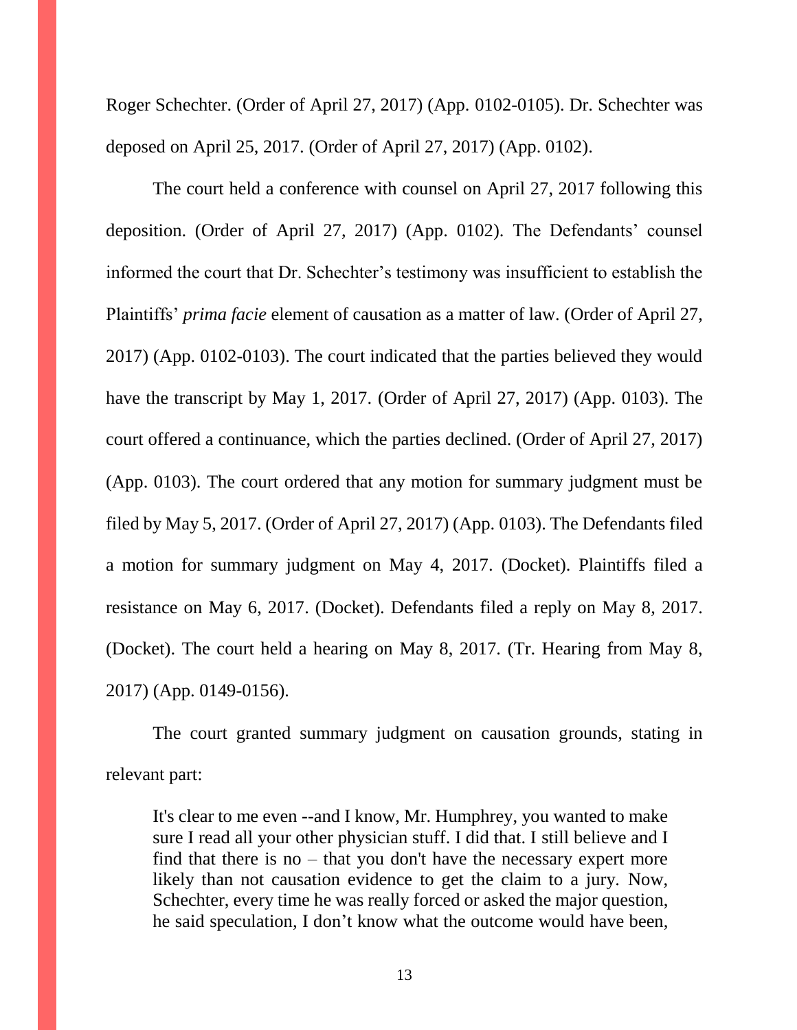Roger Schechter. (Order of April 27, 2017) (App. 0102-0105). Dr. Schechter was deposed on April 25, 2017. (Order of April 27, 2017) (App. 0102).

The court held a conference with counsel on April 27, 2017 following this deposition. (Order of April 27, 2017) (App. 0102). The Defendants' counsel informed the court that Dr. Schechter's testimony was insufficient to establish the Plaintiffs' *prima facie* element of causation as a matter of law. (Order of April 27, 2017) (App. 0102-0103). The court indicated that the parties believed they would have the transcript by May 1, 2017. (Order of April 27, 2017) (App. 0103). The court offered a continuance, which the parties declined. (Order of April 27, 2017) (App. 0103). The court ordered that any motion for summary judgment must be filed by May 5, 2017. (Order of April 27, 2017) (App. 0103). The Defendants filed a motion for summary judgment on May 4, 2017. (Docket). Plaintiffs filed a resistance on May 6, 2017. (Docket). Defendants filed a reply on May 8, 2017. (Docket). The court held a hearing on May 8, 2017. (Tr. Hearing from May 8, 2017) (App. 0149-0156).

The court granted summary judgment on causation grounds, stating in relevant part:

> It's clear to me even --and I know, Mr. Humphrey, you wanted to make sure I read all your other physician stuff. I did that. I still believe and I find that there is no – that you don't have the necessary expert more likely than not causation evidence to get the claim to a jury. Now, Schechter, every time he was really forced or asked the major question, he said speculation, I don't know what the outcome would have been,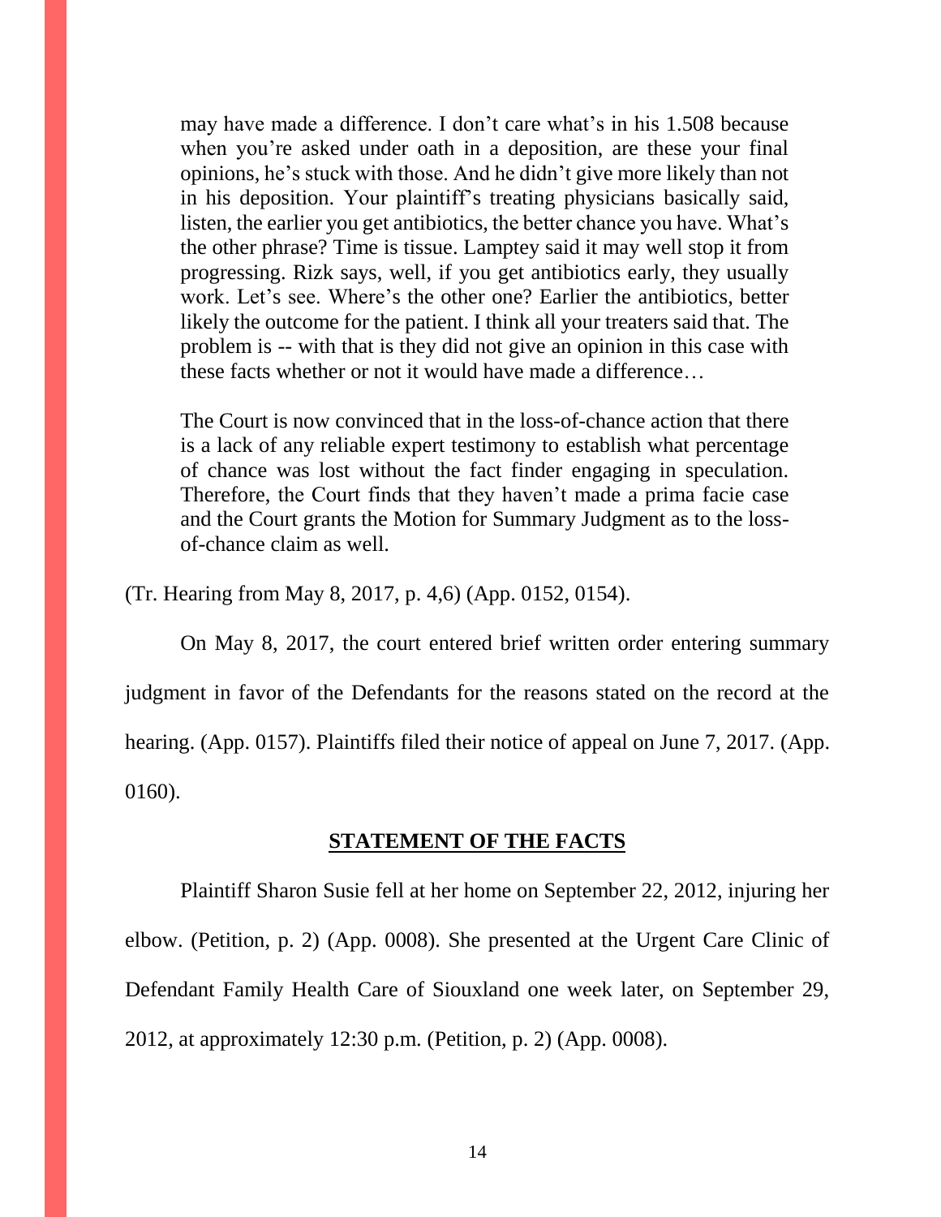> may have made a difference. I don't care what's in his 1.508 because when you're asked under oath in a deposition, are these your final opinions, he's stuck with those. And he didn't give more likely than not in his deposition. Your plaintiff's treating physicians basically said, listen, the earlier you get antibiotics, the better chance you have. What's the other phrase? Time is tissue. Lamptey said it may well stop it from progressing. Rizk says, well, if you get antibiotics early, they usually work. Let's see. Where's the other one? Earlier the antibiotics, better likely the outcome for the patient. I think all your treaters said that. The problem is -- with that is they did not give an opinion in this case with these facts whether or not it would have made a difference…
>
> The Court is now convinced that in the loss-of-chance action that there is a lack of any reliable expert testimony to establish what percentage of chance was lost without the fact finder engaging in speculation. Therefore, the Court finds that they haven't made a prima facie case and the Court grants the Motion for Summary Judgment as to the loss-of-chance claim as well.

(Tr. Hearing from May 8, 2017, p. 4,6) (App. 0152, 0154).

On May 8, 2017, the court entered brief written order entering summary judgment in favor of the Defendants for the reasons stated on the record at the hearing. (App. 0157). Plaintiffs filed their notice of appeal on June 7, 2017. (App. 0160).

## STATEMENT OF THE FACTS

Plaintiff Sharon Susie fell at her home on September 22, 2012, injuring her elbow. (Petition, p. 2) (App. 0008). She presented at the Urgent Care Clinic of Defendant Family Health Care of Siouxland one week later, on September 29, 2012, at approximately 12:30 p.m. (Petition, p. 2) (App. 0008).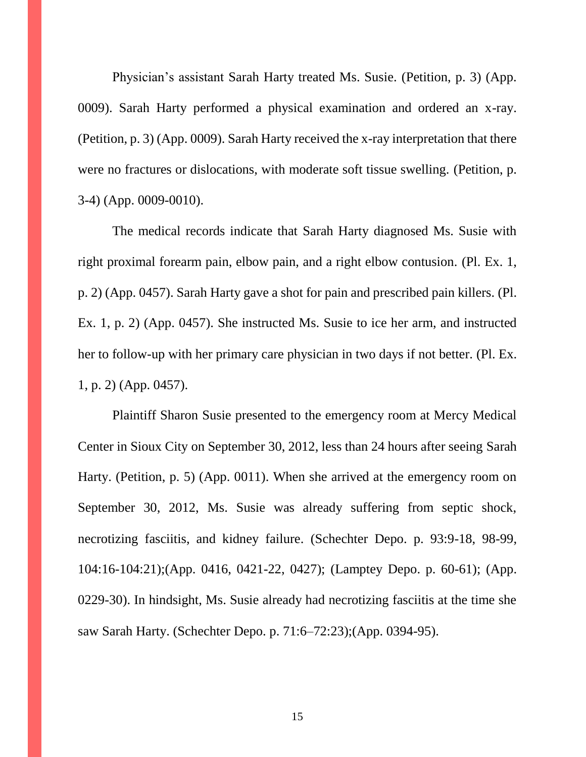Physician's assistant Sarah Harty treated Ms. Susie. (Petition, p. 3) (App. 0009). Sarah Harty performed a physical examination and ordered an x-ray. (Petition, p. 3) (App. 0009). Sarah Harty received the x-ray interpretation that there were no fractures or dislocations, with moderate soft tissue swelling. (Petition, p. 3-4) (App. 0009-0010).

The medical records indicate that Sarah Harty diagnosed Ms. Susie with right proximal forearm pain, elbow pain, and a right elbow contusion. (Pl. Ex. 1, p. 2) (App. 0457). Sarah Harty gave a shot for pain and prescribed pain killers. (Pl. Ex. 1, p. 2) (App. 0457). She instructed Ms. Susie to ice her arm, and instructed her to follow-up with her primary care physician in two days if not better. (Pl. Ex. 1, p. 2) (App. 0457).

Plaintiff Sharon Susie presented to the emergency room at Mercy Medical Center in Sioux City on September 30, 2012, less than 24 hours after seeing Sarah Harty. (Petition, p. 5) (App. 0011). When she arrived at the emergency room on September 30, 2012, Ms. Susie was already suffering from septic shock, necrotizing fasciitis, and kidney failure. (Schechter Depo. p. 93:9-18, 98-99, 104:16-104:21);(App. 0416, 0421-22, 0427); (Lamptey Depo. p. 60-61); (App. 0229-30). In hindsight, Ms. Susie already had necrotizing fasciitis at the time she saw Sarah Harty. (Schechter Depo. p. 71:6–72:23);(App. 0394-95).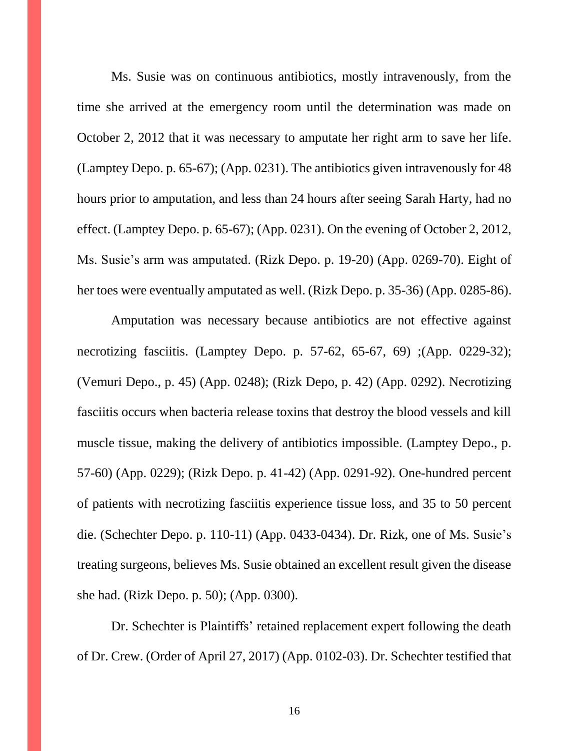Ms. Susie was on continuous antibiotics, mostly intravenously, from the time she arrived at the emergency room until the determination was made on October 2, 2012 that it was necessary to amputate her right arm to save her life. (Lamptey Depo. p. 65-67); (App. 0231). The antibiotics given intravenously for 48 hours prior to amputation, and less than 24 hours after seeing Sarah Harty, had no effect. (Lamptey Depo. p. 65-67); (App. 0231). On the evening of October 2, 2012, Ms. Susie's arm was amputated. (Rizk Depo. p. 19-20) (App. 0269-70). Eight of her toes were eventually amputated as well. (Rizk Depo. p. 35-36) (App. 0285-86).

Amputation was necessary because antibiotics are not effective against necrotizing fasciitis. (Lamptey Depo. p. 57-62, 65-67, 69) ;(App. 0229-32); (Vemuri Depo., p. 45) (App. 0248); (Rizk Depo, p. 42) (App. 0292). Necrotizing fasciitis occurs when bacteria release toxins that destroy the blood vessels and kill muscle tissue, making the delivery of antibiotics impossible. (Lamptey Depo., p. 57-60) (App. 0229); (Rizk Depo. p. 41-42) (App. 0291-92). One-hundred percent of patients with necrotizing fasciitis experience tissue loss, and 35 to 50 percent die. (Schechter Depo. p. 110-11) (App. 0433-0434). Dr. Rizk, one of Ms. Susie's treating surgeons, believes Ms. Susie obtained an excellent result given the disease she had. (Rizk Depo. p. 50); (App. 0300).

Dr. Schechter is Plaintiffs' retained replacement expert following the death of Dr. Crew. (Order of April 27, 2017) (App. 0102-03). Dr. Schechter testified that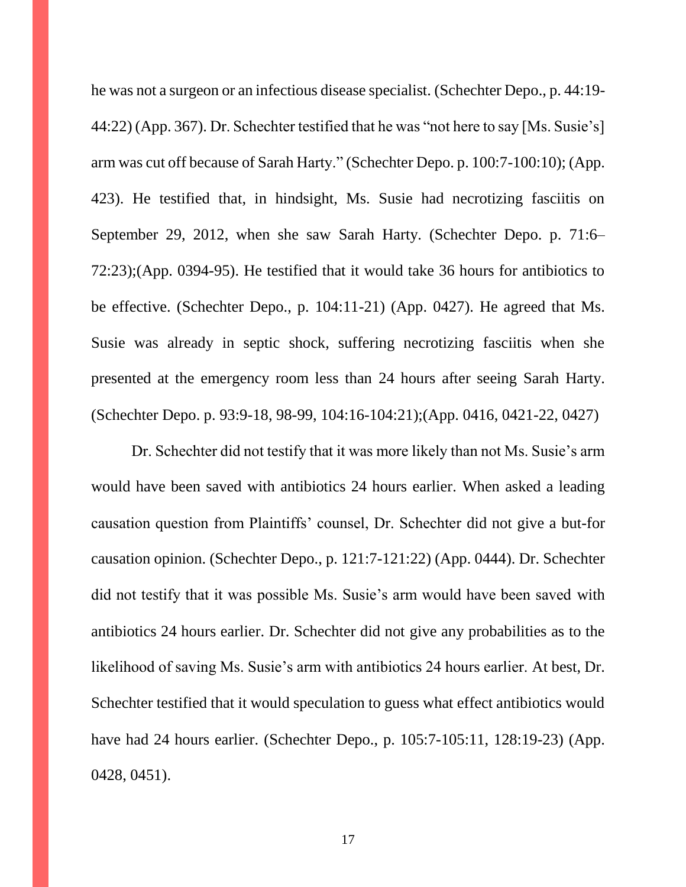he was not a surgeon or an infectious disease specialist. (Schechter Depo., p. 44:19-44:22) (App. 367). Dr. Schechter testified that he was "not here to say [Ms. Susie's] arm was cut off because of Sarah Harty." (Schechter Depo. p. 100:7-100:10); (App. 423). He testified that, in hindsight, Ms. Susie had necrotizing fasciitis on September 29, 2012, when she saw Sarah Harty. (Schechter Depo. p. 71:6–72:23);(App. 0394-95). He testified that it would take 36 hours for antibiotics to be effective. (Schechter Depo., p. 104:11-21) (App. 0427). He agreed that Ms. Susie was already in septic shock, suffering necrotizing fasciitis when she presented at the emergency room less than 24 hours after seeing Sarah Harty. (Schechter Depo. p. 93:9-18, 98-99, 104:16-104:21);(App. 0416, 0421-22, 0427)

Dr. Schechter did not testify that it was more likely than not Ms. Susie's arm would have been saved with antibiotics 24 hours earlier. When asked a leading causation question from Plaintiffs' counsel, Dr. Schechter did not give a but-for causation opinion. (Schechter Depo., p. 121:7-121:22) (App. 0444). Dr. Schechter did not testify that it was possible Ms. Susie's arm would have been saved with antibiotics 24 hours earlier. Dr. Schechter did not give any probabilities as to the likelihood of saving Ms. Susie's arm with antibiotics 24 hours earlier. At best, Dr. Schechter testified that it would speculation to guess what effect antibiotics would have had 24 hours earlier. (Schechter Depo., p. 105:7-105:11, 128:19-23) (App. 0428, 0451).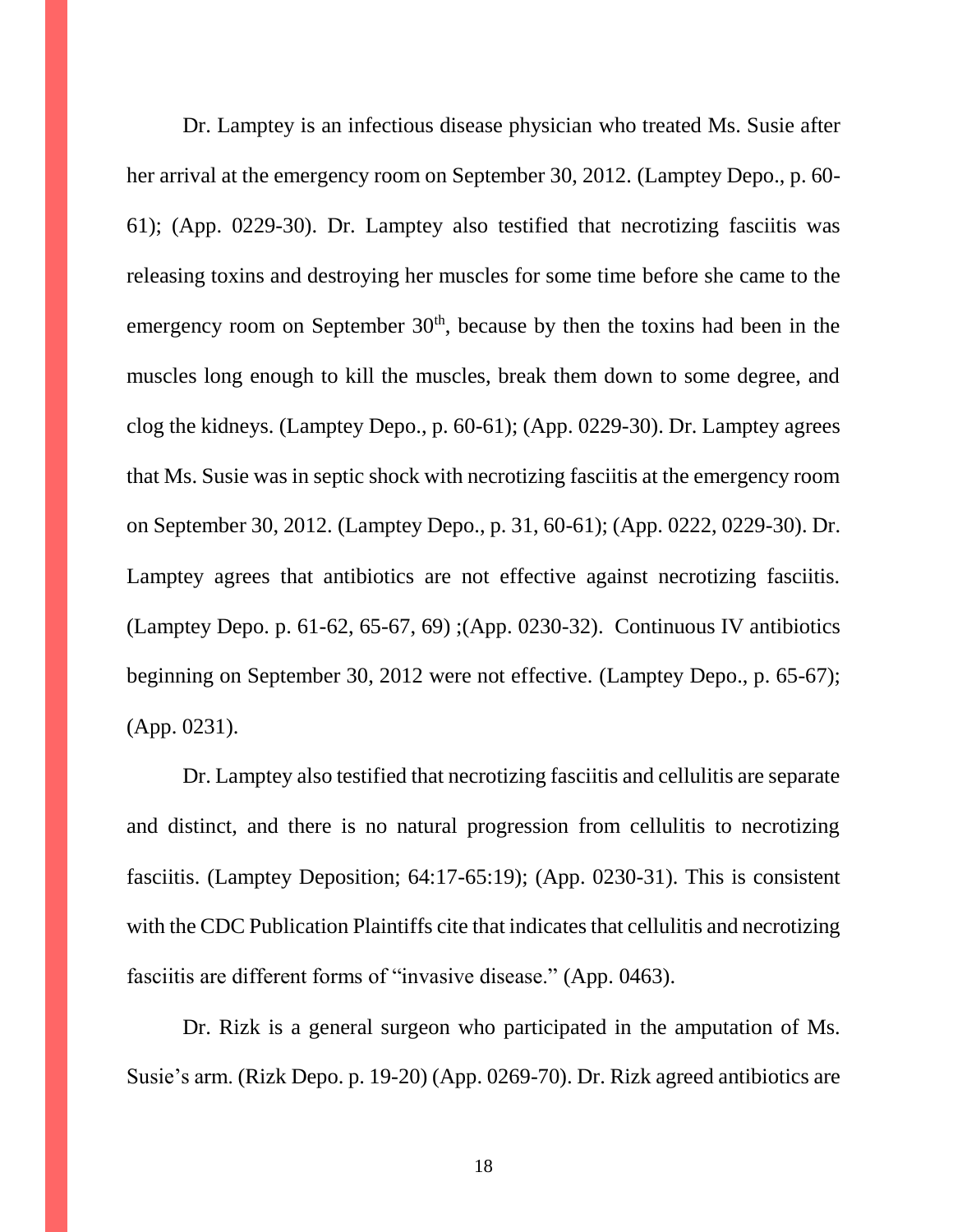Dr. Lamptey is an infectious disease physician who treated Ms. Susie after her arrival at the emergency room on September 30, 2012. (Lamptey Depo., p. 60-61); (App. 0229-30). Dr. Lamptey also testified that necrotizing fasciitis was releasing toxins and destroying her muscles for some time before she came to the emergency room on September 30th, because by then the toxins had been in the muscles long enough to kill the muscles, break them down to some degree, and clog the kidneys. (Lamptey Depo., p. 60-61); (App. 0229-30). Dr. Lamptey agrees that Ms. Susie was in septic shock with necrotizing fasciitis at the emergency room on September 30, 2012. (Lamptey Depo., p. 31, 60-61); (App. 0222, 0229-30). Dr. Lamptey agrees that antibiotics are not effective against necrotizing fasciitis. (Lamptey Depo. p. 61-62, 65-67, 69) ;(App. 0230-32). Continuous IV antibiotics beginning on September 30, 2012 were not effective. (Lamptey Depo., p. 65-67); (App. 0231).

Dr. Lamptey also testified that necrotizing fasciitis and cellulitis are separate and distinct, and there is no natural progression from cellulitis to necrotizing fasciitis. (Lamptey Deposition; 64:17-65:19); (App. 0230-31). This is consistent with the CDC Publication Plaintiffs cite that indicates that cellulitis and necrotizing fasciitis are different forms of "invasive disease." (App. 0463).

Dr. Rizk is a general surgeon who participated in the amputation of Ms. Susie's arm. (Rizk Depo. p. 19-20) (App. 0269-70). Dr. Rizk agreed antibiotics are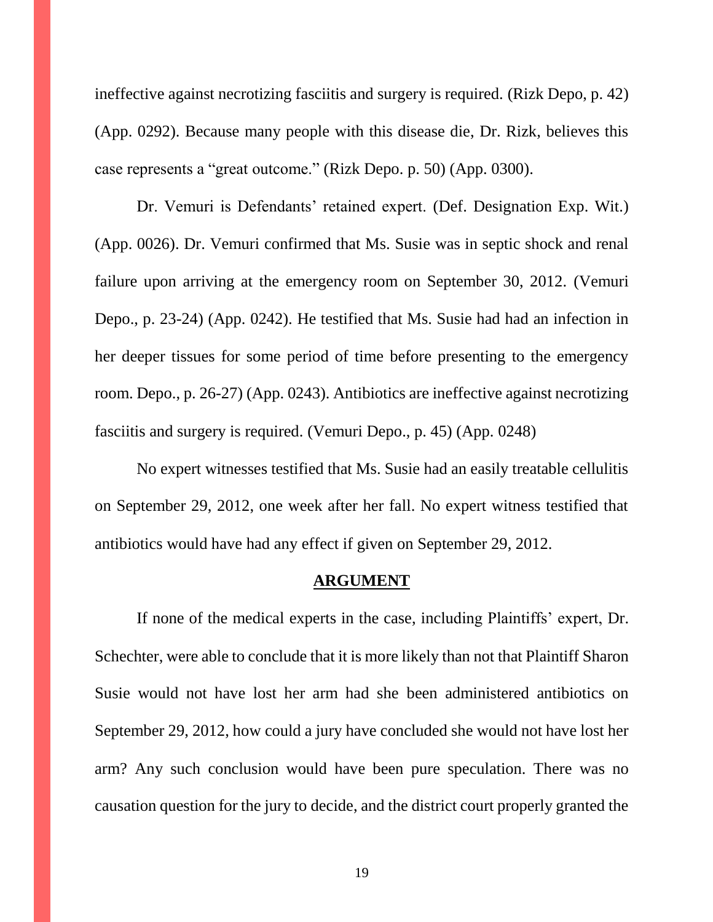ineffective against necrotizing fasciitis and surgery is required. (Rizk Depo, p. 42) (App. 0292). Because many people with this disease die, Dr. Rizk, believes this case represents a "great outcome." (Rizk Depo. p. 50) (App. 0300).

Dr. Vemuri is Defendants' retained expert. (Def. Designation Exp. Wit.) (App. 0026). Dr. Vemuri confirmed that Ms. Susie was in septic shock and renal failure upon arriving at the emergency room on September 30, 2012. (Vemuri Depo., p. 23-24) (App. 0242). He testified that Ms. Susie had had an infection in her deeper tissues for some period of time before presenting to the emergency room. Depo., p. 26-27) (App. 0243). Antibiotics are ineffective against necrotizing fasciitis and surgery is required. (Vemuri Depo., p. 45) (App. 0248)

No expert witnesses testified that Ms. Susie had an easily treatable cellulitis on September 29, 2012, one week after her fall. No expert witness testified that antibiotics would have had any effect if given on September 29, 2012.

## ARGUMENT

If none of the medical experts in the case, including Plaintiffs' expert, Dr. Schechter, were able to conclude that it is more likely than not that Plaintiff Sharon Susie would not have lost her arm had she been administered antibiotics on September 29, 2012, how could a jury have concluded she would not have lost her arm? Any such conclusion would have been pure speculation. There was no causation question for the jury to decide, and the district court properly granted the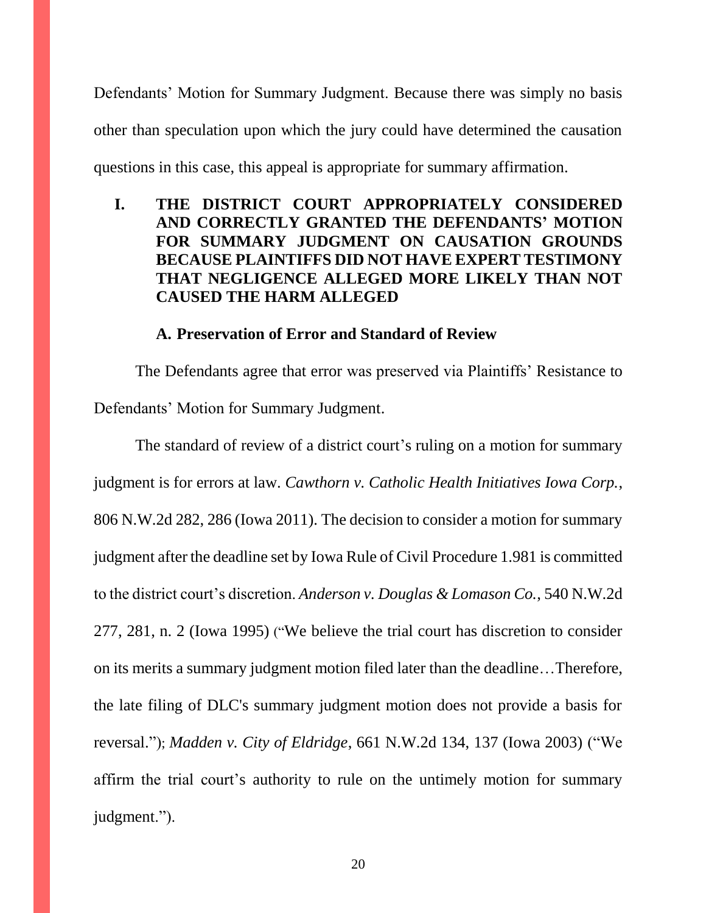Defendants' Motion for Summary Judgment. Because there was simply no basis other than speculation upon which the jury could have determined the causation questions in this case, this appeal is appropriate for summary affirmation.

## I. THE DISTRICT COURT APPROPRIATELY CONSIDERED AND CORRECTLY GRANTED THE DEFENDANTS' MOTION FOR SUMMARY JUDGMENT ON CAUSATION GROUNDS BECAUSE PLAINTIFFS DID NOT HAVE EXPERT TESTIMONY THAT NEGLIGENCE ALLEGED MORE LIKELY THAN NOT CAUSED THE HARM ALLEGED

### A. Preservation of Error and Standard of Review

The Defendants agree that error was preserved via Plaintiffs' Resistance to Defendants' Motion for Summary Judgment.

The standard of review of a district court's ruling on a motion for summary judgment is for errors at law. *Cawthorn v. Catholic Health Initiatives Iowa Corp.*, 806 N.W.2d 282, 286 (Iowa 2011). The decision to consider a motion for summary judgment after the deadline set by Iowa Rule of Civil Procedure 1.981 is committed to the district court's discretion. *Anderson v. Douglas & Lomason Co.*, 540 N.W.2d 277, 281, n. 2 (Iowa 1995) ("We believe the trial court has discretion to consider on its merits a summary judgment motion filed later than the deadline…Therefore, the late filing of DLC's summary judgment motion does not provide a basis for reversal."); *Madden v. City of Eldridge*, 661 N.W.2d 134, 137 (Iowa 2003) ("We affirm the trial court's authority to rule on the untimely motion for summary judgment.").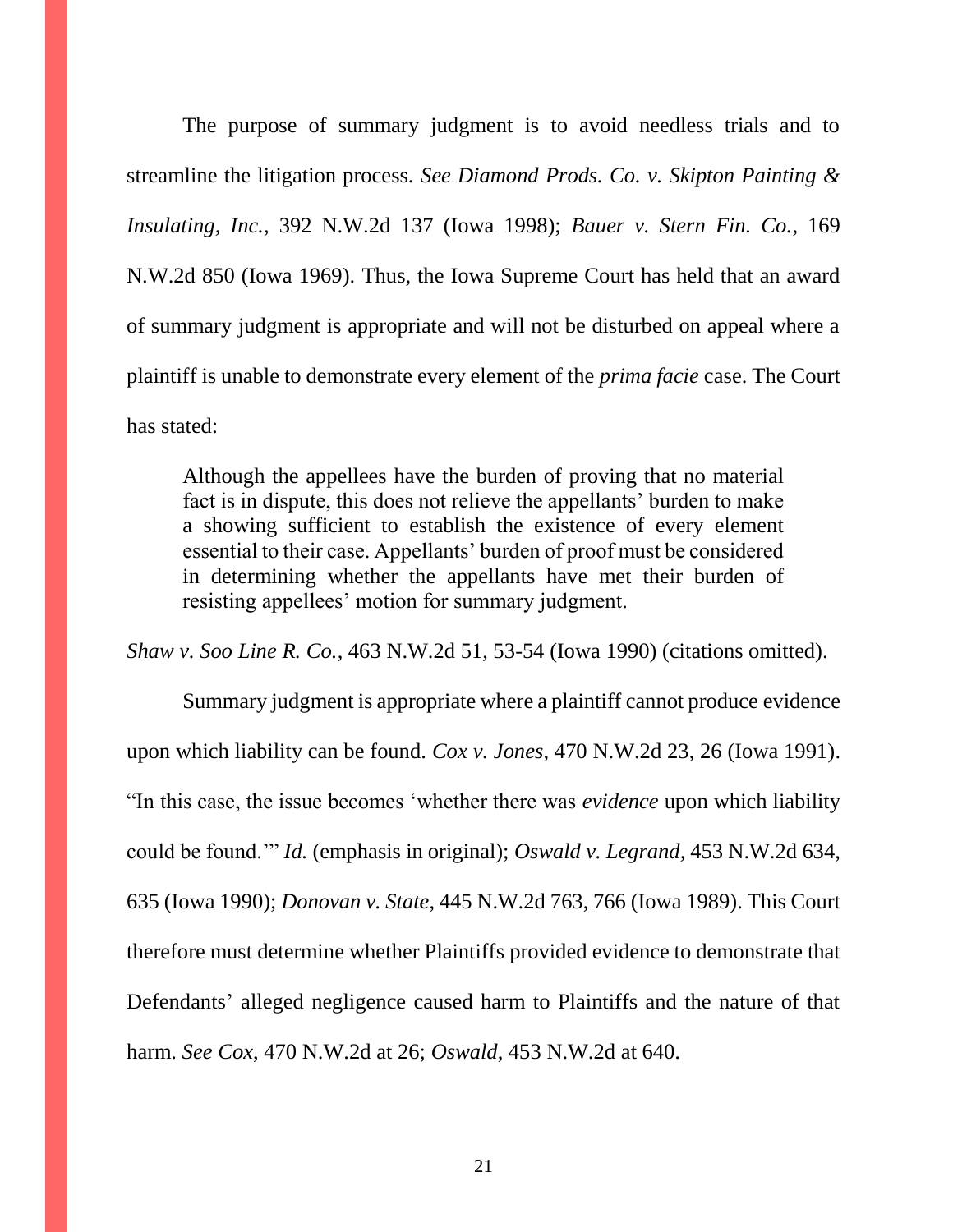The purpose of summary judgment is to avoid needless trials and to streamline the litigation process. *See Diamond Prods. Co. v. Skipton Painting & Insulating, Inc.*, 392 N.W.2d 137 (Iowa 1998); *Bauer v. Stern Fin. Co.*, 169 N.W.2d 850 (Iowa 1969). Thus, the Iowa Supreme Court has held that an award of summary judgment is appropriate and will not be disturbed on appeal where a plaintiff is unable to demonstrate every element of the *prima facie* case. The Court has stated:

> Although the appellees have the burden of proving that no material fact is in dispute, this does not relieve the appellants' burden to make a showing sufficient to establish the existence of every element essential to their case. Appellants' burden of proof must be considered in determining whether the appellants have met their burden of resisting appellees' motion for summary judgment.

*Shaw v. Soo Line R. Co.*, 463 N.W.2d 51, 53-54 (Iowa 1990) (citations omitted).

Summary judgment is appropriate where a plaintiff cannot produce evidence upon which liability can be found. *Cox v. Jones*, 470 N.W.2d 23, 26 (Iowa 1991). "In this case, the issue becomes 'whether there was *evidence* upon which liability could be found.'" *Id.* (emphasis in original); *Oswald v. Legrand*, 453 N.W.2d 634, 635 (Iowa 1990); *Donovan v. State*, 445 N.W.2d 763, 766 (Iowa 1989). This Court therefore must determine whether Plaintiffs provided evidence to demonstrate that Defendants' alleged negligence caused harm to Plaintiffs and the nature of that harm. *See Cox*, 470 N.W.2d at 26; *Oswald*, 453 N.W.2d at 640.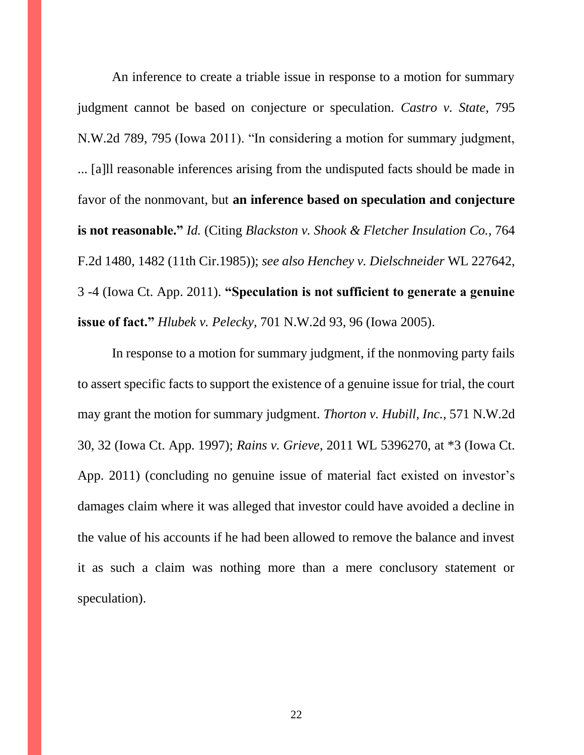An inference to create a triable issue in response to a motion for summary judgment cannot be based on conjecture or speculation. *Castro v. State*, 795 N.W.2d 789, 795 (Iowa 2011). "In considering a motion for summary judgment, ... [a]ll reasonable inferences arising from the undisputed facts should be made in favor of the nonmovant, but **an inference based on speculation and conjecture is not reasonable."** *Id.* (Citing *Blackston v. Shook & Fletcher Insulation Co.,* 764 F.2d 1480, 1482 (11th Cir.1985)); *see also Henchey v. Dielschneider* WL 227642, 3 -4 (Iowa Ct. App. 2011). **"Speculation is not sufficient to generate a genuine issue of fact."** *Hlubek v. Pelecky,* 701 N.W.2d 93, 96 (Iowa 2005).

In response to a motion for summary judgment, if the nonmoving party fails to assert specific facts to support the existence of a genuine issue for trial, the court may grant the motion for summary judgment. *Thorton v. Hubill, Inc.*, 571 N.W.2d 30, 32 (Iowa Ct. App. 1997); *Rains v. Grieve*, 2011 WL 5396270, at *3 (Iowa Ct. App. 2011) (concluding no genuine issue of material fact existed on investor's damages claim where it was alleged that investor could have avoided a decline in the value of his accounts if he had been allowed to remove the balance and invest it as such a claim was nothing more than a mere conclusory statement or speculation).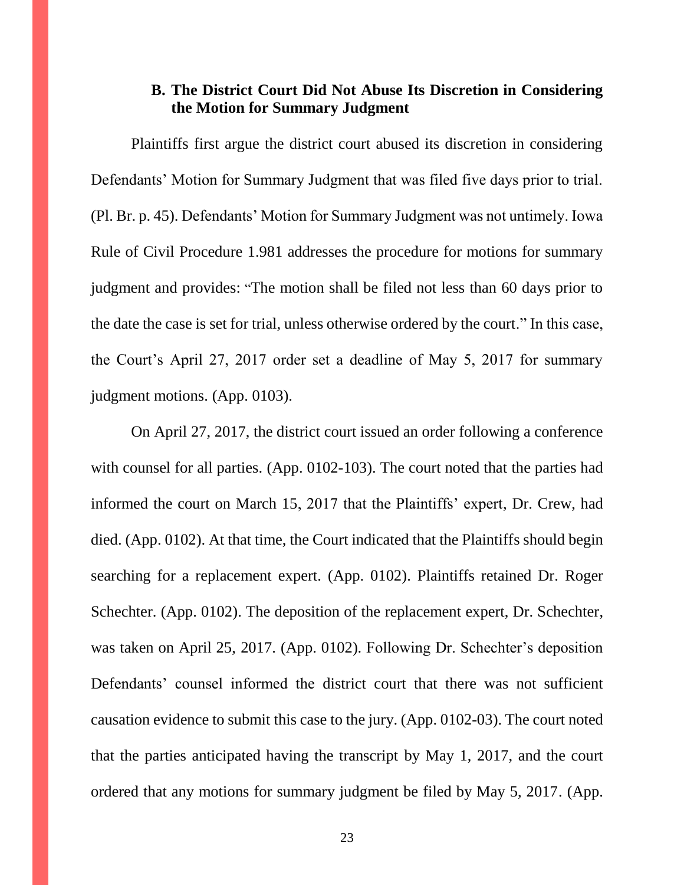### B. The District Court Did Not Abuse Its Discretion in Considering the Motion for Summary Judgment

Plaintiffs first argue the district court abused its discretion in considering Defendants' Motion for Summary Judgment that was filed five days prior to trial. (Pl. Br. p. 45). Defendants' Motion for Summary Judgment was not untimely. Iowa Rule of Civil Procedure 1.981 addresses the procedure for motions for summary judgment and provides: "The motion shall be filed not less than 60 days prior to the date the case is set for trial, unless otherwise ordered by the court." In this case, the Court's April 27, 2017 order set a deadline of May 5, 2017 for summary judgment motions. (App. 0103).

On April 27, 2017, the district court issued an order following a conference with counsel for all parties. (App. 0102-103). The court noted that the parties had informed the court on March 15, 2017 that the Plaintiffs' expert, Dr. Crew, had died. (App. 0102). At that time, the Court indicated that the Plaintiffs should begin searching for a replacement expert. (App. 0102). Plaintiffs retained Dr. Roger Schechter. (App. 0102). The deposition of the replacement expert, Dr. Schechter, was taken on April 25, 2017. (App. 0102). Following Dr. Schechter's deposition Defendants' counsel informed the district court that there was not sufficient causation evidence to submit this case to the jury. (App. 0102-03). The court noted that the parties anticipated having the transcript by May 1, 2017, and the court ordered that any motions for summary judgment be filed by May 5, 2017. (App.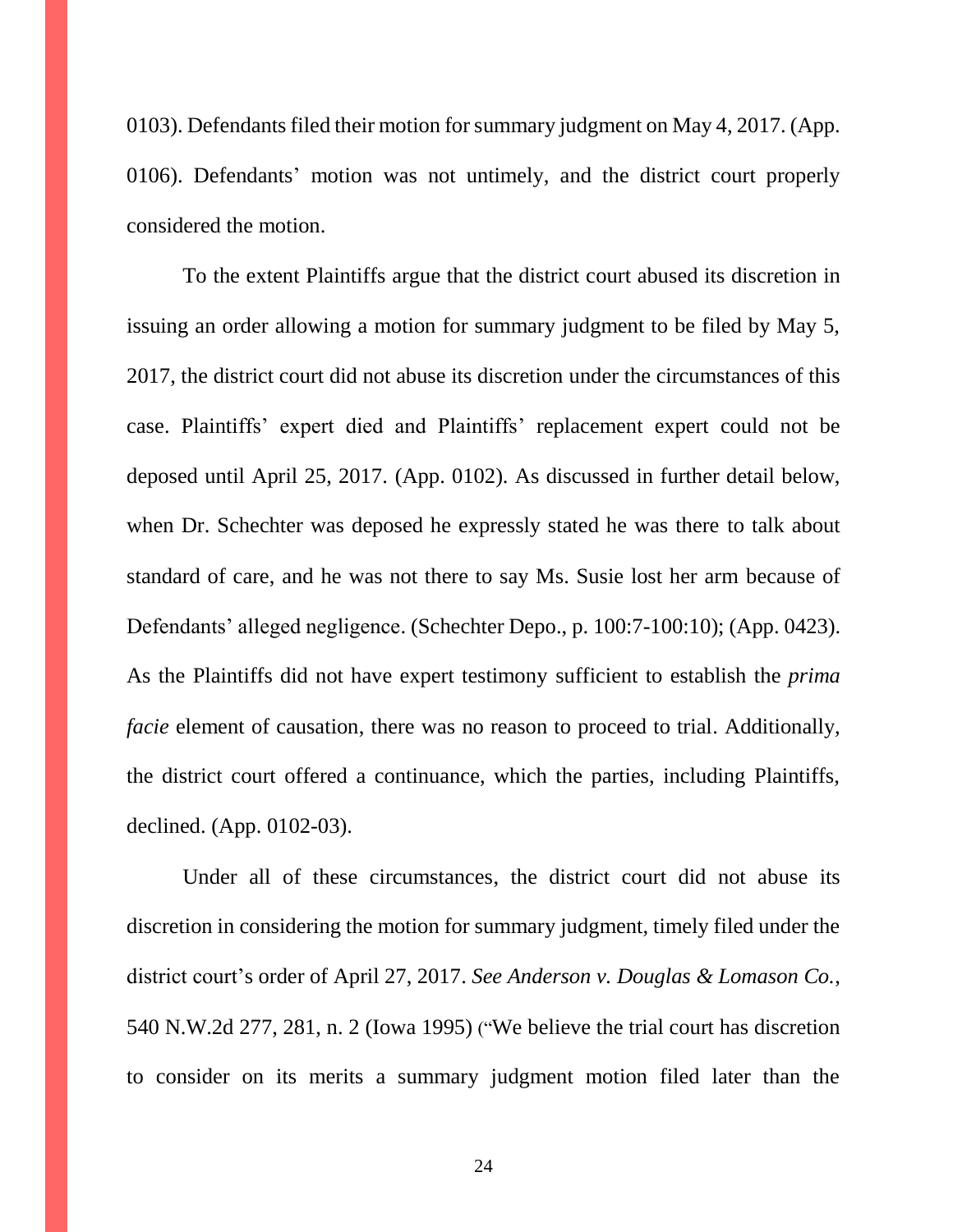0103). Defendants filed their motion for summary judgment on May 4, 2017. (App. 0106). Defendants' motion was not untimely, and the district court properly considered the motion.

To the extent Plaintiffs argue that the district court abused its discretion in issuing an order allowing a motion for summary judgment to be filed by May 5, 2017, the district court did not abuse its discretion under the circumstances of this case. Plaintiffs' expert died and Plaintiffs' replacement expert could not be deposed until April 25, 2017. (App. 0102). As discussed in further detail below, when Dr. Schechter was deposed he expressly stated he was there to talk about standard of care, and he was not there to say Ms. Susie lost her arm because of Defendants' alleged negligence. (Schechter Depo., p. 100:7-100:10); (App. 0423). As the Plaintiffs did not have expert testimony sufficient to establish the *prima facie* element of causation, there was no reason to proceed to trial. Additionally, the district court offered a continuance, which the parties, including Plaintiffs, declined. (App. 0102-03).

Under all of these circumstances, the district court did not abuse its discretion in considering the motion for summary judgment, timely filed under the district court's order of April 27, 2017. *See Anderson v. Douglas & Lomason Co.*, 540 N.W.2d 277, 281, n. 2 (Iowa 1995) ("We believe the trial court has discretion to consider on its merits a summary judgment motion filed later than the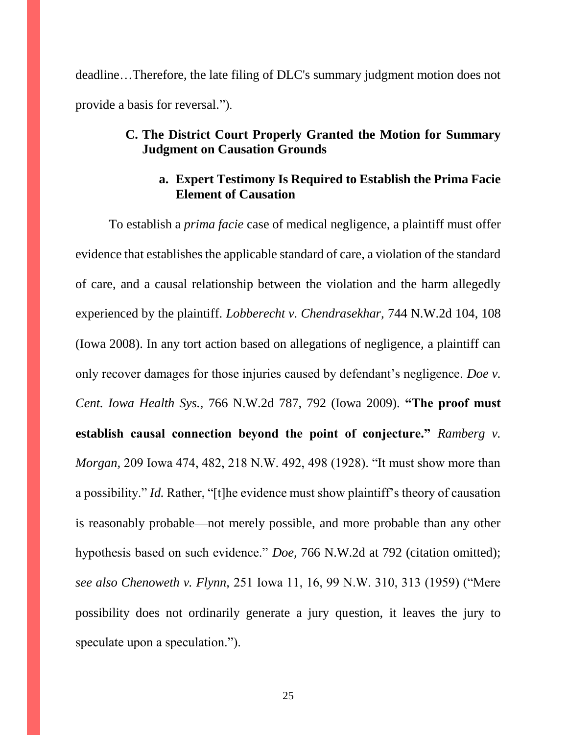deadline…Therefore, the late filing of DLC's summary judgment motion does not provide a basis for reversal.").

### C. The District Court Properly Granted the Motion for Summary Judgment on Causation Grounds

#### a. Expert Testimony Is Required to Establish the Prima Facie Element of Causation

To establish a *prima facie* case of medical negligence, a plaintiff must offer evidence that establishes the applicable standard of care, a violation of the standard of care, and a causal relationship between the violation and the harm allegedly experienced by the plaintiff. *Lobberecht v. Chendrasekhar,* 744 N.W.2d 104, 108 (Iowa 2008). In any tort action based on allegations of negligence, a plaintiff can only recover damages for those injuries caused by defendant's negligence. *Doe v. Cent. Iowa Health Sys.,* 766 N.W.2d 787, 792 (Iowa 2009). **"The proof must establish causal connection beyond the point of conjecture."** *Ramberg v. Morgan,* 209 Iowa 474, 482, 218 N.W. 492, 498 (1928). "It must show more than a possibility." *Id.* Rather, "[t]he evidence must show plaintiff's theory of causation is reasonably probable—not merely possible, and more probable than any other hypothesis based on such evidence." *Doe,* 766 N.W.2d at 792 (citation omitted); *see also Chenoweth v. Flynn,* 251 Iowa 11, 16, 99 N.W. 310, 313 (1959) ("Mere possibility does not ordinarily generate a jury question, it leaves the jury to speculate upon a speculation.").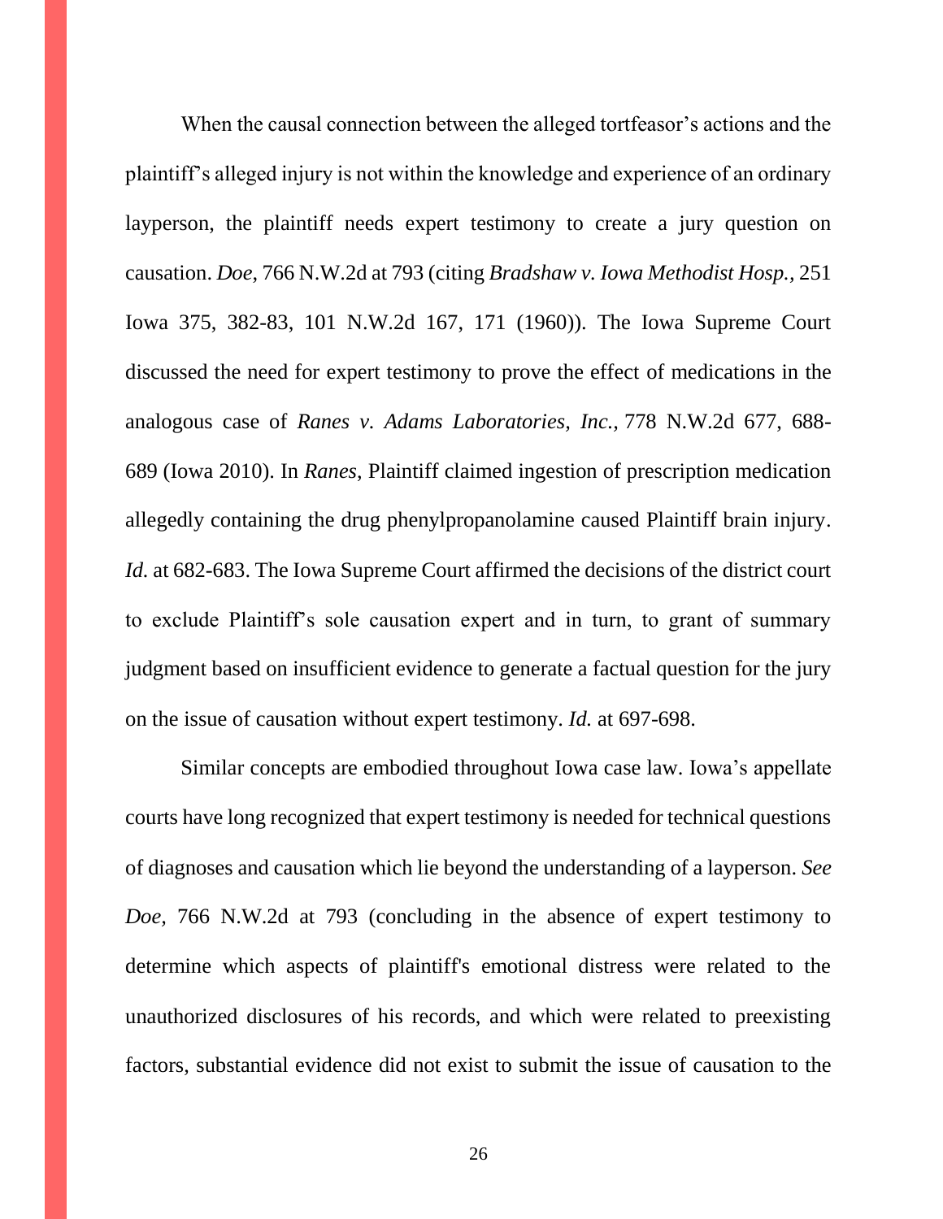When the causal connection between the alleged tortfeasor's actions and the plaintiff's alleged injury is not within the knowledge and experience of an ordinary layperson, the plaintiff needs expert testimony to create a jury question on causation. *Doe*, 766 N.W.2d at 793 (citing *Bradshaw v. Iowa Methodist Hosp.*, 251 Iowa 375, 382-83, 101 N.W.2d 167, 171 (1960)). The Iowa Supreme Court discussed the need for expert testimony to prove the effect of medications in the analogous case of *Ranes v. Adams Laboratories, Inc.*, 778 N.W.2d 677, 688-689 (Iowa 2010). In *Ranes*, Plaintiff claimed ingestion of prescription medication allegedly containing the drug phenylpropanolamine caused Plaintiff brain injury. *Id.* at 682-683. The Iowa Supreme Court affirmed the decisions of the district court to exclude Plaintiff's sole causation expert and in turn, to grant of summary judgment based on insufficient evidence to generate a factual question for the jury on the issue of causation without expert testimony. *Id.* at 697-698.

Similar concepts are embodied throughout Iowa case law. Iowa's appellate courts have long recognized that expert testimony is needed for technical questions of diagnoses and causation which lie beyond the understanding of a layperson. *See Doe,* 766 N.W.2d at 793 (concluding in the absence of expert testimony to determine which aspects of plaintiff's emotional distress were related to the unauthorized disclosures of his records, and which were related to preexisting factors, substantial evidence did not exist to submit the issue of causation to the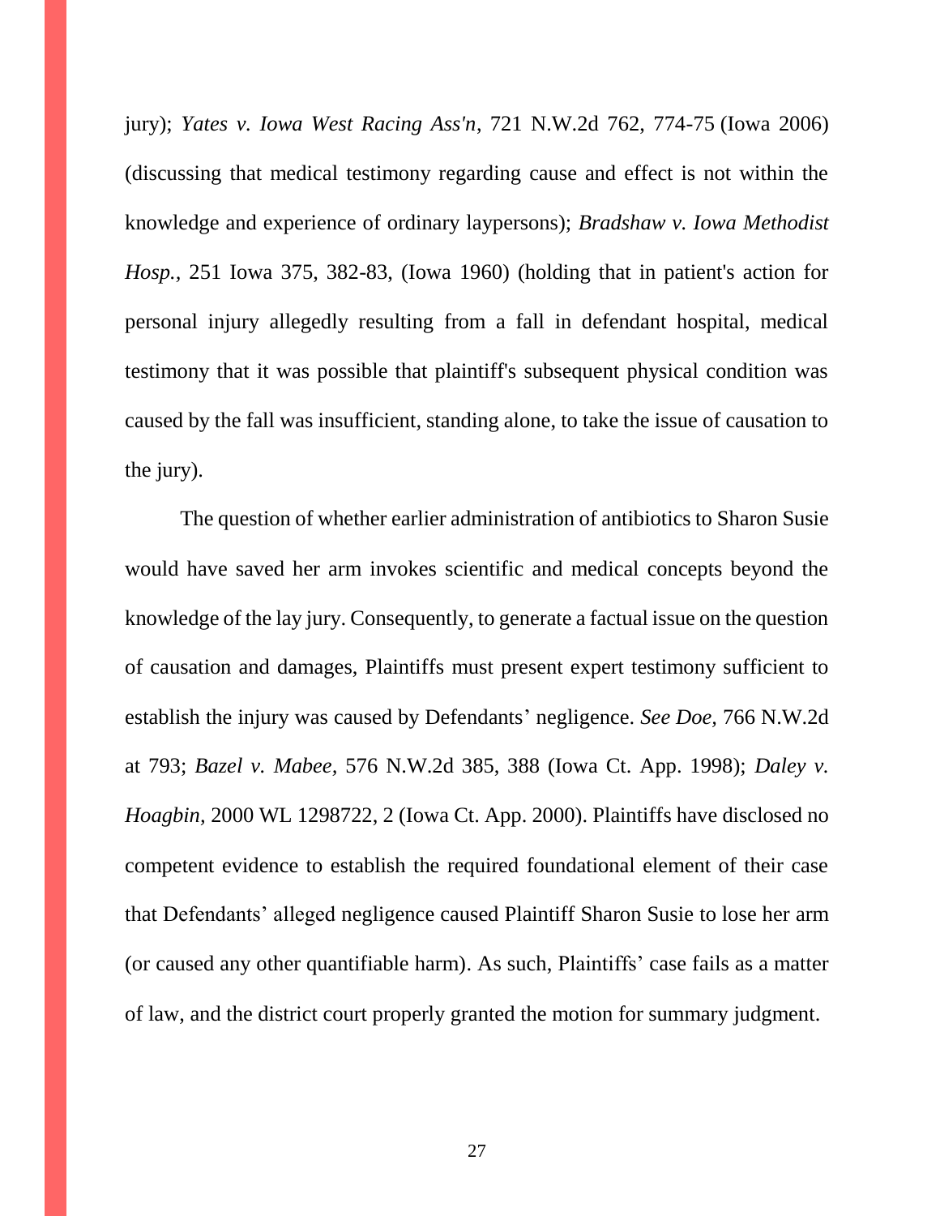jury); *Yates v. Iowa West Racing Ass'n*, 721 N.W.2d 762, 774-75 (Iowa 2006) (discussing that medical testimony regarding cause and effect is not within the knowledge and experience of ordinary laypersons); *Bradshaw v. Iowa Methodist Hosp.*, 251 Iowa 375, 382-83, (Iowa 1960) (holding that in patient's action for personal injury allegedly resulting from a fall in defendant hospital, medical testimony that it was possible that plaintiff's subsequent physical condition was caused by the fall was insufficient, standing alone, to take the issue of causation to the jury).

The question of whether earlier administration of antibiotics to Sharon Susie would have saved her arm invokes scientific and medical concepts beyond the knowledge of the lay jury. Consequently, to generate a factual issue on the question of causation and damages, Plaintiffs must present expert testimony sufficient to establish the injury was caused by Defendants' negligence. *See Doe,* 766 N.W.2d at 793; *Bazel v. Mabee,* 576 N.W.2d 385, 388 (Iowa Ct. App. 1998); *Daley v. Hoagbin*, 2000 WL 1298722, 2 (Iowa Ct. App. 2000). Plaintiffs have disclosed no competent evidence to establish the required foundational element of their case that Defendants' alleged negligence caused Plaintiff Sharon Susie to lose her arm (or caused any other quantifiable harm). As such, Plaintiffs' case fails as a matter of law, and the district court properly granted the motion for summary judgment.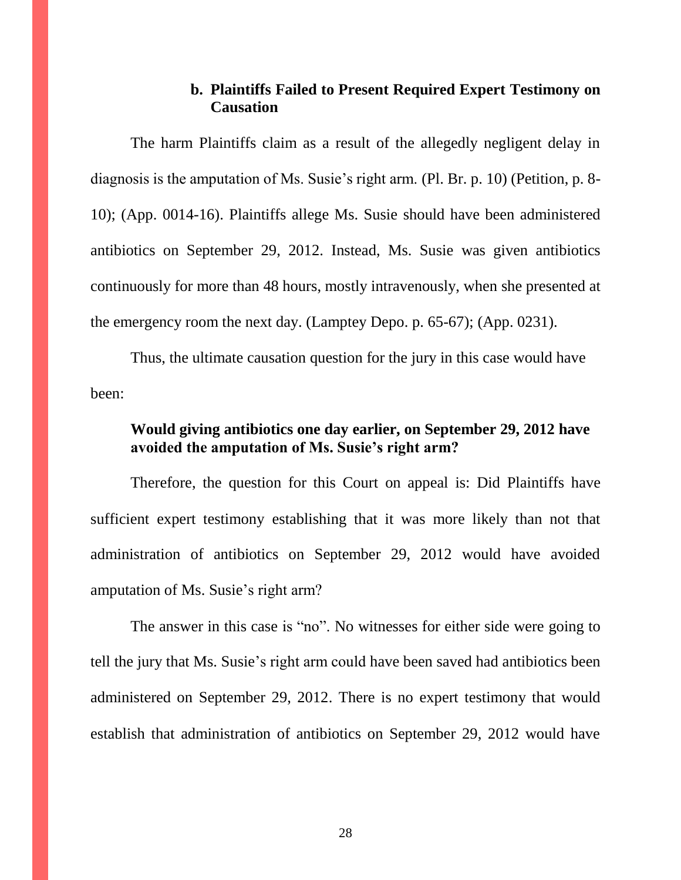### b. Plaintiffs Failed to Present Required Expert Testimony on Causation

The harm Plaintiffs claim as a result of the allegedly negligent delay in diagnosis is the amputation of Ms. Susie's right arm. (Pl. Br. p. 10) (Petition, p. 8-10); (App. 0014-16). Plaintiffs allege Ms. Susie should have been administered antibiotics on September 29, 2012. Instead, Ms. Susie was given antibiotics continuously for more than 48 hours, mostly intravenously, when she presented at the emergency room the next day. (Lamptey Depo. p. 65-67); (App. 0231).

Thus, the ultimate causation question for the jury in this case would have been:

**Would giving antibiotics one day earlier, on September 29, 2012 have avoided the amputation of Ms. Susie's right arm?**

Therefore, the question for this Court on appeal is: Did Plaintiffs have sufficient expert testimony establishing that it was more likely than not that administration of antibiotics on September 29, 2012 would have avoided amputation of Ms. Susie's right arm?

The answer in this case is "no". No witnesses for either side were going to tell the jury that Ms. Susie's right arm could have been saved had antibiotics been administered on September 29, 2012. There is no expert testimony that would establish that administration of antibiotics on September 29, 2012 would have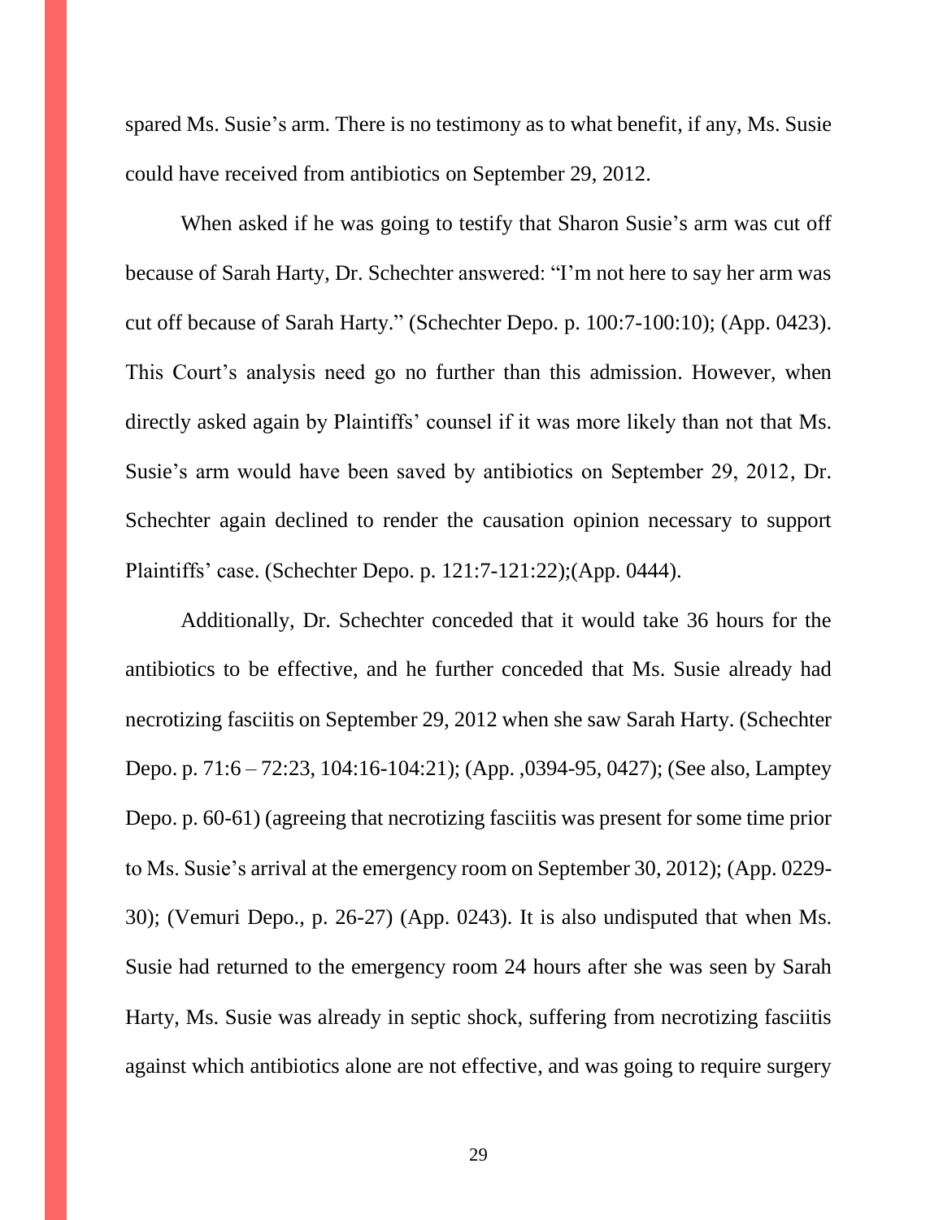spared Ms. Susie's arm. There is no testimony as to what benefit, if any, Ms. Susie could have received from antibiotics on September 29, 2012.

When asked if he was going to testify that Sharon Susie's arm was cut off because of Sarah Harty, Dr. Schechter answered: "I'm not here to say her arm was cut off because of Sarah Harty." (Schechter Depo. p. 100:7-100:10); (App. 0423). This Court's analysis need go no further than this admission. However, when directly asked again by Plaintiffs' counsel if it was more likely than not that Ms. Susie's arm would have been saved by antibiotics on September 29, 2012, Dr. Schechter again declined to render the causation opinion necessary to support Plaintiffs' case. (Schechter Depo. p. 121:7-121:22);(App. 0444).

Additionally, Dr. Schechter conceded that it would take 36 hours for the antibiotics to be effective, and he further conceded that Ms. Susie already had necrotizing fasciitis on September 29, 2012 when she saw Sarah Harty. (Schechter Depo. p. 71:6 – 72:23, 104:16-104:21); (App. ,0394-95, 0427); (See also, Lamptey Depo. p. 60-61) (agreeing that necrotizing fasciitis was present for some time prior to Ms. Susie's arrival at the emergency room on September 30, 2012); (App. 0229-30); (Vemuri Depo., p. 26-27) (App. 0243). It is also undisputed that when Ms. Susie had returned to the emergency room 24 hours after she was seen by Sarah Harty, Ms. Susie was already in septic shock, suffering from necrotizing fasciitis against which antibiotics alone are not effective, and was going to require surgery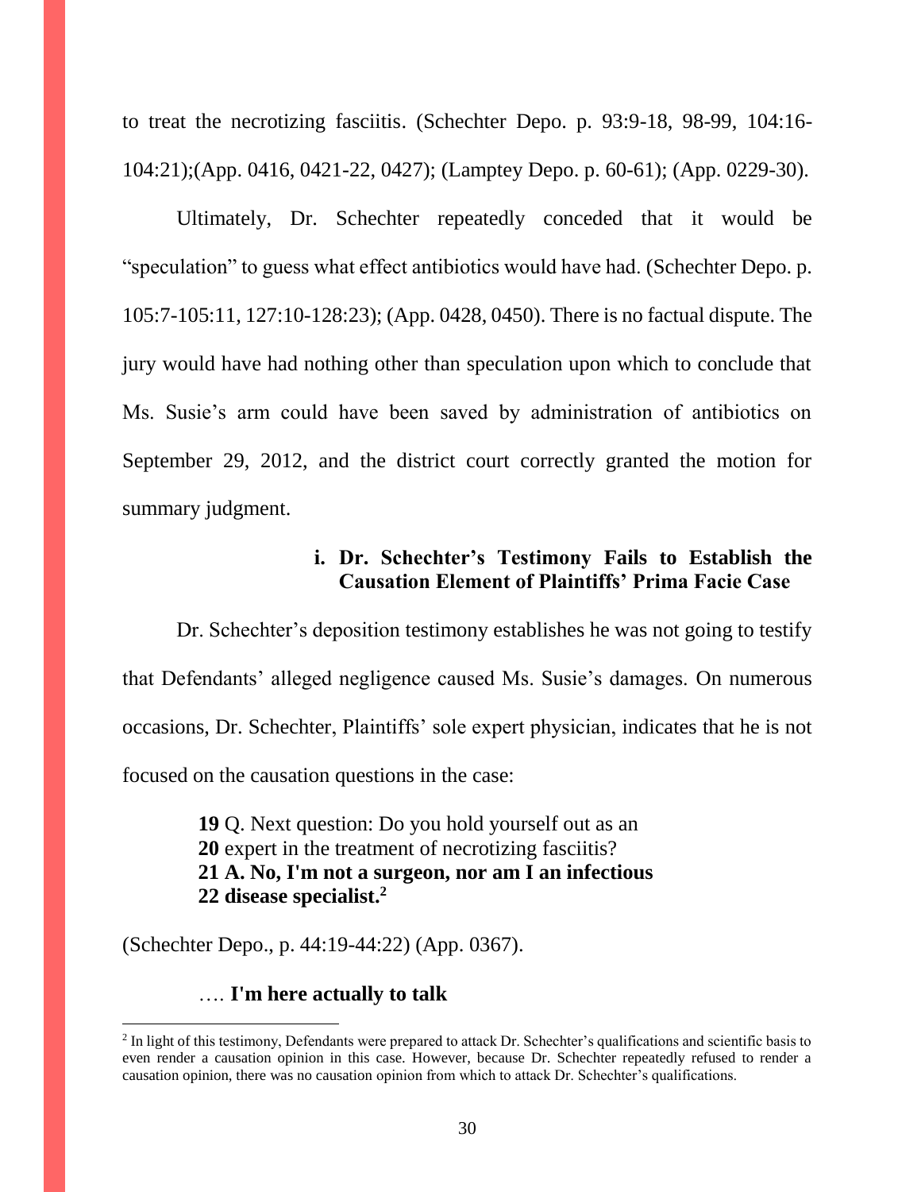to treat the necrotizing fasciitis. (Schechter Depo. p. 93:9-18, 98-99, 104:16-104:21);(App. 0416, 0421-22, 0427); (Lamptey Depo. p. 60-61); (App. 0229-30).

Ultimately, Dr. Schechter repeatedly conceded that it would be "speculation" to guess what effect antibiotics would have had. (Schechter Depo. p. 105:7-105:11, 127:10-128:23); (App. 0428, 0450). There is no factual dispute. The jury would have had nothing other than speculation upon which to conclude that Ms. Susie's arm could have been saved by administration of antibiotics on September 29, 2012, and the district court correctly granted the motion for summary judgment.

#### i. Dr. Schechter's Testimony Fails to Establish the Causation Element of Plaintiffs' Prima Facie Case

Dr. Schechter's deposition testimony establishes he was not going to testify that Defendants' alleged negligence caused Ms. Susie's damages. On numerous occasions, Dr. Schechter, Plaintiffs' sole expert physician, indicates that he is not focused on the causation questions in the case:

> **19** Q. Next question: Do you hold yourself out as an
> **20** expert in the treatment of necrotizing fasciitis?
> **21 A. No, I'm not a surgeon, nor am I an infectious**
> **22 disease specialist.**[2]

(Schechter Depo., p. 44:19-44:22) (App. 0367).

> …. **I'm here actually to talk**

[2] In light of this testimony, Defendants were prepared to attack Dr. Schechter's qualifications and scientific basis to even render a causation opinion in this case. However, because Dr. Schechter repeatedly refused to render a causation opinion, there was no causation opinion from which to attack Dr. Schechter's qualifications.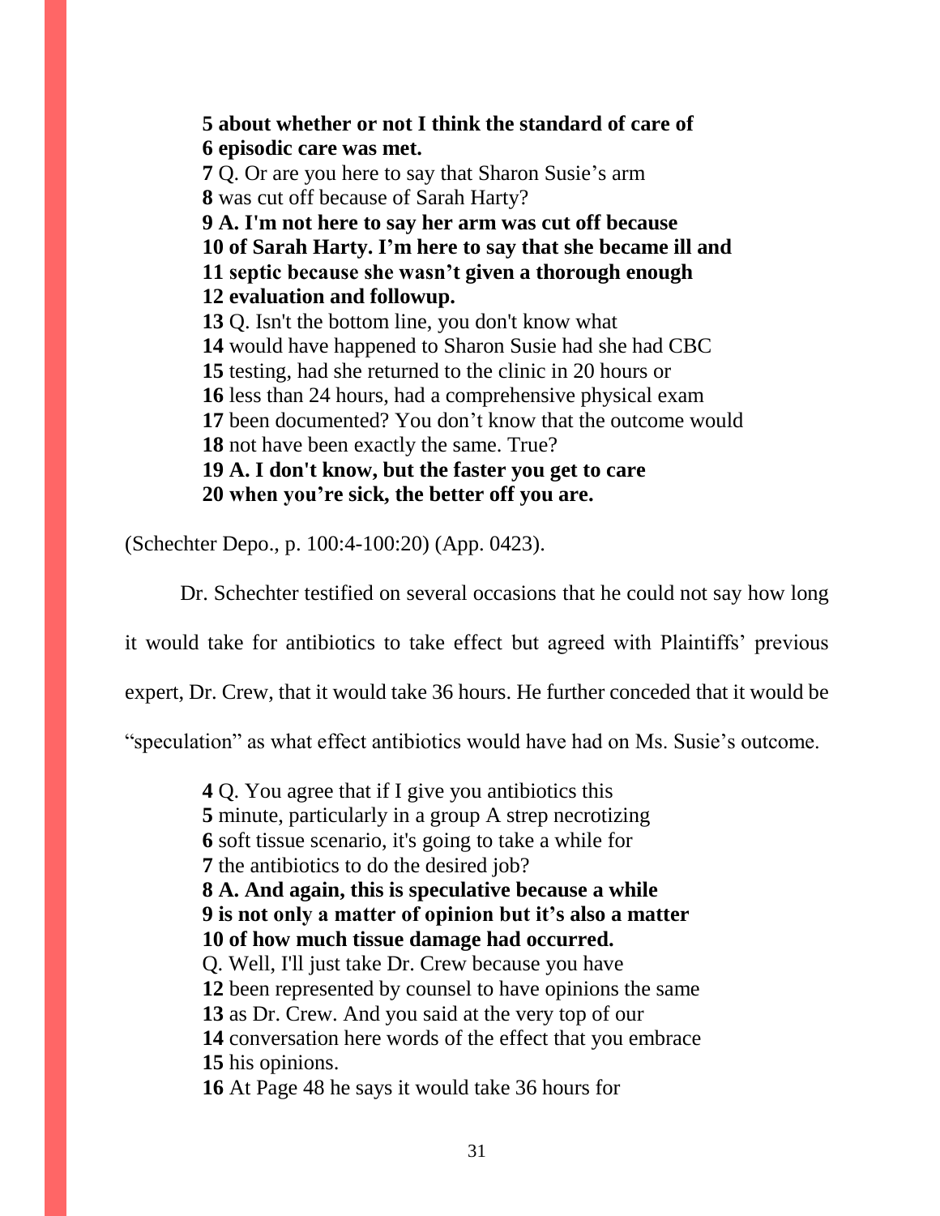**5 about whether or not I think the standard of care of**
**6 episodic care was met.**
**7** Q. Or are you here to say that Sharon Susie's arm
**8** was cut off because of Sarah Harty?
**9 A. I'm not here to say her arm was cut off because**
**10 of Sarah Harty. I'm here to say that she became ill and**
**11 septic because she wasn't given a thorough enough**
**12 evaluation and followup.**
**13** Q. Isn't the bottom line, you don't know what
**14** would have happened to Sharon Susie had she had CBC
**15** testing, had she returned to the clinic in 20 hours or
**16** less than 24 hours, had a comprehensive physical exam
**17** been documented? You don't know that the outcome would
**18** not have been exactly the same. True?
**19 A. I don't know, but the faster you get to care**
**20 when you're sick, the better off you are.**

(Schechter Depo., p. 100:4-100:20) (App. 0423).

Dr. Schechter testified on several occasions that he could not say how long it would take for antibiotics to take effect but agreed with Plaintiffs' previous expert, Dr. Crew, that it would take 36 hours. He further conceded that it would be "speculation" as what effect antibiotics would have had on Ms. Susie's outcome.

**4** Q. You agree that if I give you antibiotics this
**5** minute, particularly in a group A strep necrotizing
**6** soft tissue scenario, it's going to take a while for
**7** the antibiotics to do the desired job?
**8 A. And again, this is speculative because a while**
**9 is not only a matter of opinion but it's also a matter**
**10 of how much tissue damage had occurred.**
Q. Well, I'll just take Dr. Crew because you have
**12** been represented by counsel to have opinions the same
**13** as Dr. Crew. And you said at the very top of our
**14** conversation here words of the effect that you embrace
**15** his opinions.
**16** At Page 48 he says it would take 36 hours for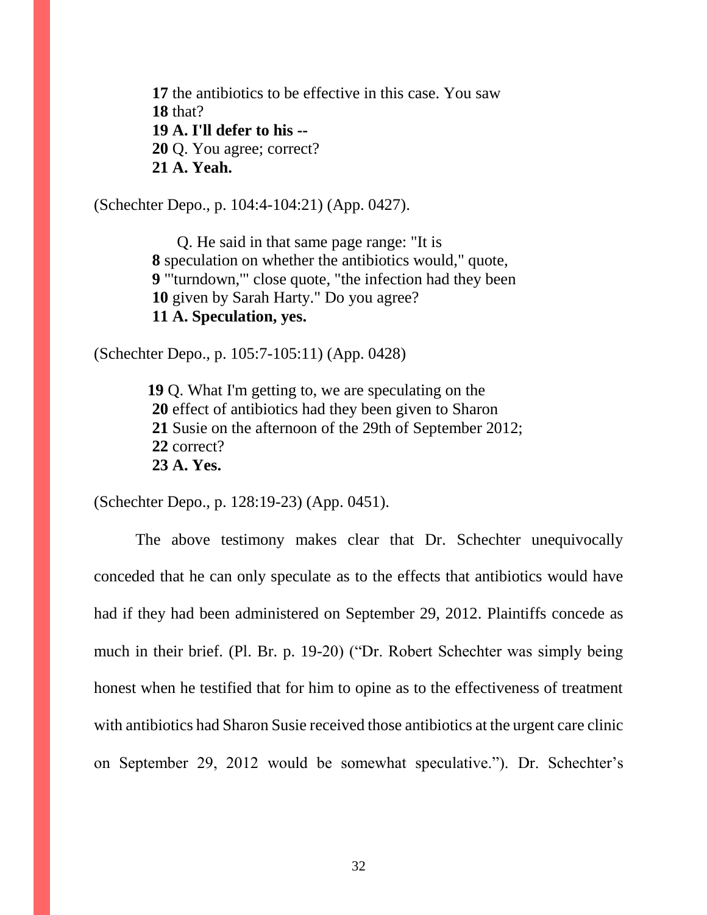**17** the antibiotics to be effective in this case. You saw
**18** that?
**19 A. I'll defer to his --**
**20** Q. You agree; correct?
**21 A. Yeah.**

(Schechter Depo., p. 104:4-104:21) (App. 0427).

Q. He said in that same page range: "It is
**8** speculation on whether the antibiotics would," quote,
**9** "'turndown,'" close quote, "the infection had they been
**10** given by Sarah Harty." Do you agree?
**11 A. Speculation, yes.**

(Schechter Depo., p. 105:7-105:11) (App. 0428)

**19** Q. What I'm getting to, we are speculating on the
**20** effect of antibiotics had they been given to Sharon
**21** Susie on the afternoon of the 29th of September 2012;
**22** correct?
**23 A. Yes.**

(Schechter Depo., p. 128:19-23) (App. 0451).

The above testimony makes clear that Dr. Schechter unequivocally conceded that he can only speculate as to the effects that antibiotics would have had if they had been administered on September 29, 2012. Plaintiffs concede as much in their brief. (Pl. Br. p. 19-20) ("Dr. Robert Schechter was simply being honest when he testified that for him to opine as to the effectiveness of treatment with antibiotics had Sharon Susie received those antibiotics at the urgent care clinic on September 29, 2012 would be somewhat speculative."). Dr. Schechter's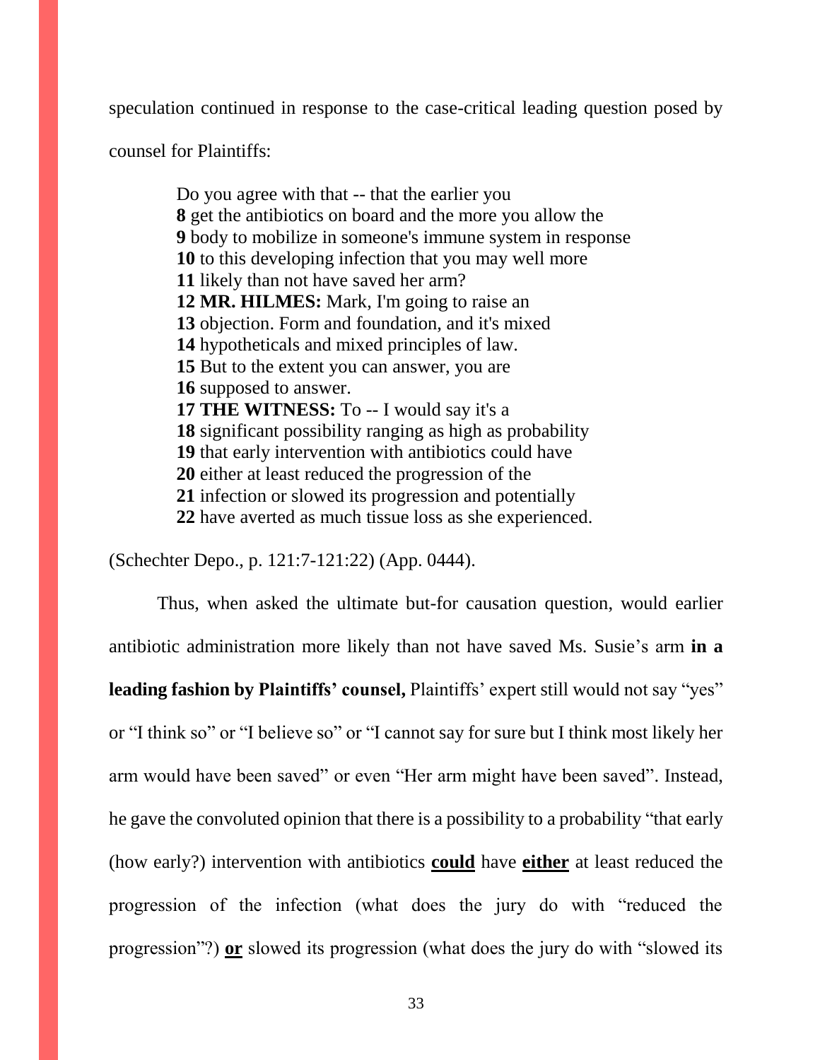speculation continued in response to the case-critical leading question posed by counsel for Plaintiffs:

> Do you agree with that -- that the earlier you
> **8** get the antibiotics on board and the more you allow the
> **9** body to mobilize in someone's immune system in response
> **10** to this developing infection that you may well more
> **11** likely than not have saved her arm?
> **12 MR. HILMES:** Mark, I'm going to raise an
> **13** objection. Form and foundation, and it's mixed
> **14** hypotheticals and mixed principles of law.
> **15** But to the extent you can answer, you are
> **16** supposed to answer.
> **17 THE WITNESS:** To -- I would say it's a
> **18** significant possibility ranging as high as probability
> **19** that early intervention with antibiotics could have
> **20** either at least reduced the progression of the
> **21** infection or slowed its progression and potentially
> **22** have averted as much tissue loss as she experienced.

(Schechter Depo., p. 121:7-121:22) (App. 0444).

Thus, when asked the ultimate but-for causation question, would earlier antibiotic administration more likely than not have saved Ms. Susie's arm **in a leading fashion by Plaintiffs' counsel,** Plaintiffs' expert still would not say "yes" or "I think so" or "I believe so" or "I cannot say for sure but I think most likely her arm would have been saved" or even "Her arm might have been saved". Instead, he gave the convoluted opinion that there is a possibility to a probability "that early (how early?) intervention with antibiotics <u>**could**</u> have <u>**either**</u> at least reduced the progression of the infection (what does the jury do with "reduced the progression"?) <u>**or**</u> slowed its progression (what does the jury do with "slowed its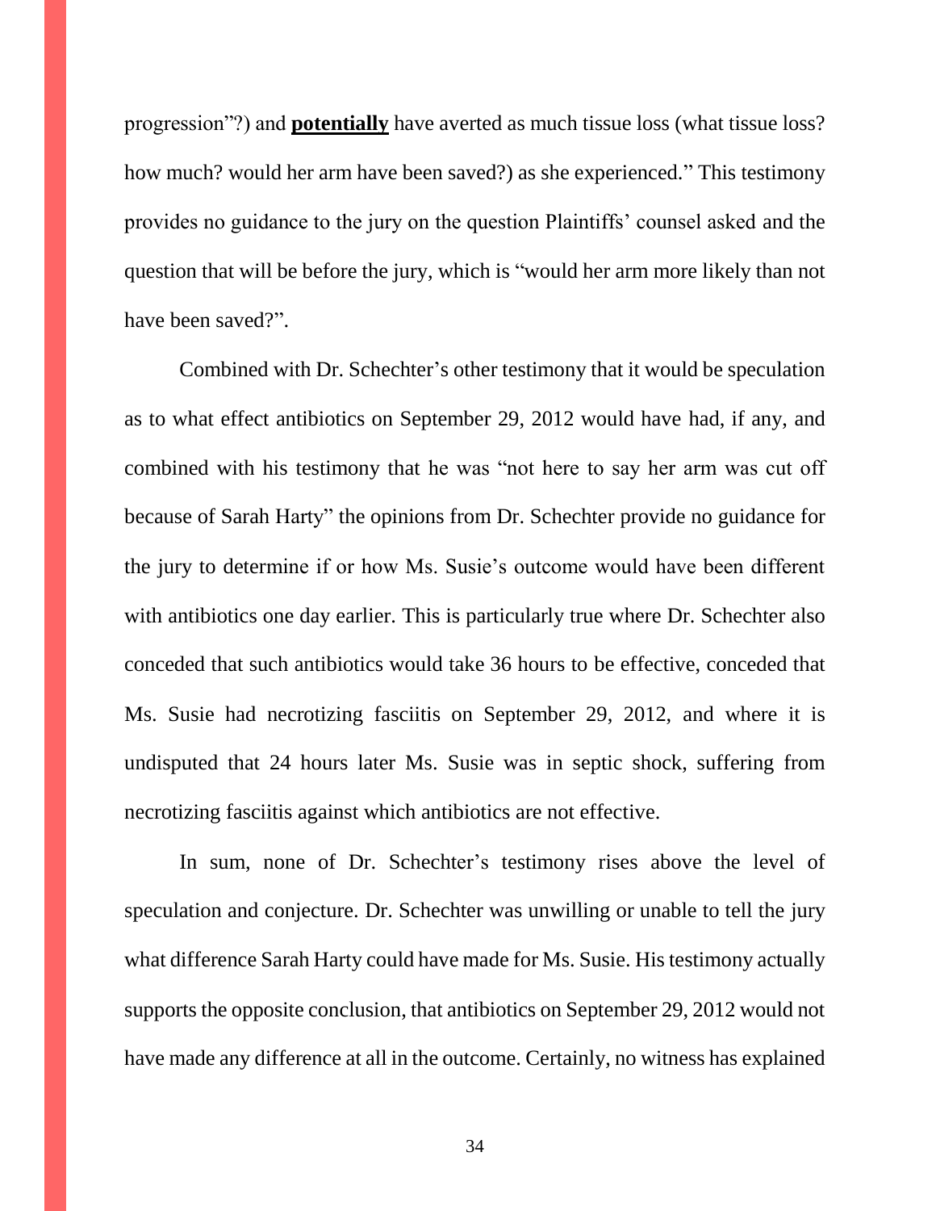progression"?) and **potentially** have averted as much tissue loss (what tissue loss? how much? would her arm have been saved?) as she experienced." This testimony provides no guidance to the jury on the question Plaintiffs' counsel asked and the question that will be before the jury, which is "would her arm more likely than not have been saved?".

Combined with Dr. Schechter's other testimony that it would be speculation as to what effect antibiotics on September 29, 2012 would have had, if any, and combined with his testimony that he was "not here to say her arm was cut off because of Sarah Harty" the opinions from Dr. Schechter provide no guidance for the jury to determine if or how Ms. Susie's outcome would have been different with antibiotics one day earlier. This is particularly true where Dr. Schechter also conceded that such antibiotics would take 36 hours to be effective, conceded that Ms. Susie had necrotizing fasciitis on September 29, 2012, and where it is undisputed that 24 hours later Ms. Susie was in septic shock, suffering from necrotizing fasciitis against which antibiotics are not effective.

In sum, none of Dr. Schechter's testimony rises above the level of speculation and conjecture. Dr. Schechter was unwilling or unable to tell the jury what difference Sarah Harty could have made for Ms. Susie. His testimony actually supports the opposite conclusion, that antibiotics on September 29, 2012 would not have made any difference at all in the outcome. Certainly, no witness has explained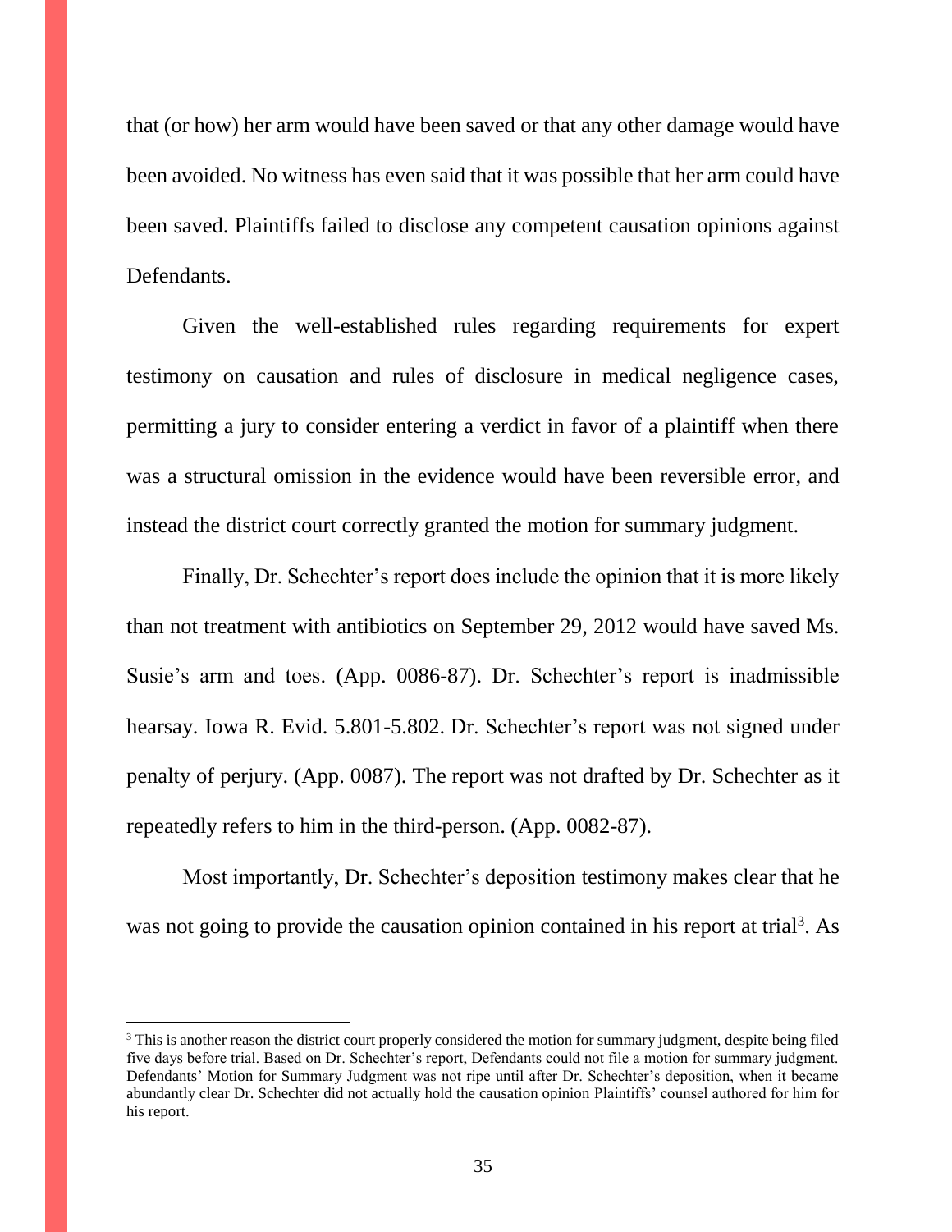that (or how) her arm would have been saved or that any other damage would have been avoided. No witness has even said that it was possible that her arm could have been saved. Plaintiffs failed to disclose any competent causation opinions against Defendants.

Given the well-established rules regarding requirements for expert testimony on causation and rules of disclosure in medical negligence cases, permitting a jury to consider entering a verdict in favor of a plaintiff when there was a structural omission in the evidence would have been reversible error, and instead the district court correctly granted the motion for summary judgment.

Finally, Dr. Schechter's report does include the opinion that it is more likely than not treatment with antibiotics on September 29, 2012 would have saved Ms. Susie's arm and toes. (App. 0086-87). Dr. Schechter's report is inadmissible hearsay. Iowa R. Evid. 5.801-5.802. Dr. Schechter's report was not signed under penalty of perjury. (App. 0087). The report was not drafted by Dr. Schechter as it repeatedly refers to him in the third-person. (App. 0082-87).

Most importantly, Dr. Schechter's deposition testimony makes clear that he was not going to provide the causation opinion contained in his report at trial[3]. As

[3] This is another reason the district court properly considered the motion for summary judgment, despite being filed five days before trial. Based on Dr. Schechter's report, Defendants could not file a motion for summary judgment. Defendants' Motion for Summary Judgment was not ripe until after Dr. Schechter's deposition, when it became abundantly clear Dr. Schechter did not actually hold the causation opinion Plaintiffs' counsel authored for him for his report.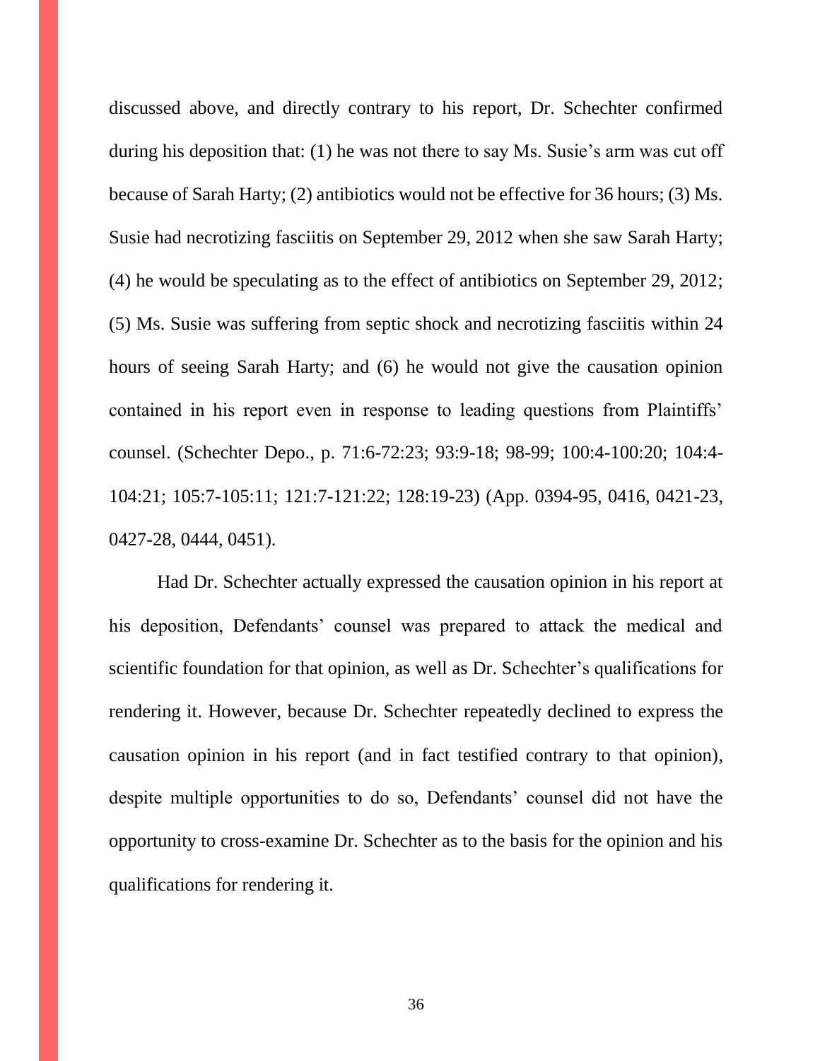discussed above, and directly contrary to his report, Dr. Schechter confirmed during his deposition that: (1) he was not there to say Ms. Susie's arm was cut off because of Sarah Harty; (2) antibiotics would not be effective for 36 hours; (3) Ms. Susie had necrotizing fasciitis on September 29, 2012 when she saw Sarah Harty; (4) he would be speculating as to the effect of antibiotics on September 29, 2012; (5) Ms. Susie was suffering from septic shock and necrotizing fasciitis within 24 hours of seeing Sarah Harty; and (6) he would not give the causation opinion contained in his report even in response to leading questions from Plaintiffs' counsel. (Schechter Depo., p. 71:6-72:23; 93:9-18; 98-99; 100:4-100:20; 104:4-104:21; 105:7-105:11; 121:7-121:22; 128:19-23) (App. 0394-95, 0416, 0421-23, 0427-28, 0444, 0451).

Had Dr. Schechter actually expressed the causation opinion in his report at his deposition, Defendants' counsel was prepared to attack the medical and scientific foundation for that opinion, as well as Dr. Schechter's qualifications for rendering it. However, because Dr. Schechter repeatedly declined to express the causation opinion in his report (and in fact testified contrary to that opinion), despite multiple opportunities to do so, Defendants' counsel did not have the opportunity to cross-examine Dr. Schechter as to the basis for the opinion and his qualifications for rendering it.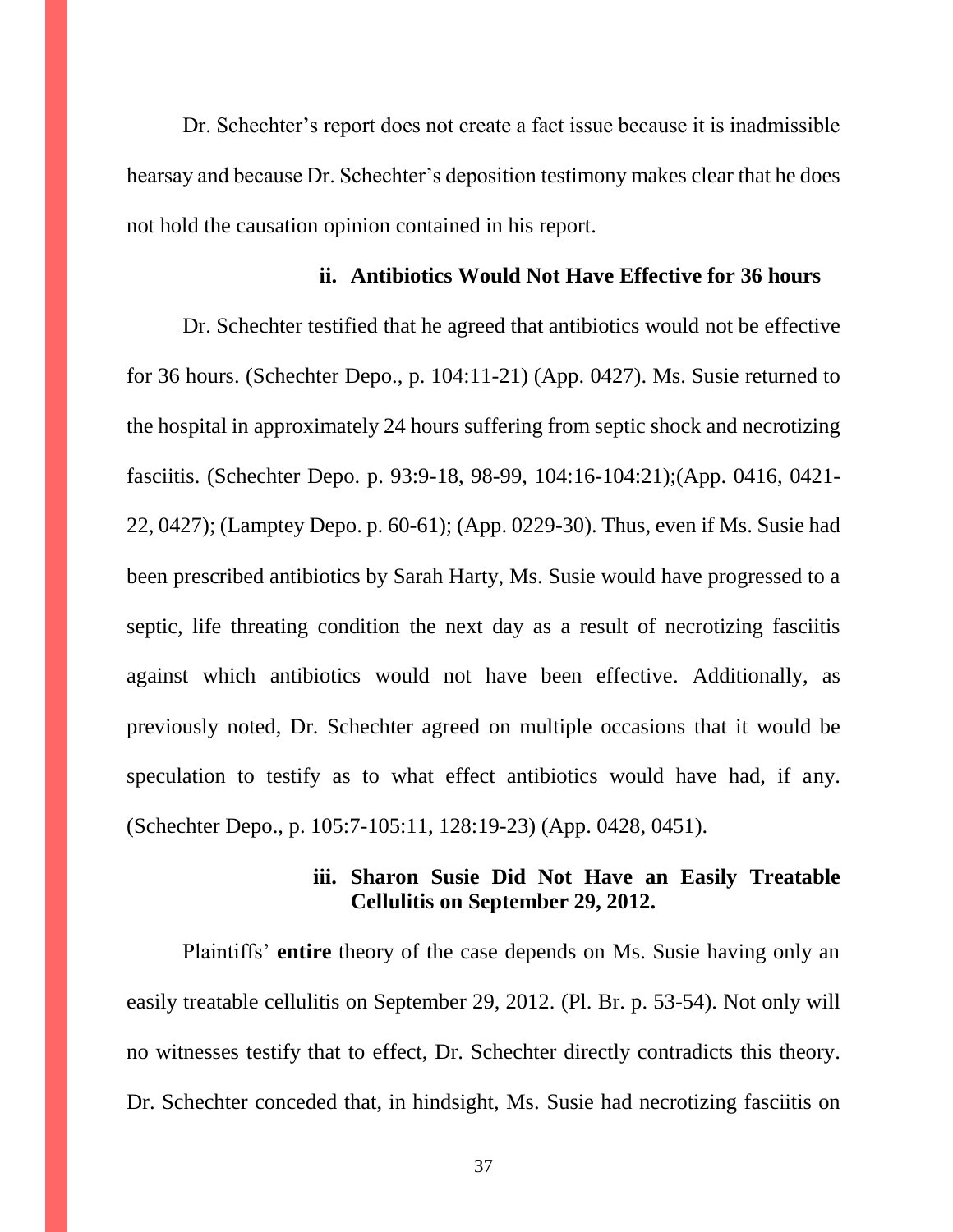Dr. Schechter's report does not create a fact issue because it is inadmissible hearsay and because Dr. Schechter's deposition testimony makes clear that he does not hold the causation opinion contained in his report.

#### ii. Antibiotics Would Not Have Effective for 36 hours

Dr. Schechter testified that he agreed that antibiotics would not be effective for 36 hours. (Schechter Depo., p. 104:11-21) (App. 0427). Ms. Susie returned to the hospital in approximately 24 hours suffering from septic shock and necrotizing fasciitis. (Schechter Depo. p. 93:9-18, 98-99, 104:16-104:21);(App. 0416, 0421-22, 0427); (Lamptey Depo. p. 60-61); (App. 0229-30). Thus, even if Ms. Susie had been prescribed antibiotics by Sarah Harty, Ms. Susie would have progressed to a septic, life threating condition the next day as a result of necrotizing fasciitis against which antibiotics would not have been effective. Additionally, as previously noted, Dr. Schechter agreed on multiple occasions that it would be speculation to testify as to what effect antibiotics would have had, if any. (Schechter Depo., p. 105:7-105:11, 128:19-23) (App. 0428, 0451).

#### iii. Sharon Susie Did Not Have an Easily Treatable Cellulitis on September 29, 2012.

Plaintiffs' **entire** theory of the case depends on Ms. Susie having only an easily treatable cellulitis on September 29, 2012. (Pl. Br. p. 53-54). Not only will no witnesses testify that to effect, Dr. Schechter directly contradicts this theory. Dr. Schechter conceded that, in hindsight, Ms. Susie had necrotizing fasciitis on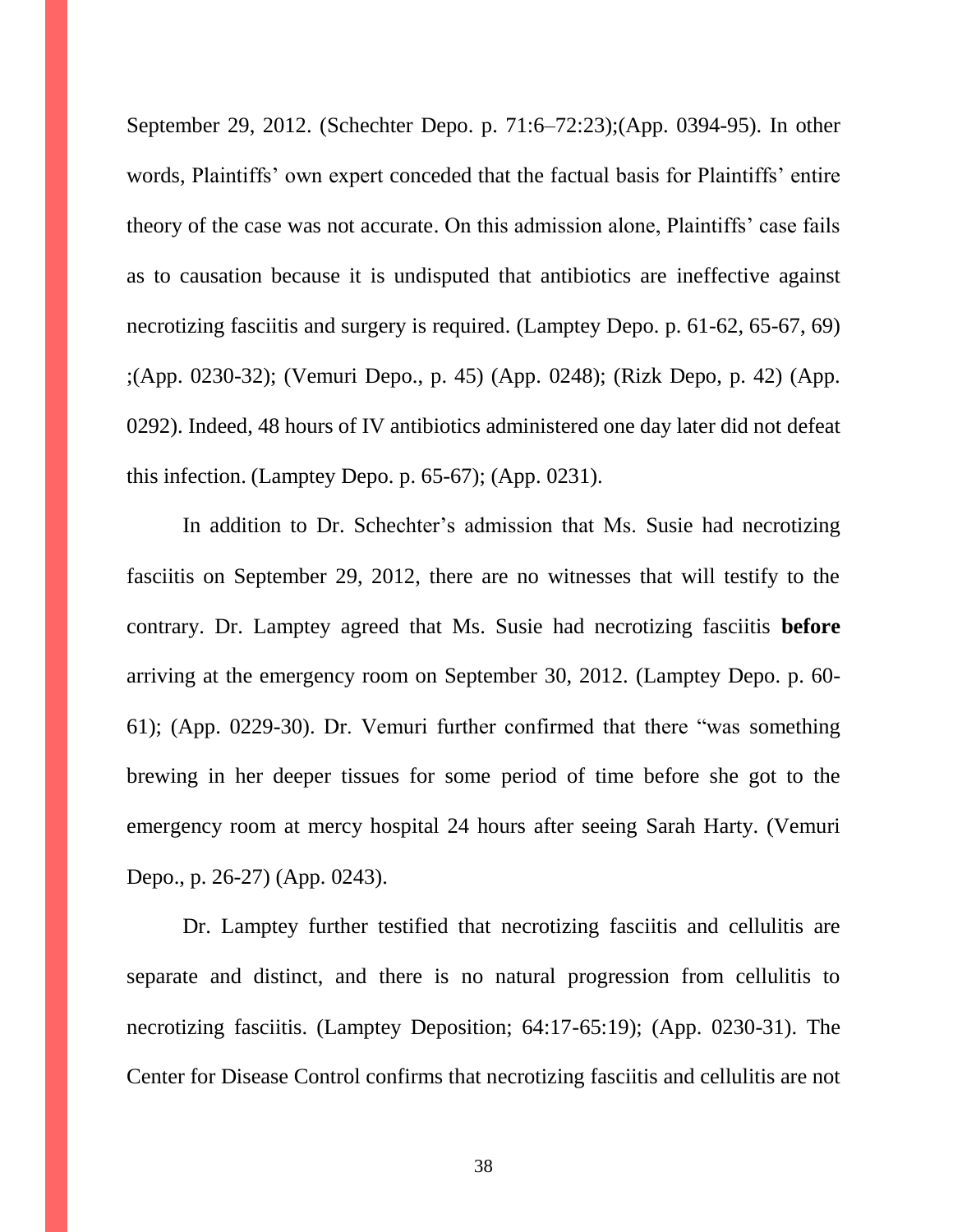September 29, 2012. (Schechter Depo. p. 71:6–72:23);(App. 0394-95). In other words, Plaintiffs' own expert conceded that the factual basis for Plaintiffs' entire theory of the case was not accurate. On this admission alone, Plaintiffs' case fails as to causation because it is undisputed that antibiotics are ineffective against necrotizing fasciitis and surgery is required. (Lamptey Depo. p. 61-62, 65-67, 69) ;(App. 0230-32); (Vemuri Depo., p. 45) (App. 0248); (Rizk Depo, p. 42) (App. 0292). Indeed, 48 hours of IV antibiotics administered one day later did not defeat this infection. (Lamptey Depo. p. 65-67); (App. 0231).

In addition to Dr. Schechter's admission that Ms. Susie had necrotizing fasciitis on September 29, 2012, there are no witnesses that will testify to the contrary. Dr. Lamptey agreed that Ms. Susie had necrotizing fasciitis **before** arriving at the emergency room on September 30, 2012. (Lamptey Depo. p. 60-61); (App. 0229-30). Dr. Vemuri further confirmed that there "was something brewing in her deeper tissues for some period of time before she got to the emergency room at mercy hospital 24 hours after seeing Sarah Harty. (Vemuri Depo., p. 26-27) (App. 0243).

Dr. Lamptey further testified that necrotizing fasciitis and cellulitis are separate and distinct, and there is no natural progression from cellulitis to necrotizing fasciitis. (Lamptey Deposition; 64:17-65:19); (App. 0230-31). The Center for Disease Control confirms that necrotizing fasciitis and cellulitis are not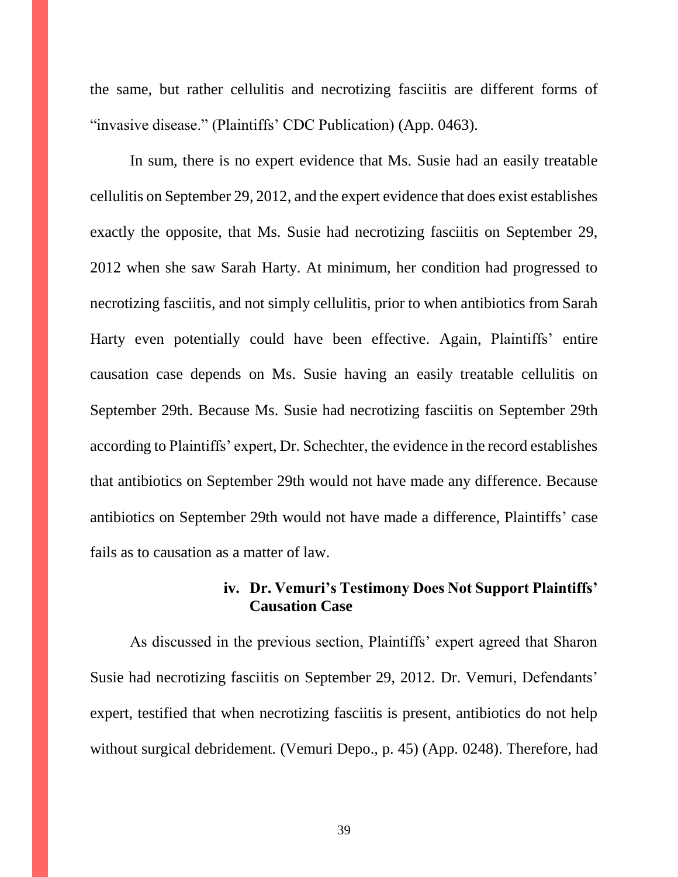the same, but rather cellulitis and necrotizing fasciitis are different forms of "invasive disease." (Plaintiffs' CDC Publication) (App. 0463).

In sum, there is no expert evidence that Ms. Susie had an easily treatable cellulitis on September 29, 2012, and the expert evidence that does exist establishes exactly the opposite, that Ms. Susie had necrotizing fasciitis on September 29, 2012 when she saw Sarah Harty. At minimum, her condition had progressed to necrotizing fasciitis, and not simply cellulitis, prior to when antibiotics from Sarah Harty even potentially could have been effective. Again, Plaintiffs' entire causation case depends on Ms. Susie having an easily treatable cellulitis on September 29th. Because Ms. Susie had necrotizing fasciitis on September 29th according to Plaintiffs' expert, Dr. Schechter, the evidence in the record establishes that antibiotics on September 29th would not have made any difference. Because antibiotics on September 29th would not have made a difference, Plaintiffs' case fails as to causation as a matter of law.

#### iv. Dr. Vemuri's Testimony Does Not Support Plaintiffs' Causation Case

As discussed in the previous section, Plaintiffs' expert agreed that Sharon Susie had necrotizing fasciitis on September 29, 2012. Dr. Vemuri, Defendants' expert, testified that when necrotizing fasciitis is present, antibiotics do not help without surgical debridement. (Vemuri Depo., p. 45) (App. 0248). Therefore, had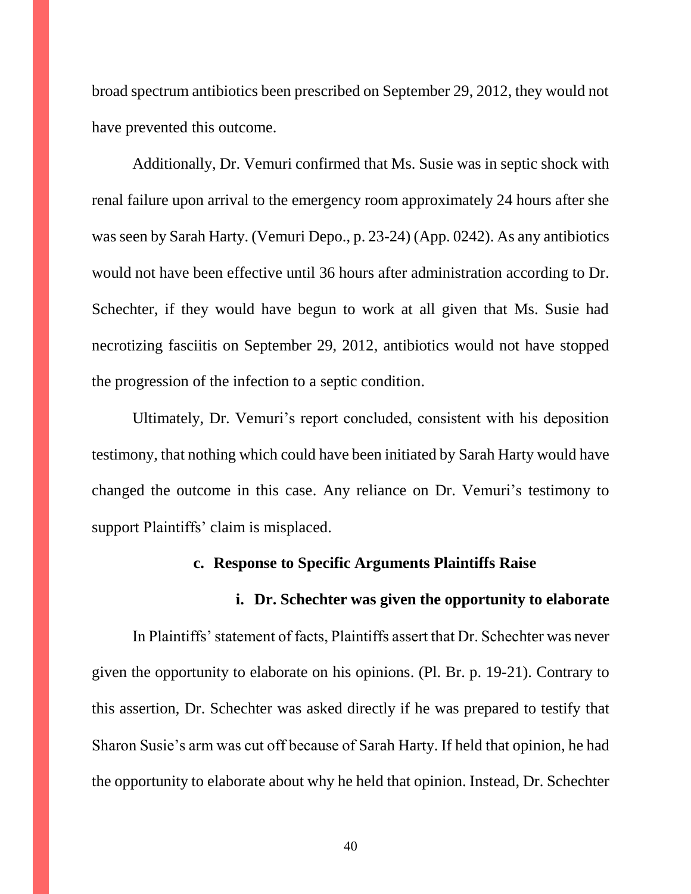broad spectrum antibiotics been prescribed on September 29, 2012, they would not have prevented this outcome.

Additionally, Dr. Vemuri confirmed that Ms. Susie was in septic shock with renal failure upon arrival to the emergency room approximately 24 hours after she was seen by Sarah Harty. (Vemuri Depo., p. 23-24) (App. 0242). As any antibiotics would not have been effective until 36 hours after administration according to Dr. Schechter, if they would have begun to work at all given that Ms. Susie had necrotizing fasciitis on September 29, 2012, antibiotics would not have stopped the progression of the infection to a septic condition.

Ultimately, Dr. Vemuri's report concluded, consistent with his deposition testimony, that nothing which could have been initiated by Sarah Harty would have changed the outcome in this case. Any reliance on Dr. Vemuri's testimony to support Plaintiffs' claim is misplaced.

**c. Response to Specific Arguments Plaintiffs Raise**

**i. Dr. Schechter was given the opportunity to elaborate**

In Plaintiffs' statement of facts, Plaintiffs assert that Dr. Schechter was never given the opportunity to elaborate on his opinions. (Pl. Br. p. 19-21). Contrary to this assertion, Dr. Schechter was asked directly if he was prepared to testify that Sharon Susie's arm was cut off because of Sarah Harty. If held that opinion, he had the opportunity to elaborate about why he held that opinion. Instead, Dr. Schechter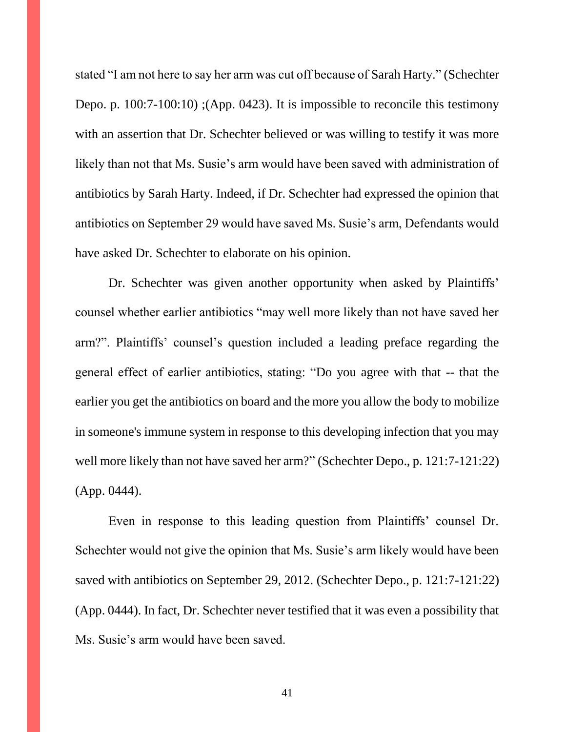stated "I am not here to say her arm was cut off because of Sarah Harty." (Schechter Depo. p. 100:7-100:10) ;(App. 0423). It is impossible to reconcile this testimony with an assertion that Dr. Schechter believed or was willing to testify it was more likely than not that Ms. Susie's arm would have been saved with administration of antibiotics by Sarah Harty. Indeed, if Dr. Schechter had expressed the opinion that antibiotics on September 29 would have saved Ms. Susie's arm, Defendants would have asked Dr. Schechter to elaborate on his opinion.

Dr. Schechter was given another opportunity when asked by Plaintiffs' counsel whether earlier antibiotics "may well more likely than not have saved her arm?". Plaintiffs' counsel's question included a leading preface regarding the general effect of earlier antibiotics, stating: "Do you agree with that -- that the earlier you get the antibiotics on board and the more you allow the body to mobilize in someone's immune system in response to this developing infection that you may well more likely than not have saved her arm?" (Schechter Depo., p. 121:7-121:22) (App. 0444).

Even in response to this leading question from Plaintiffs' counsel Dr. Schechter would not give the opinion that Ms. Susie's arm likely would have been saved with antibiotics on September 29, 2012. (Schechter Depo., p. 121:7-121:22) (App. 0444). In fact, Dr. Schechter never testified that it was even a possibility that Ms. Susie's arm would have been saved.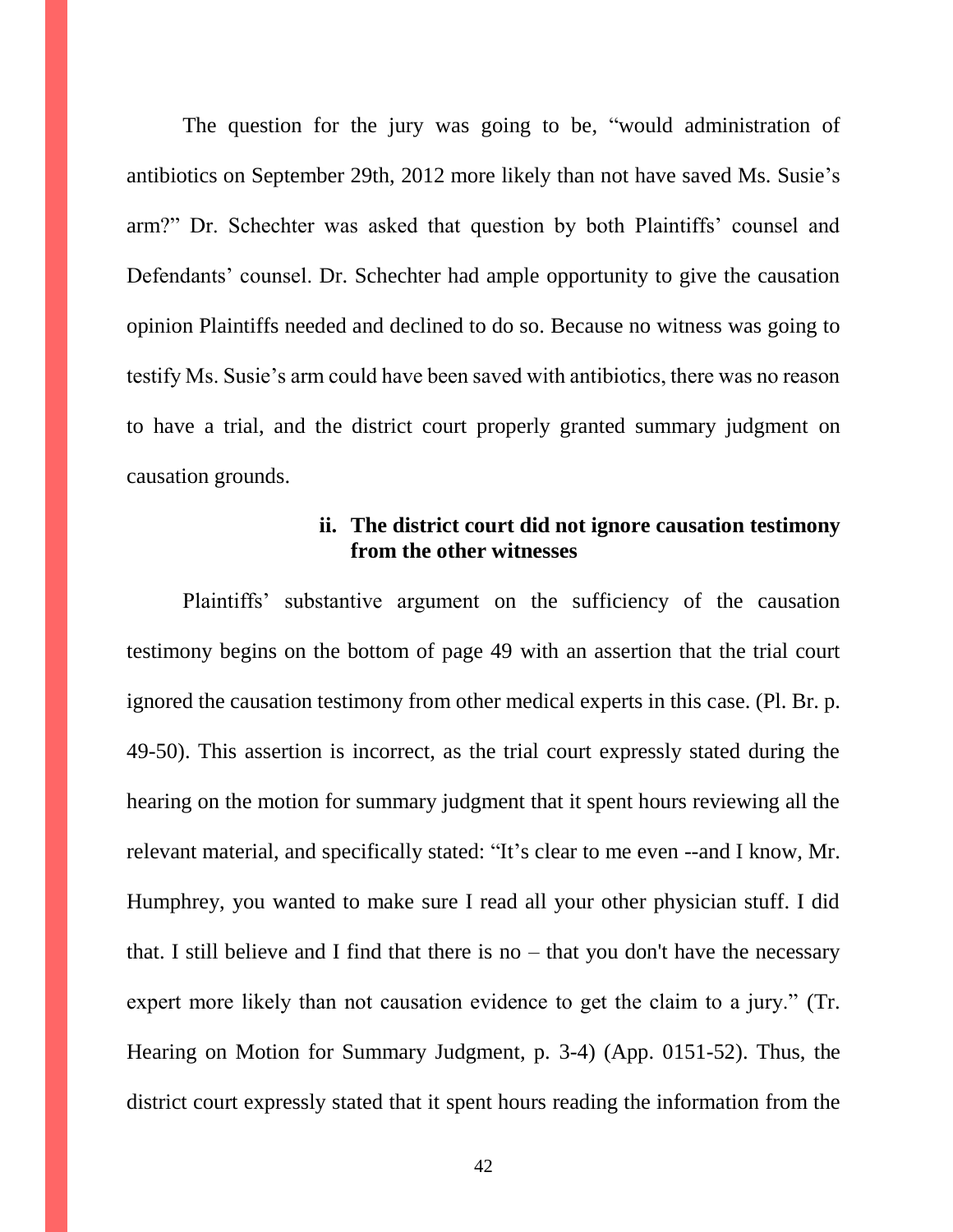The question for the jury was going to be, "would administration of antibiotics on September 29th, 2012 more likely than not have saved Ms. Susie's arm?" Dr. Schechter was asked that question by both Plaintiffs' counsel and Defendants' counsel. Dr. Schechter had ample opportunity to give the causation opinion Plaintiffs needed and declined to do so. Because no witness was going to testify Ms. Susie's arm could have been saved with antibiotics, there was no reason to have a trial, and the district court properly granted summary judgment on causation grounds.

#### ii. The district court did not ignore causation testimony from the other witnesses

Plaintiffs' substantive argument on the sufficiency of the causation testimony begins on the bottom of page 49 with an assertion that the trial court ignored the causation testimony from other medical experts in this case. (Pl. Br. p. 49-50). This assertion is incorrect, as the trial court expressly stated during the hearing on the motion for summary judgment that it spent hours reviewing all the relevant material, and specifically stated: "It's clear to me even --and I know, Mr. Humphrey, you wanted to make sure I read all your other physician stuff. I did that. I still believe and I find that there is no – that you don't have the necessary expert more likely than not causation evidence to get the claim to a jury." (Tr. Hearing on Motion for Summary Judgment, p. 3-4) (App. 0151-52). Thus, the district court expressly stated that it spent hours reading the information from the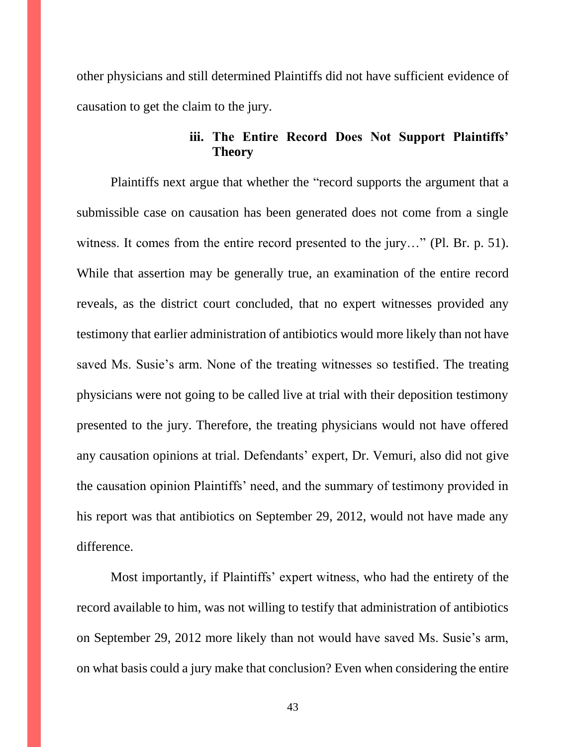other physicians and still determined Plaintiffs did not have sufficient evidence of causation to get the claim to the jury.

### iii. The Entire Record Does Not Support Plaintiffs' Theory

Plaintiffs next argue that whether the "record supports the argument that a submissible case on causation has been generated does not come from a single witness. It comes from the entire record presented to the jury…" (Pl. Br. p. 51). While that assertion may be generally true, an examination of the entire record reveals, as the district court concluded, that no expert witnesses provided any testimony that earlier administration of antibiotics would more likely than not have saved Ms. Susie's arm. None of the treating witnesses so testified. The treating physicians were not going to be called live at trial with their deposition testimony presented to the jury. Therefore, the treating physicians would not have offered any causation opinions at trial. Defendants' expert, Dr. Vemuri, also did not give the causation opinion Plaintiffs' need, and the summary of testimony provided in his report was that antibiotics on September 29, 2012, would not have made any difference.

Most importantly, if Plaintiffs' expert witness, who had the entirety of the record available to him, was not willing to testify that administration of antibiotics on September 29, 2012 more likely than not would have saved Ms. Susie's arm, on what basis could a jury make that conclusion? Even when considering the entire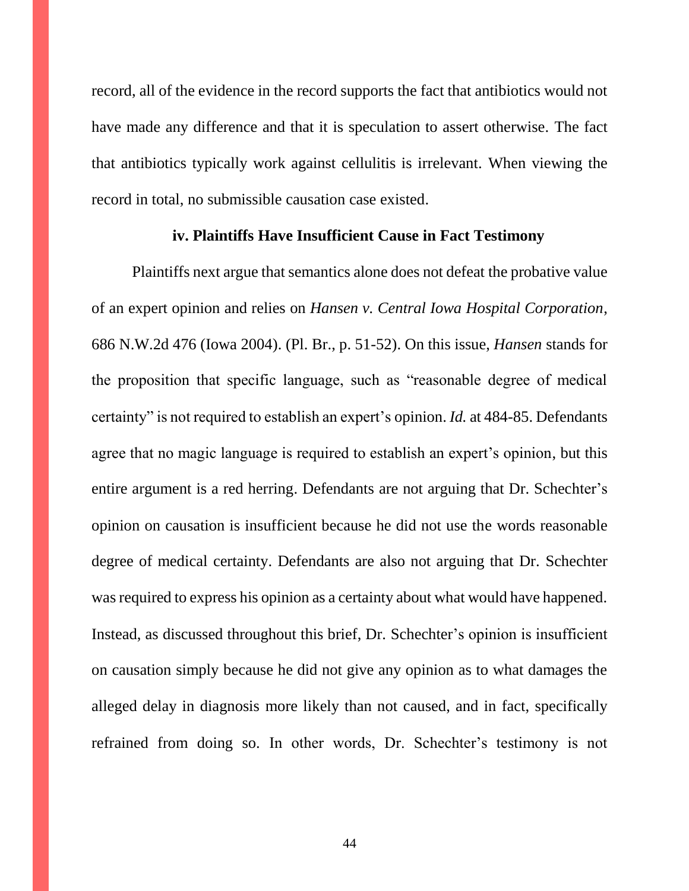record, all of the evidence in the record supports the fact that antibiotics would not have made any difference and that it is speculation to assert otherwise. The fact that antibiotics typically work against cellulitis is irrelevant. When viewing the record in total, no submissible causation case existed.

### iv. Plaintiffs Have Insufficient Cause in Fact Testimony

Plaintiffs next argue that semantics alone does not defeat the probative value of an expert opinion and relies on *Hansen v. Central Iowa Hospital Corporation*, 686 N.W.2d 476 (Iowa 2004). (Pl. Br., p. 51-52). On this issue, *Hansen* stands for the proposition that specific language, such as "reasonable degree of medical certainty" is not required to establish an expert's opinion. *Id.* at 484-85. Defendants agree that no magic language is required to establish an expert's opinion, but this entire argument is a red herring. Defendants are not arguing that Dr. Schechter's opinion on causation is insufficient because he did not use the words reasonable degree of medical certainty. Defendants are also not arguing that Dr. Schechter was required to express his opinion as a certainty about what would have happened. Instead, as discussed throughout this brief, Dr. Schechter's opinion is insufficient on causation simply because he did not give any opinion as to what damages the alleged delay in diagnosis more likely than not caused, and in fact, specifically refrained from doing so. In other words, Dr. Schechter's testimony is not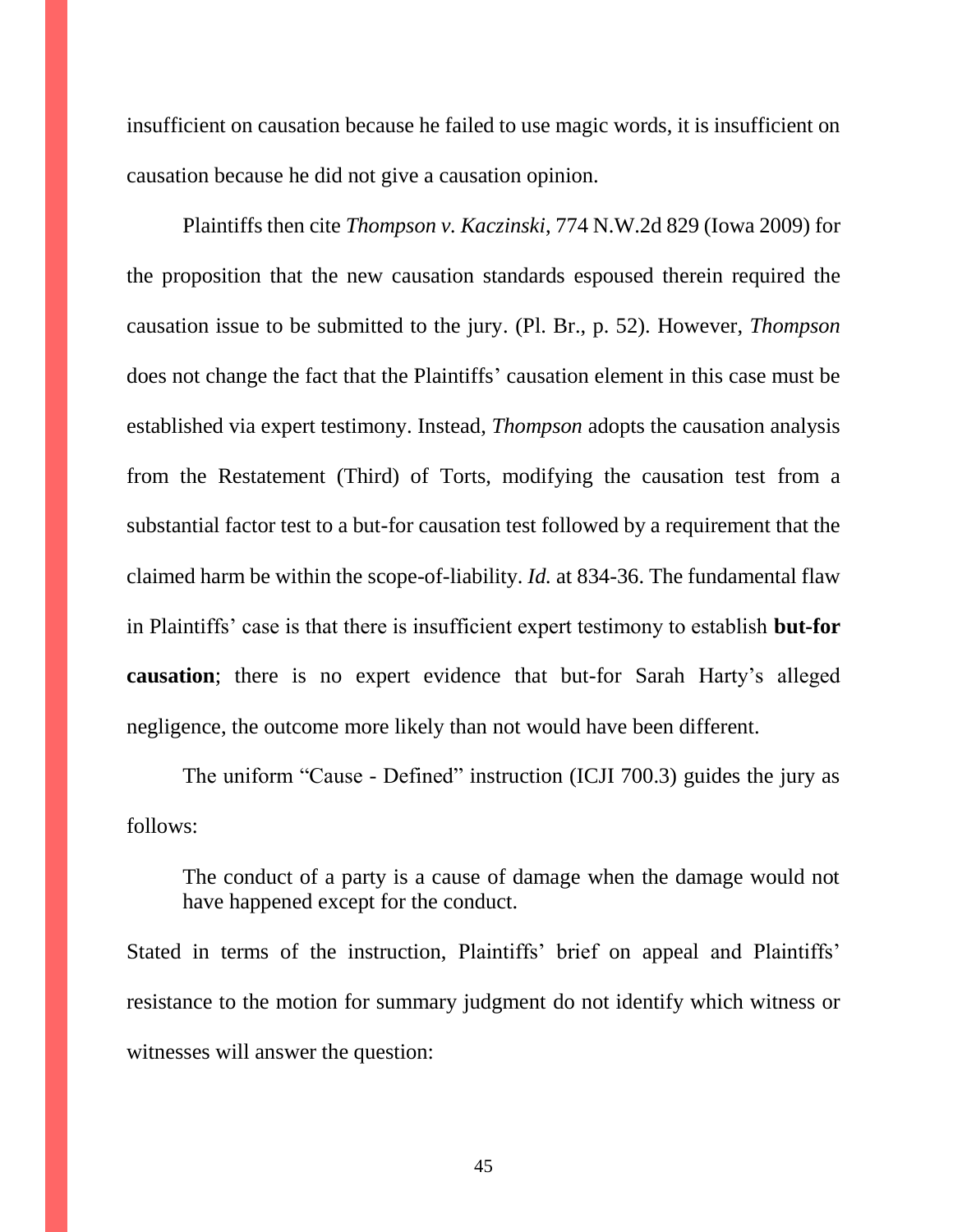insufficient on causation because he failed to use magic words, it is insufficient on causation because he did not give a causation opinion.

Plaintiffs then cite *Thompson v. Kaczinski*, 774 N.W.2d 829 (Iowa 2009) for the proposition that the new causation standards espoused therein required the causation issue to be submitted to the jury. (Pl. Br., p. 52). However, *Thompson* does not change the fact that the Plaintiffs' causation element in this case must be established via expert testimony. Instead, *Thompson* adopts the causation analysis from the Restatement (Third) of Torts, modifying the causation test from a substantial factor test to a but-for causation test followed by a requirement that the claimed harm be within the scope-of-liability. *Id.* at 834-36. The fundamental flaw in Plaintiffs' case is that there is insufficient expert testimony to establish **but-for causation**; there is no expert evidence that but-for Sarah Harty's alleged negligence, the outcome more likely than not would have been different.

The uniform "Cause - Defined" instruction (ICJI 700.3) guides the jury as follows:

> The conduct of a party is a cause of damage when the damage would not have happened except for the conduct.

Stated in terms of the instruction, Plaintiffs' brief on appeal and Plaintiffs' resistance to the motion for summary judgment do not identify which witness or witnesses will answer the question: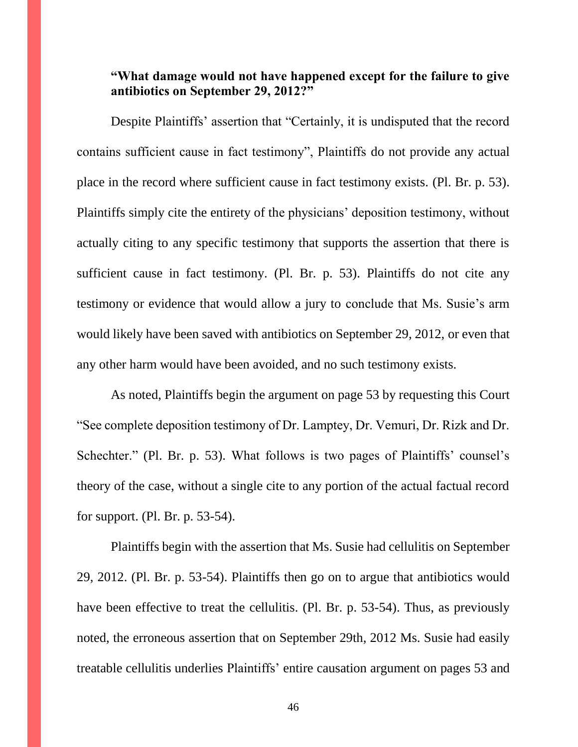**"What damage would not have happened except for the failure to give antibiotics on September 29, 2012?"**

Despite Plaintiffs' assertion that "Certainly, it is undisputed that the record contains sufficient cause in fact testimony", Plaintiffs do not provide any actual place in the record where sufficient cause in fact testimony exists. (Pl. Br. p. 53). Plaintiffs simply cite the entirety of the physicians' deposition testimony, without actually citing to any specific testimony that supports the assertion that there is sufficient cause in fact testimony. (Pl. Br. p. 53). Plaintiffs do not cite any testimony or evidence that would allow a jury to conclude that Ms. Susie's arm would likely have been saved with antibiotics on September 29, 2012, or even that any other harm would have been avoided, and no such testimony exists.

As noted, Plaintiffs begin the argument on page 53 by requesting this Court "See complete deposition testimony of Dr. Lamptey, Dr. Vemuri, Dr. Rizk and Dr. Schechter." (Pl. Br. p. 53). What follows is two pages of Plaintiffs' counsel's theory of the case, without a single cite to any portion of the actual factual record for support. (Pl. Br. p. 53-54).

Plaintiffs begin with the assertion that Ms. Susie had cellulitis on September 29, 2012. (Pl. Br. p. 53-54). Plaintiffs then go on to argue that antibiotics would have been effective to treat the cellulitis. (Pl. Br. p. 53-54). Thus, as previously noted, the erroneous assertion that on September 29th, 2012 Ms. Susie had easily treatable cellulitis underlies Plaintiffs' entire causation argument on pages 53 and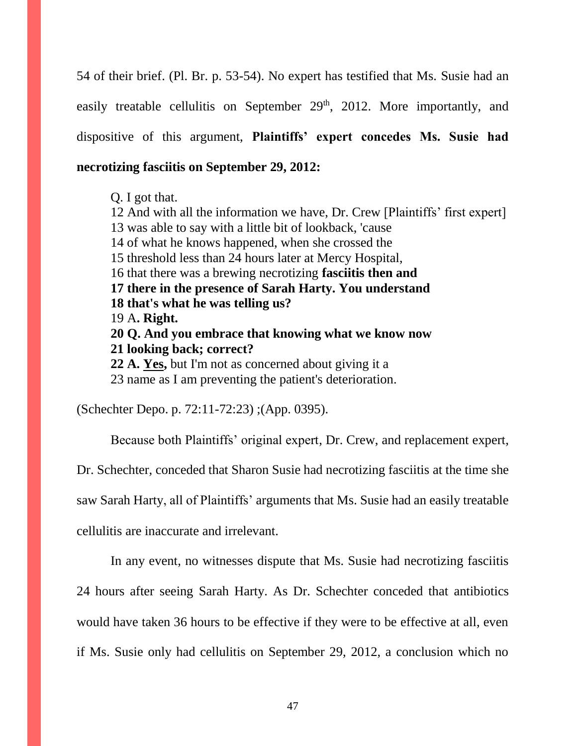54 of their brief. (Pl. Br. p. 53-54). No expert has testified that Ms. Susie had an easily treatable cellulitis on September 29th, 2012. More importantly, and dispositive of this argument, **Plaintiffs' expert concedes Ms. Susie had necrotizing fasciitis on September 29, 2012:**

> Q. I got that.
> 12 And with all the information we have, Dr. Crew [Plaintiffs' first expert]
> 13 was able to say with a little bit of lookback, 'cause
> 14 of what he knows happened, when she crossed the
> 15 threshold less than 24 hours later at Mercy Hospital,
> 16 that there was a brewing necrotizing **fasciitis then and**
> **17 there in the presence of Sarah Harty. You understand**
> **18 that's what he was telling us?**
> 19 A**. Right.**
> **20 Q. And you embrace that knowing what we know now**
> **21 looking back; correct?**
> **22 A. <u>Yes</u>,** but I'm not as concerned about giving it a
> 23 name as I am preventing the patient's deterioration.

(Schechter Depo. p. 72:11-72:23) ;(App. 0395).

Because both Plaintiffs' original expert, Dr. Crew, and replacement expert, Dr. Schechter, conceded that Sharon Susie had necrotizing fasciitis at the time she saw Sarah Harty, all of Plaintiffs' arguments that Ms. Susie had an easily treatable cellulitis are inaccurate and irrelevant.

In any event, no witnesses dispute that Ms. Susie had necrotizing fasciitis 24 hours after seeing Sarah Harty. As Dr. Schechter conceded that antibiotics would have taken 36 hours to be effective if they were to be effective at all, even if Ms. Susie only had cellulitis on September 29, 2012, a conclusion which no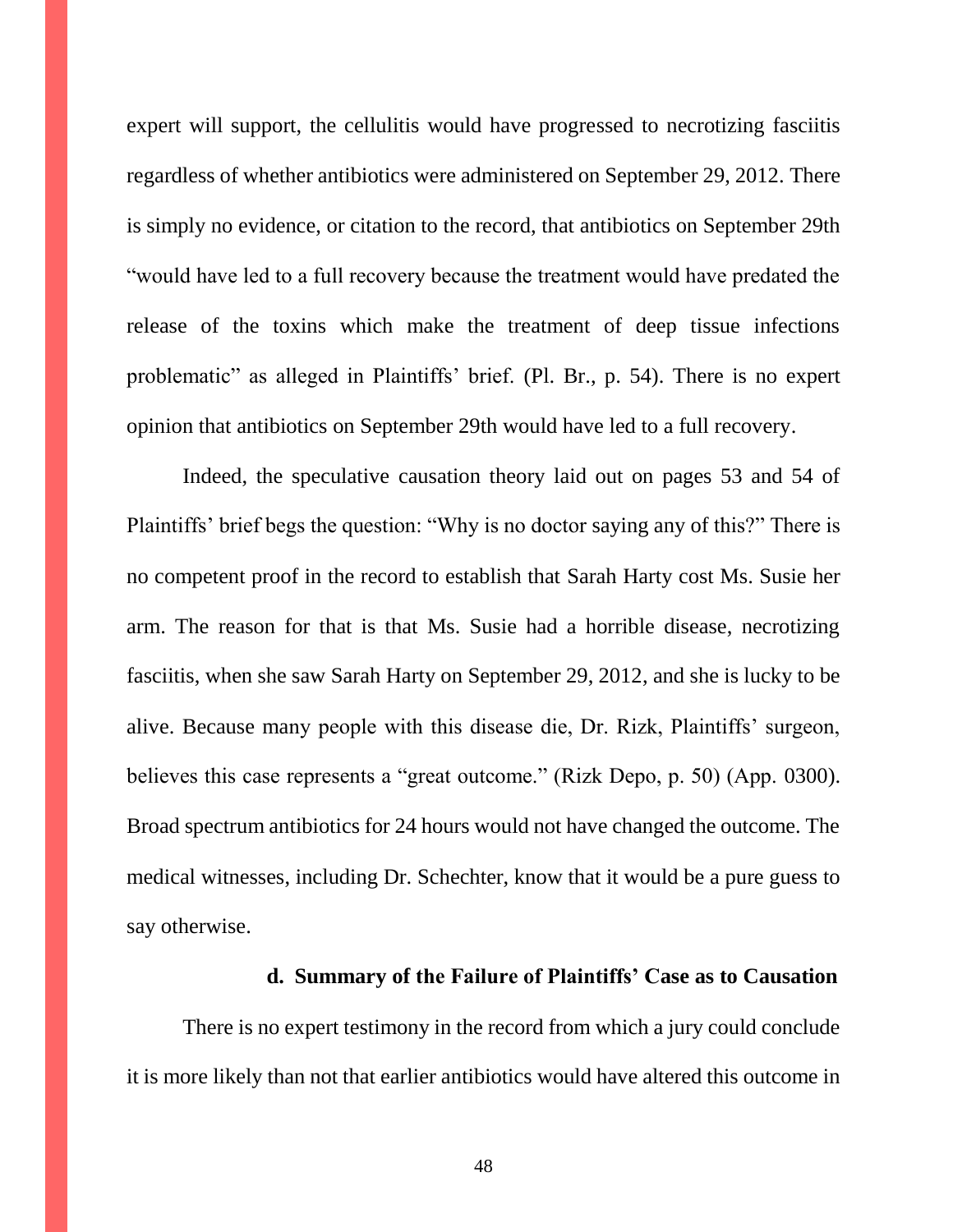expert will support, the cellulitis would have progressed to necrotizing fasciitis regardless of whether antibiotics were administered on September 29, 2012. There is simply no evidence, or citation to the record, that antibiotics on September 29th "would have led to a full recovery because the treatment would have predated the release of the toxins which make the treatment of deep tissue infections problematic" as alleged in Plaintiffs' brief. (Pl. Br., p. 54). There is no expert opinion that antibiotics on September 29th would have led to a full recovery.

Indeed, the speculative causation theory laid out on pages 53 and 54 of Plaintiffs' brief begs the question: "Why is no doctor saying any of this?" There is no competent proof in the record to establish that Sarah Harty cost Ms. Susie her arm. The reason for that is that Ms. Susie had a horrible disease, necrotizing fasciitis, when she saw Sarah Harty on September 29, 2012, and she is lucky to be alive. Because many people with this disease die, Dr. Rizk, Plaintiffs' surgeon, believes this case represents a "great outcome." (Rizk Depo, p. 50) (App. 0300). Broad spectrum antibiotics for 24 hours would not have changed the outcome. The medical witnesses, including Dr. Schechter, know that it would be a pure guess to say otherwise.

#### d. Summary of the Failure of Plaintiffs' Case as to Causation

There is no expert testimony in the record from which a jury could conclude it is more likely than not that earlier antibiotics would have altered this outcome in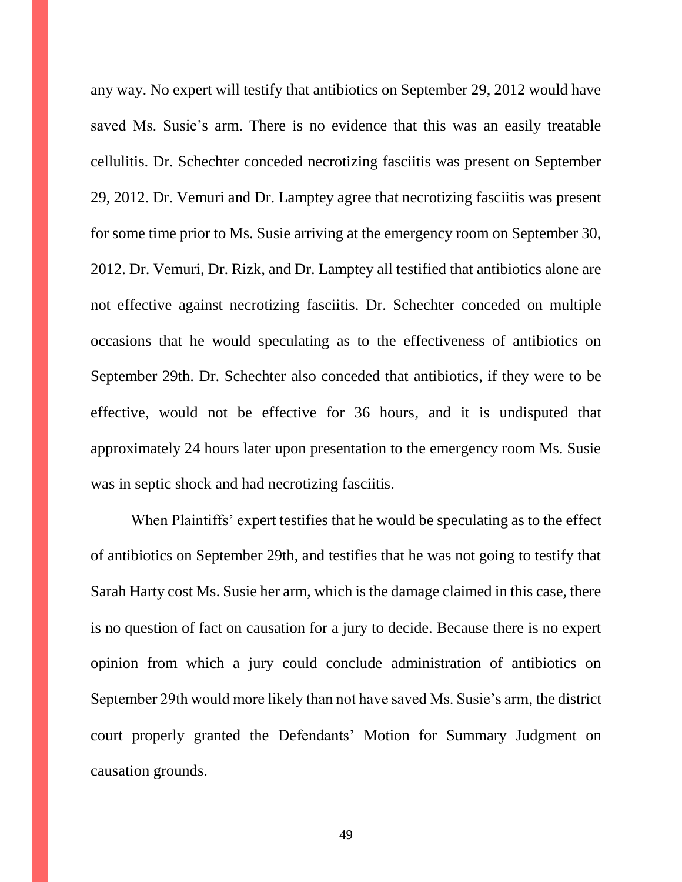any way. No expert will testify that antibiotics on September 29, 2012 would have saved Ms. Susie's arm. There is no evidence that this was an easily treatable cellulitis. Dr. Schechter conceded necrotizing fasciitis was present on September 29, 2012. Dr. Vemuri and Dr. Lamptey agree that necrotizing fasciitis was present for some time prior to Ms. Susie arriving at the emergency room on September 30, 2012. Dr. Vemuri, Dr. Rizk, and Dr. Lamptey all testified that antibiotics alone are not effective against necrotizing fasciitis. Dr. Schechter conceded on multiple occasions that he would speculating as to the effectiveness of antibiotics on September 29th. Dr. Schechter also conceded that antibiotics, if they were to be effective, would not be effective for 36 hours, and it is undisputed that approximately 24 hours later upon presentation to the emergency room Ms. Susie was in septic shock and had necrotizing fasciitis.

When Plaintiffs' expert testifies that he would be speculating as to the effect of antibiotics on September 29th, and testifies that he was not going to testify that Sarah Harty cost Ms. Susie her arm, which is the damage claimed in this case, there is no question of fact on causation for a jury to decide. Because there is no expert opinion from which a jury could conclude administration of antibiotics on September 29th would more likely than not have saved Ms. Susie's arm, the district court properly granted the Defendants' Motion for Summary Judgment on causation grounds.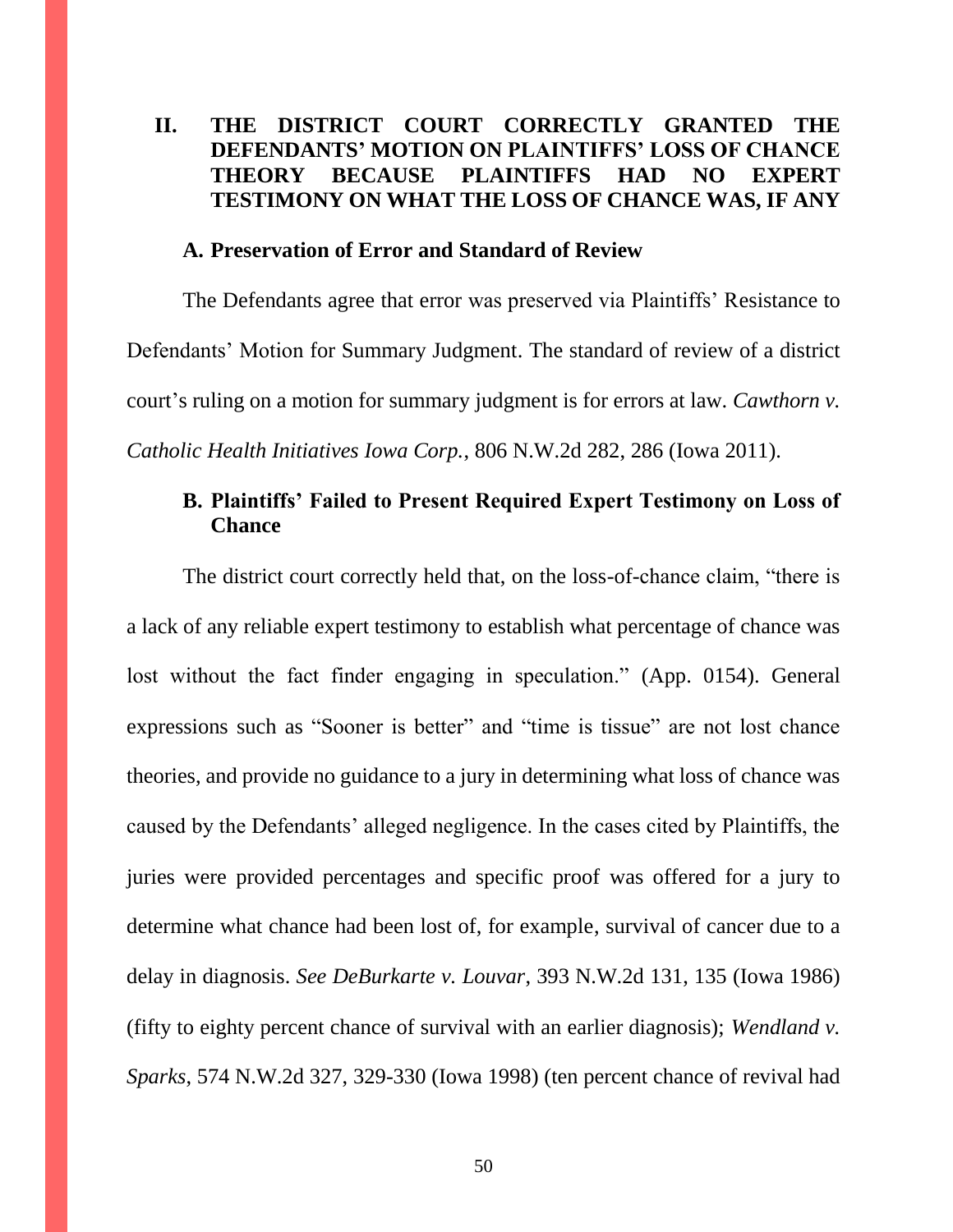## II. THE DISTRICT COURT CORRECTLY GRANTED THE DEFENDANTS' MOTION ON PLAINTIFFS' LOSS OF CHANCE THEORY BECAUSE PLAINTIFFS HAD NO EXPERT TESTIMONY ON WHAT THE LOSS OF CHANCE WAS, IF ANY

### A. Preservation of Error and Standard of Review

The Defendants agree that error was preserved via Plaintiffs' Resistance to Defendants' Motion for Summary Judgment. The standard of review of a district court's ruling on a motion for summary judgment is for errors at law. *Cawthorn v. Catholic Health Initiatives Iowa Corp.*, 806 N.W.2d 282, 286 (Iowa 2011).

### B. Plaintiffs' Failed to Present Required Expert Testimony on Loss of Chance

The district court correctly held that, on the loss-of-chance claim, "there is a lack of any reliable expert testimony to establish what percentage of chance was lost without the fact finder engaging in speculation." (App. 0154). General expressions such as "Sooner is better" and "time is tissue" are not lost chance theories, and provide no guidance to a jury in determining what loss of chance was caused by the Defendants' alleged negligence. In the cases cited by Plaintiffs, the juries were provided percentages and specific proof was offered for a jury to determine what chance had been lost of, for example, survival of cancer due to a delay in diagnosis. *See DeBurkarte v. Louvar*, 393 N.W.2d 131, 135 (Iowa 1986) (fifty to eighty percent chance of survival with an earlier diagnosis); *Wendland v. Sparks*, 574 N.W.2d 327, 329-330 (Iowa 1998) (ten percent chance of revival had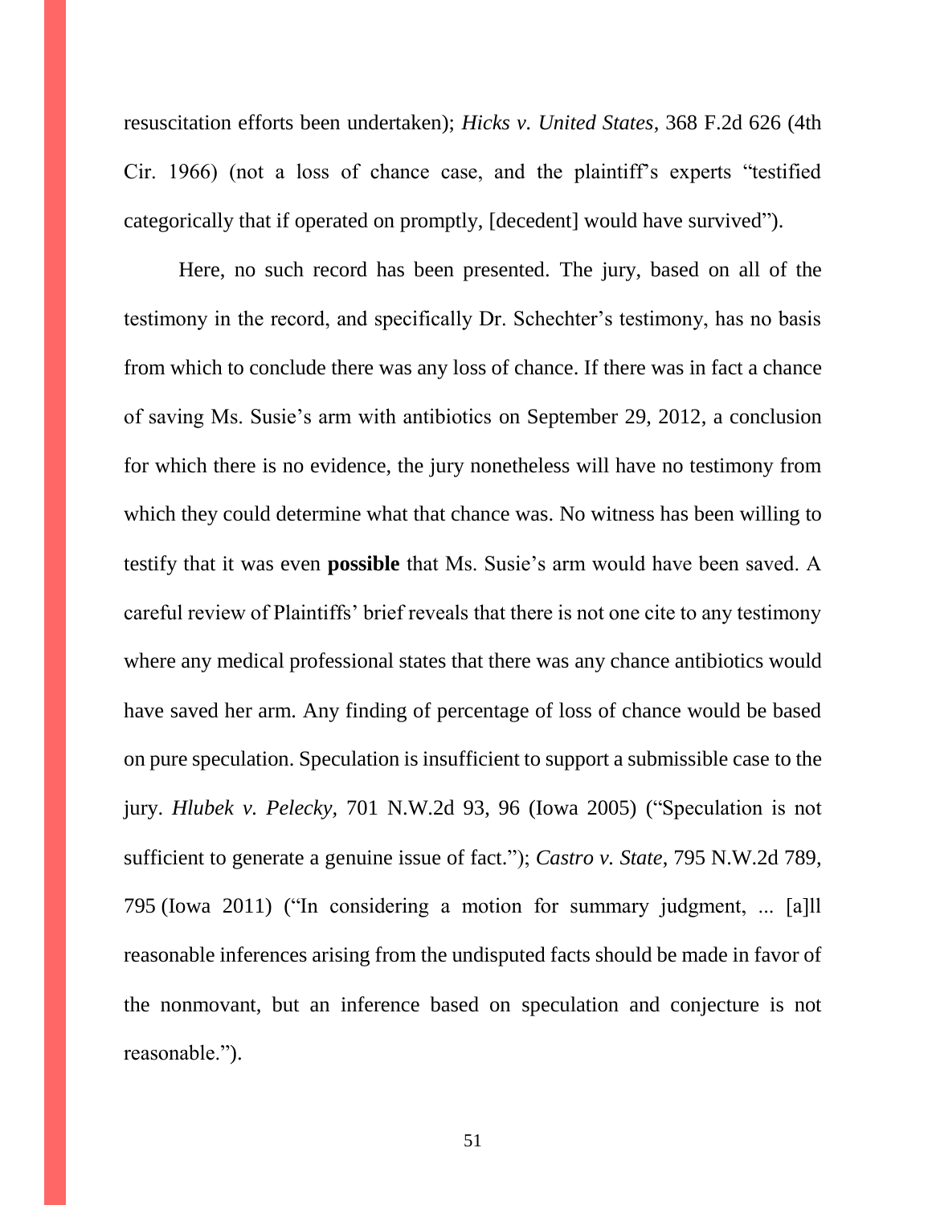resuscitation efforts been undertaken); *Hicks v. United States*, 368 F.2d 626 (4th Cir. 1966) (not a loss of chance case, and the plaintiff's experts "testified categorically that if operated on promptly, [decedent] would have survived").

Here, no such record has been presented. The jury, based on all of the testimony in the record, and specifically Dr. Schechter's testimony, has no basis from which to conclude there was any loss of chance. If there was in fact a chance of saving Ms. Susie's arm with antibiotics on September 29, 2012, a conclusion for which there is no evidence, the jury nonetheless will have no testimony from which they could determine what that chance was. No witness has been willing to testify that it was even **possible** that Ms. Susie's arm would have been saved. A careful review of Plaintiffs' brief reveals that there is not one cite to any testimony where any medical professional states that there was any chance antibiotics would have saved her arm. Any finding of percentage of loss of chance would be based on pure speculation. Speculation is insufficient to support a submissible case to the jury. *Hlubek v. Pelecky,* 701 N.W.2d 93, 96 (Iowa 2005) ("Speculation is not sufficient to generate a genuine issue of fact."); *Castro v. State*, 795 N.W.2d 789, 795 (Iowa 2011) ("In considering a motion for summary judgment, ... [a]ll reasonable inferences arising from the undisputed facts should be made in favor of the nonmovant, but an inference based on speculation and conjecture is not reasonable.").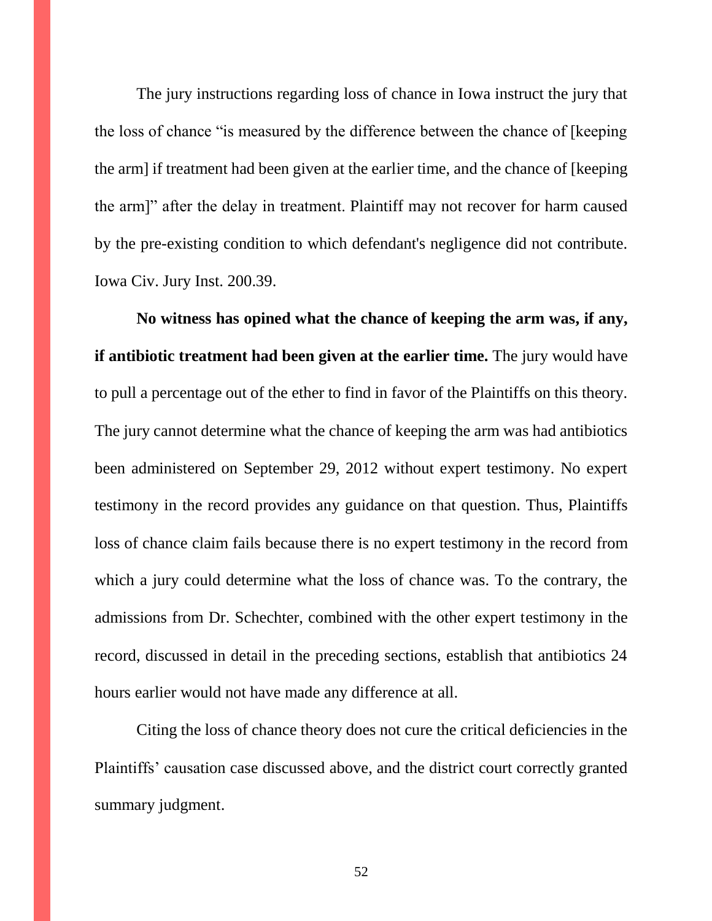The jury instructions regarding loss of chance in Iowa instruct the jury that the loss of chance "is measured by the difference between the chance of [keeping the arm] if treatment had been given at the earlier time, and the chance of [keeping the arm]" after the delay in treatment. Plaintiff may not recover for harm caused by the pre-existing condition to which defendant's negligence did not contribute. Iowa Civ. Jury Inst. 200.39.

**No witness has opined what the chance of keeping the arm was, if any, if antibiotic treatment had been given at the earlier time.** The jury would have to pull a percentage out of the ether to find in favor of the Plaintiffs on this theory. The jury cannot determine what the chance of keeping the arm was had antibiotics been administered on September 29, 2012 without expert testimony. No expert testimony in the record provides any guidance on that question. Thus, Plaintiffs loss of chance claim fails because there is no expert testimony in the record from which a jury could determine what the loss of chance was. To the contrary, the admissions from Dr. Schechter, combined with the other expert testimony in the record, discussed in detail in the preceding sections, establish that antibiotics 24 hours earlier would not have made any difference at all.

Citing the loss of chance theory does not cure the critical deficiencies in the Plaintiffs' causation case discussed above, and the district court correctly granted summary judgment.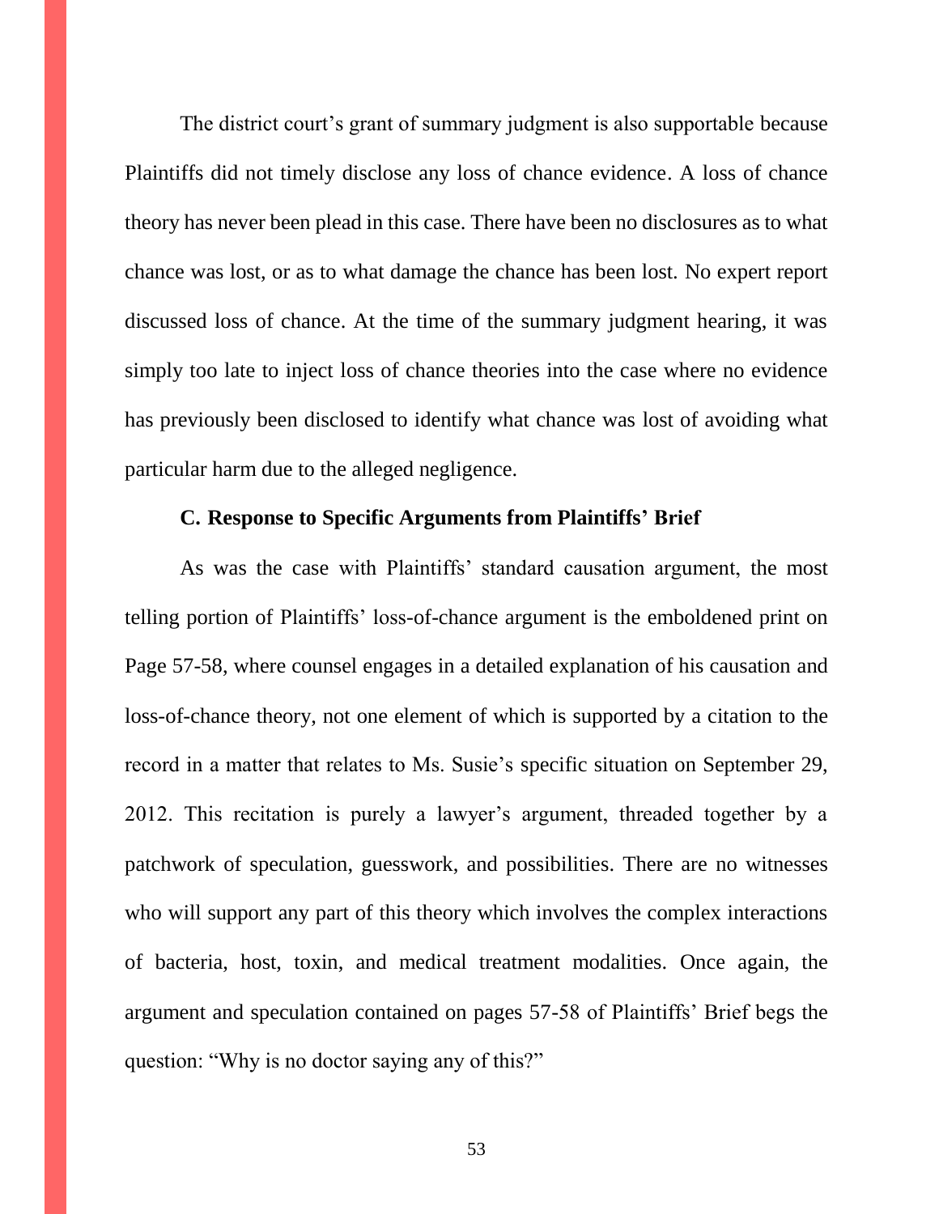The district court's grant of summary judgment is also supportable because Plaintiffs did not timely disclose any loss of chance evidence. A loss of chance theory has never been plead in this case. There have been no disclosures as to what chance was lost, or as to what damage the chance has been lost. No expert report discussed loss of chance. At the time of the summary judgment hearing, it was simply too late to inject loss of chance theories into the case where no evidence has previously been disclosed to identify what chance was lost of avoiding what particular harm due to the alleged negligence.

**C. Response to Specific Arguments from Plaintiffs' Brief**

As was the case with Plaintiffs' standard causation argument, the most telling portion of Plaintiffs' loss-of-chance argument is the emboldened print on Page 57-58, where counsel engages in a detailed explanation of his causation and loss-of-chance theory, not one element of which is supported by a citation to the record in a matter that relates to Ms. Susie's specific situation on September 29, 2012. This recitation is purely a lawyer's argument, threaded together by a patchwork of speculation, guesswork, and possibilities. There are no witnesses who will support any part of this theory which involves the complex interactions of bacteria, host, toxin, and medical treatment modalities. Once again, the argument and speculation contained on pages 57-58 of Plaintiffs' Brief begs the question: "Why is no doctor saying any of this?"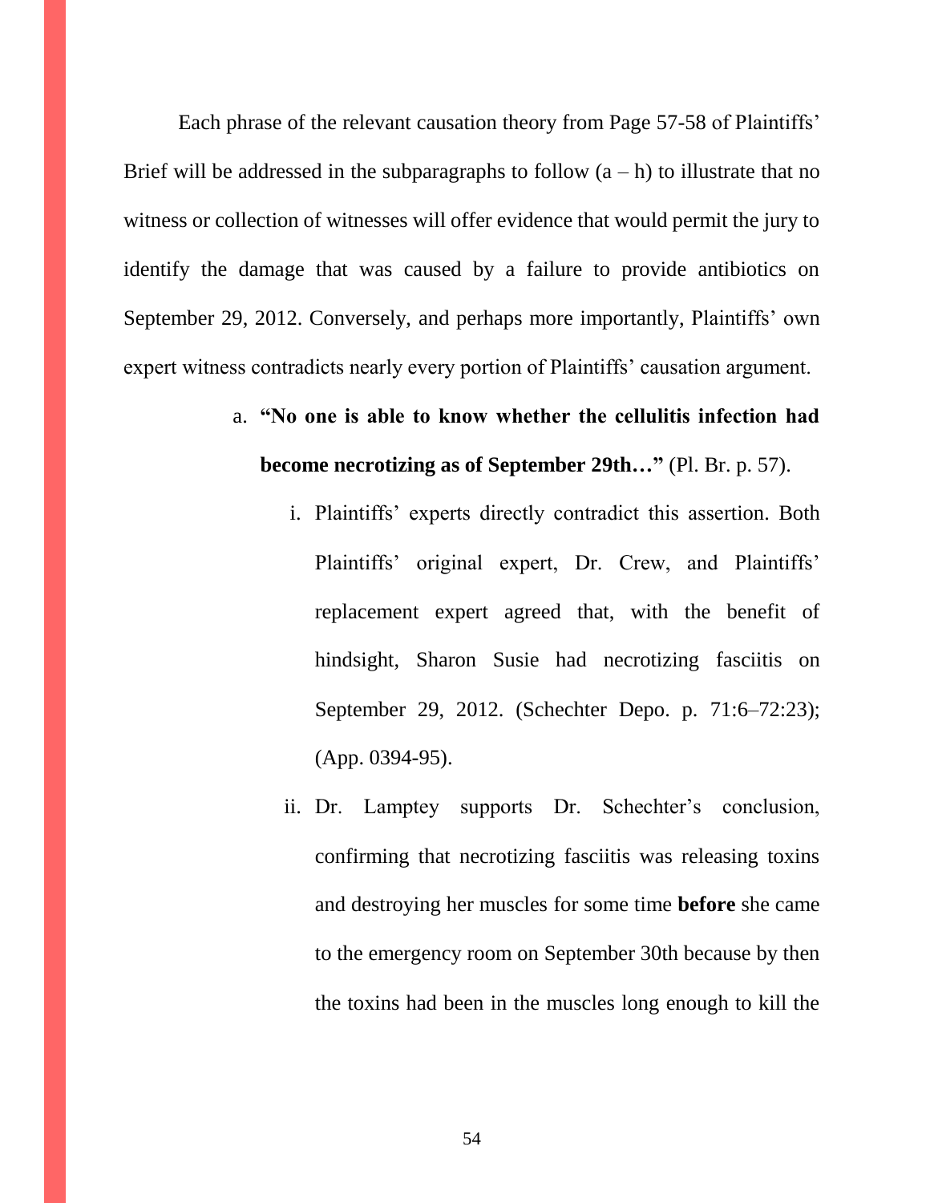Each phrase of the relevant causation theory from Page 57-58 of Plaintiffs' Brief will be addressed in the subparagraphs to follow (a – h) to illustrate that no witness or collection of witnesses will offer evidence that would permit the jury to identify the damage that was caused by a failure to provide antibiotics on September 29, 2012. Conversely, and perhaps more importantly, Plaintiffs' own expert witness contradicts nearly every portion of Plaintiffs' causation argument.

a. **"No one is able to know whether the cellulitis infection had become necrotizing as of September 29th…"** (Pl. Br. p. 57).

   i. Plaintiffs' experts directly contradict this assertion. Both Plaintiffs' original expert, Dr. Crew, and Plaintiffs' replacement expert agreed that, with the benefit of hindsight, Sharon Susie had necrotizing fasciitis on September 29, 2012. (Schechter Depo. p. 71:6–72:23); (App. 0394-95).

   ii. Dr. Lamptey supports Dr. Schechter's conclusion, confirming that necrotizing fasciitis was releasing toxins and destroying her muscles for some time **before** she came to the emergency room on September 30th because by then the toxins had been in the muscles long enough to kill the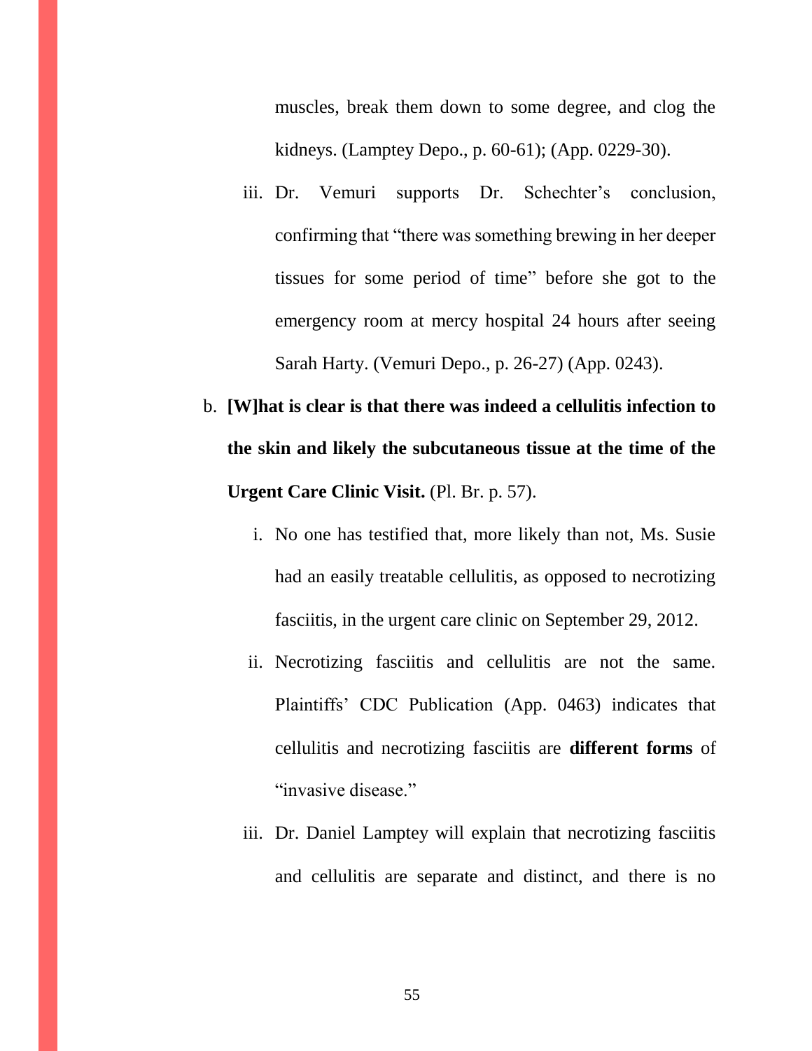muscles, break them down to some degree, and clog the kidneys. (Lamptey Depo., p. 60-61); (App. 0229-30).

iii. Dr. Vemuri supports Dr. Schechter's conclusion, confirming that "there was something brewing in her deeper tissues for some period of time" before she got to the emergency room at mercy hospital 24 hours after seeing Sarah Harty. (Vemuri Depo., p. 26-27) (App. 0243).

b. **[W]hat is clear is that there was indeed a cellulitis infection to the skin and likely the subcutaneous tissue at the time of the Urgent Care Clinic Visit.** (Pl. Br. p. 57).

   i. No one has testified that, more likely than not, Ms. Susie had an easily treatable cellulitis, as opposed to necrotizing fasciitis, in the urgent care clinic on September 29, 2012.

   ii. Necrotizing fasciitis and cellulitis are not the same. Plaintiffs' CDC Publication (App. 0463) indicates that cellulitis and necrotizing fasciitis are **different forms** of "invasive disease."

   iii. Dr. Daniel Lamptey will explain that necrotizing fasciitis and cellulitis are separate and distinct, and there is no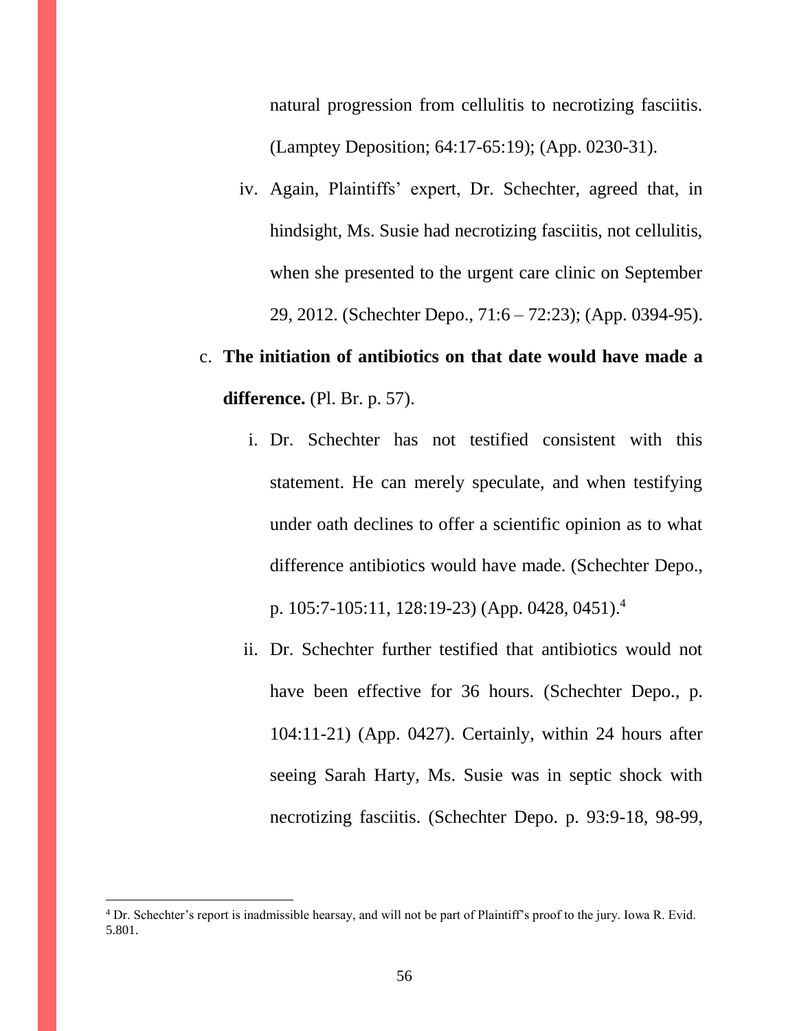natural progression from cellulitis to necrotizing fasciitis. (Lamptey Deposition; 64:17-65:19); (App. 0230-31).

iv. Again, Plaintiffs' expert, Dr. Schechter, agreed that, in hindsight, Ms. Susie had necrotizing fasciitis, not cellulitis, when she presented to the urgent care clinic on September 29, 2012. (Schechter Depo., 71:6 – 72:23); (App. 0394-95).

c. **The initiation of antibiotics on that date would have made a difference.** (Pl. Br. p. 57).

i. Dr. Schechter has not testified consistent with this statement. He can merely speculate, and when testifying under oath declines to offer a scientific opinion as to what difference antibiotics would have made. (Schechter Depo., p. 105:7-105:11, 128:19-23) (App. 0428, 0451).[4]

ii. Dr. Schechter further testified that antibiotics would not have been effective for 36 hours. (Schechter Depo., p. 104:11-21) (App. 0427). Certainly, within 24 hours after seeing Sarah Harty, Ms. Susie was in septic shock with necrotizing fasciitis. (Schechter Depo. p. 93:9-18, 98-99,

[4] Dr. Schechter's report is inadmissible hearsay, and will not be part of Plaintiff's proof to the jury. Iowa R. Evid. 5.801.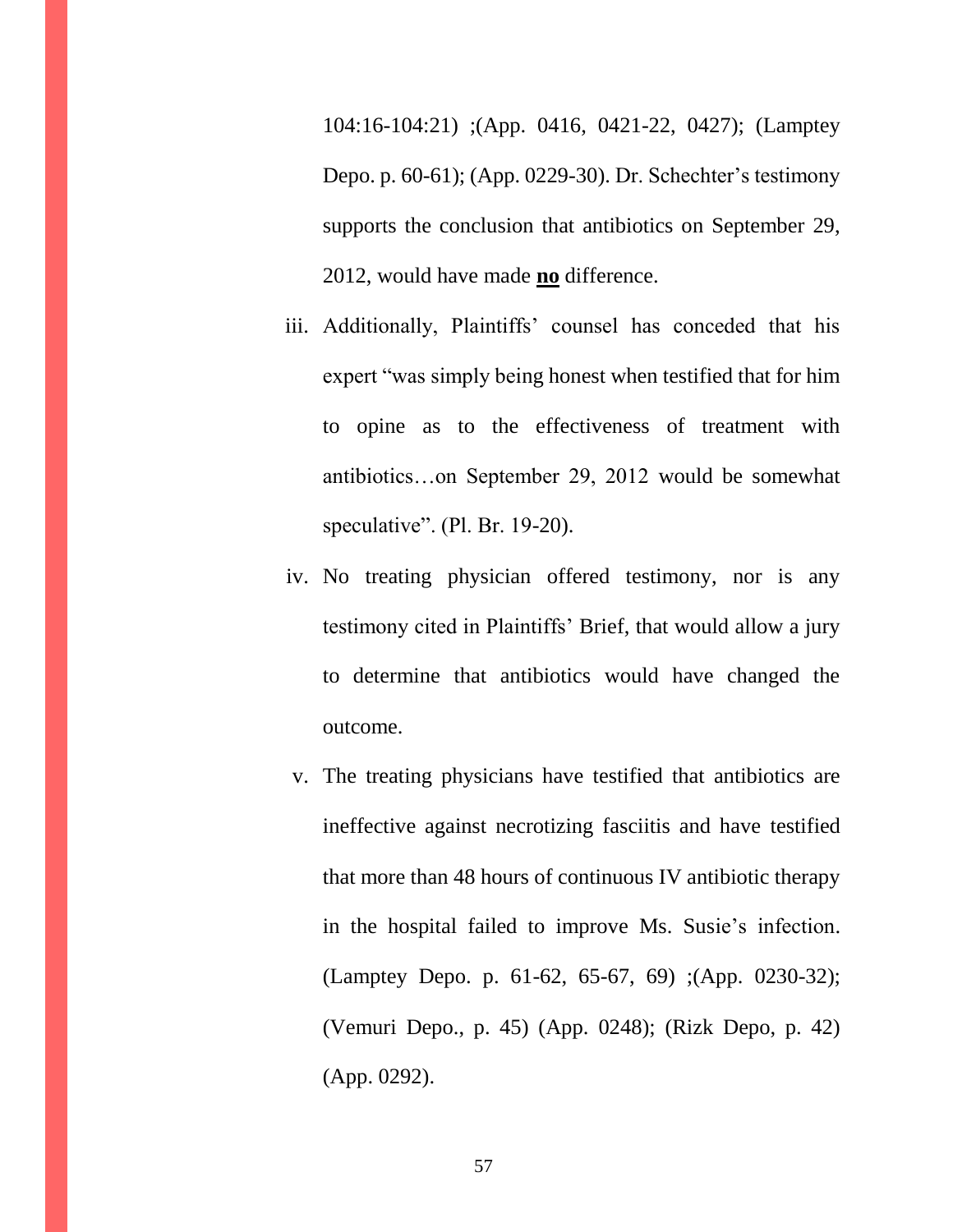104:16-104:21) ;(App. 0416, 0421-22, 0427); (Lamptey Depo. p. 60-61); (App. 0229-30). Dr. Schechter's testimony supports the conclusion that antibiotics on September 29, 2012, would have made **<u>no</u>** difference.

iii. Additionally, Plaintiffs' counsel has conceded that his expert "was simply being honest when testified that for him to opine as to the effectiveness of treatment with antibiotics…on September 29, 2012 would be somewhat speculative". (Pl. Br. 19-20).

iv. No treating physician offered testimony, nor is any testimony cited in Plaintiffs' Brief, that would allow a jury to determine that antibiotics would have changed the outcome.

v. The treating physicians have testified that antibiotics are ineffective against necrotizing fasciitis and have testified that more than 48 hours of continuous IV antibiotic therapy in the hospital failed to improve Ms. Susie's infection. (Lamptey Depo. p. 61-62, 65-67, 69) ;(App. 0230-32); (Vemuri Depo., p. 45) (App. 0248); (Rizk Depo, p. 42) (App. 0292).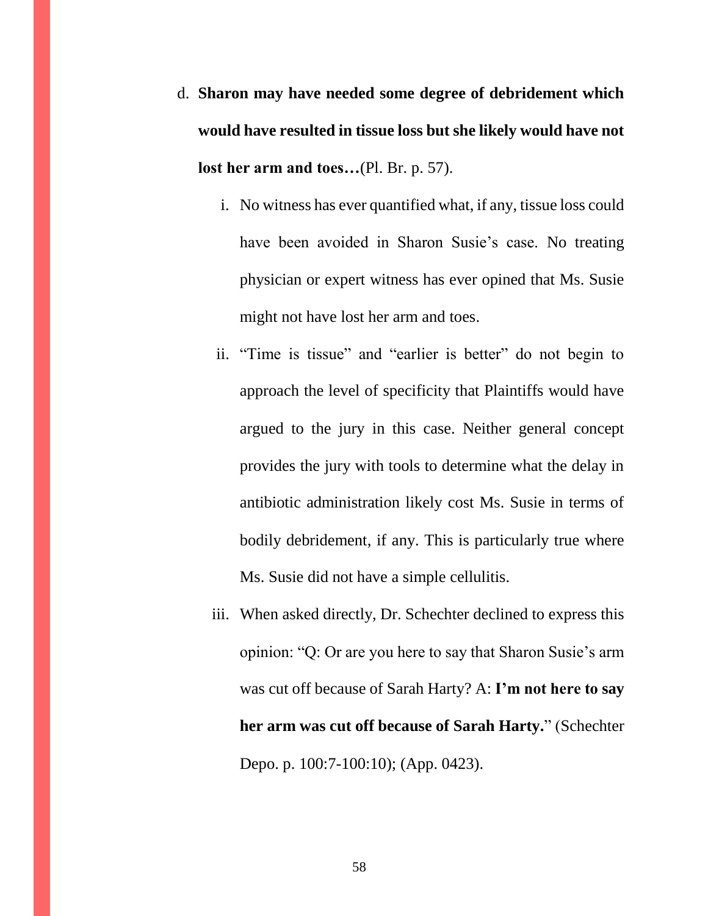d. **Sharon may have needed some degree of debridement which would have resulted in tissue loss but she likely would have not lost her arm and toes…**(Pl. Br. p. 57).

   i. No witness has ever quantified what, if any, tissue loss could have been avoided in Sharon Susie's case. No treating physician or expert witness has ever opined that Ms. Susie might not have lost her arm and toes.

   ii. "Time is tissue" and "earlier is better" do not begin to approach the level of specificity that Plaintiffs would have argued to the jury in this case. Neither general concept provides the jury with tools to determine what the delay in antibiotic administration likely cost Ms. Susie in terms of bodily debridement, if any. This is particularly true where Ms. Susie did not have a simple cellulitis.

   iii. When asked directly, Dr. Schechter declined to express this opinion: "Q: Or are you here to say that Sharon Susie's arm was cut off because of Sarah Harty? A: **I'm not here to say her arm was cut off because of Sarah Harty.**" (Schechter Depo. p. 100:7-100:10); (App. 0423).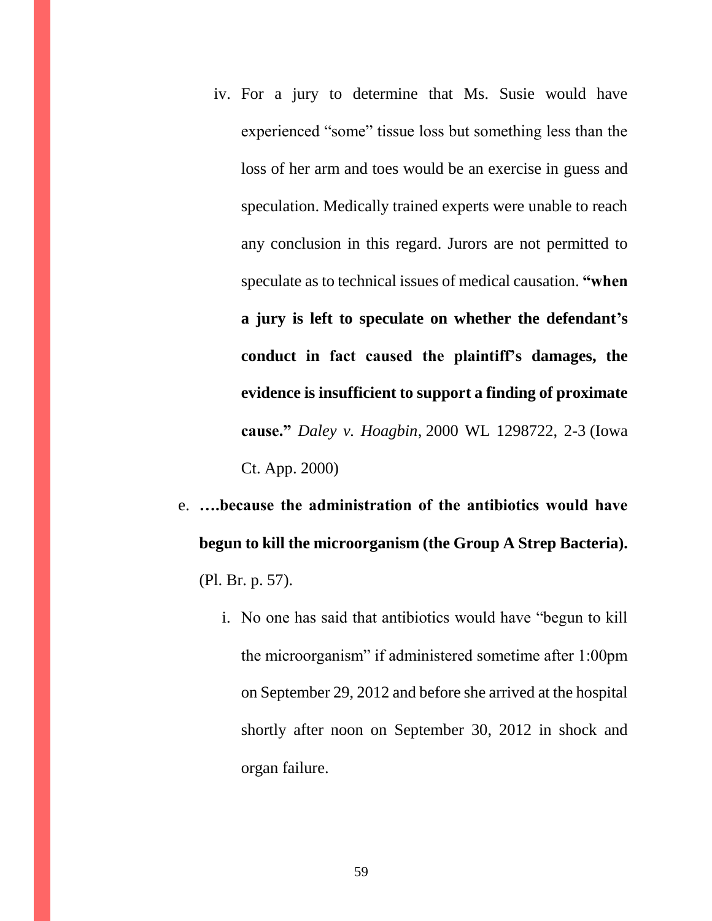iv. For a jury to determine that Ms. Susie would have experienced "some" tissue loss but something less than the loss of her arm and toes would be an exercise in guess and speculation. Medically trained experts were unable to reach any conclusion in this regard. Jurors are not permitted to speculate as to technical issues of medical causation. **"when a jury is left to speculate on whether the defendant's conduct in fact caused the plaintiff's damages, the evidence is insufficient to support a finding of proximate cause."** *Daley v. Hoagbin*, 2000 WL 1298722, 2-3 (Iowa Ct. App. 2000)

e. **….because the administration of the antibiotics would have begun to kill the microorganism (the Group A Strep Bacteria).** (Pl. Br. p. 57).

   i. No one has said that antibiotics would have "begun to kill the microorganism" if administered sometime after 1:00pm on September 29, 2012 and before she arrived at the hospital shortly after noon on September 30, 2012 in shock and organ failure.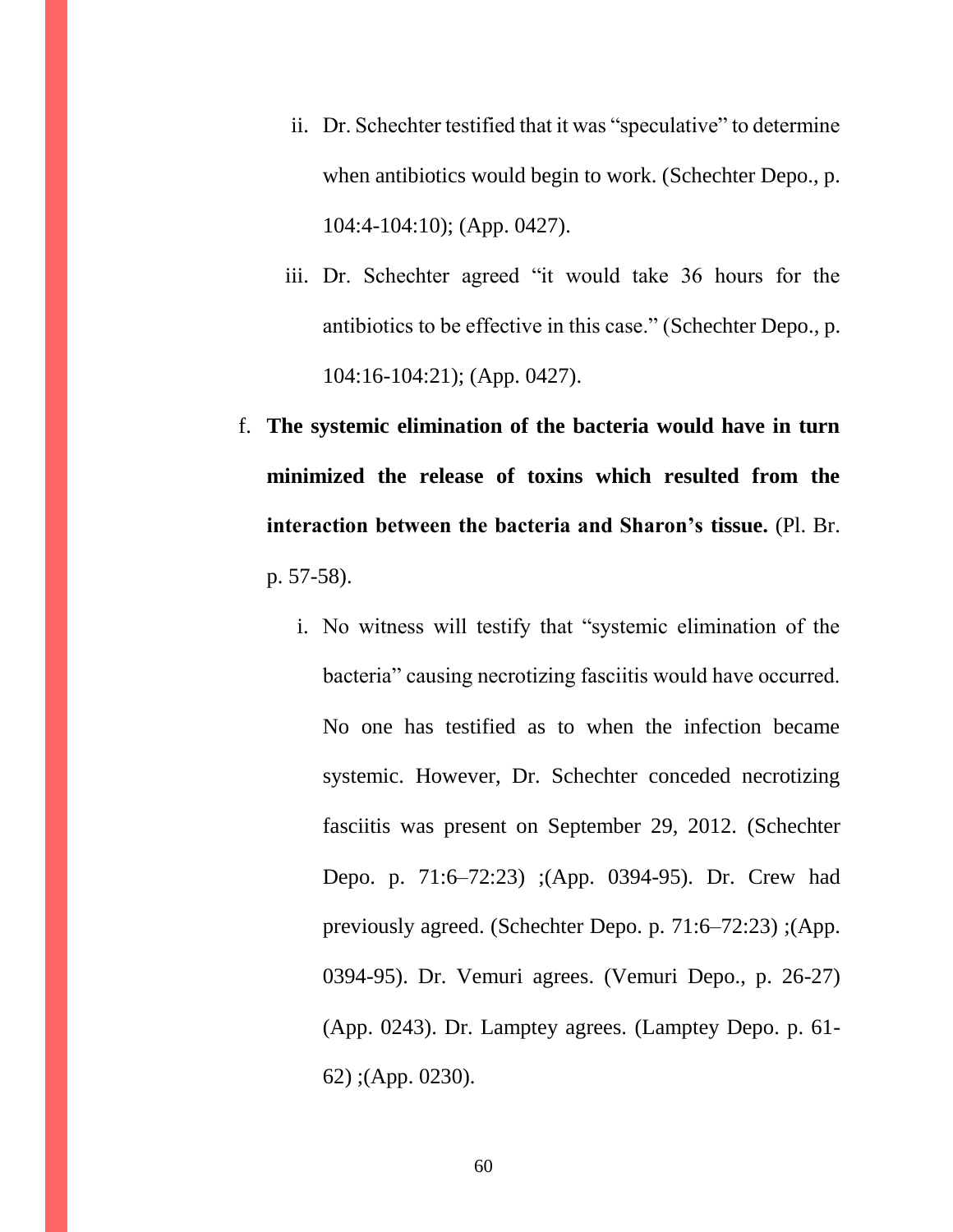ii. Dr. Schechter testified that it was "speculative" to determine when antibiotics would begin to work. (Schechter Depo., p. 104:4-104:10); (App. 0427).

iii. Dr. Schechter agreed "it would take 36 hours for the antibiotics to be effective in this case." (Schechter Depo., p. 104:16-104:21); (App. 0427).

f. **The systemic elimination of the bacteria would have in turn minimized the release of toxins which resulted from the interaction between the bacteria and Sharon's tissue.** (Pl. Br. p. 57-58).

   i. No witness will testify that "systemic elimination of the bacteria" causing necrotizing fasciitis would have occurred. No one has testified as to when the infection became systemic. However, Dr. Schechter conceded necrotizing fasciitis was present on September 29, 2012. (Schechter Depo. p. 71:6–72:23) ;(App. 0394-95). Dr. Crew had previously agreed. (Schechter Depo. p. 71:6–72:23) ;(App. 0394-95). Dr. Vemuri agrees. (Vemuri Depo., p. 26-27) (App. 0243). Dr. Lamptey agrees. (Lamptey Depo. p. 61-62) ;(App. 0230).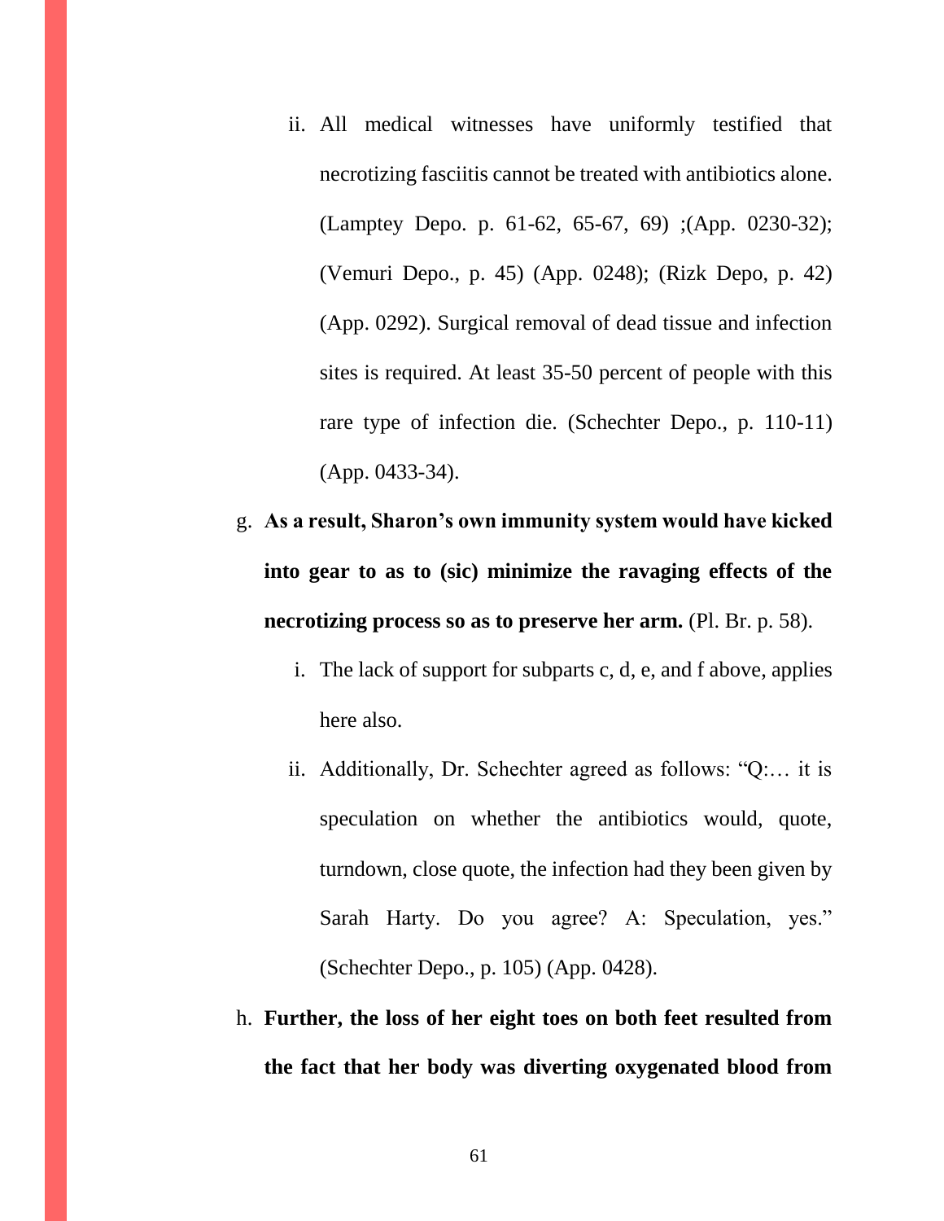ii. All medical witnesses have uniformly testified that necrotizing fasciitis cannot be treated with antibiotics alone. (Lamptey Depo. p. 61-62, 65-67, 69) ;(App. 0230-32); (Vemuri Depo., p. 45) (App. 0248); (Rizk Depo, p. 42) (App. 0292). Surgical removal of dead tissue and infection sites is required. At least 35-50 percent of people with this rare type of infection die. (Schechter Depo., p. 110-11) (App. 0433-34).

g. **As a result, Sharon's own immunity system would have kicked into gear to as to (sic) minimize the ravaging effects of the necrotizing process so as to preserve her arm.** (Pl. Br. p. 58).

   i. The lack of support for subparts c, d, e, and f above, applies here also.

   ii. Additionally, Dr. Schechter agreed as follows: "Q:… it is speculation on whether the antibiotics would, quote, turndown, close quote, the infection had they been given by Sarah Harty. Do you agree? A: Speculation, yes." (Schechter Depo., p. 105) (App. 0428).

h. **Further, the loss of her eight toes on both feet resulted from the fact that her body was diverting oxygenated blood from**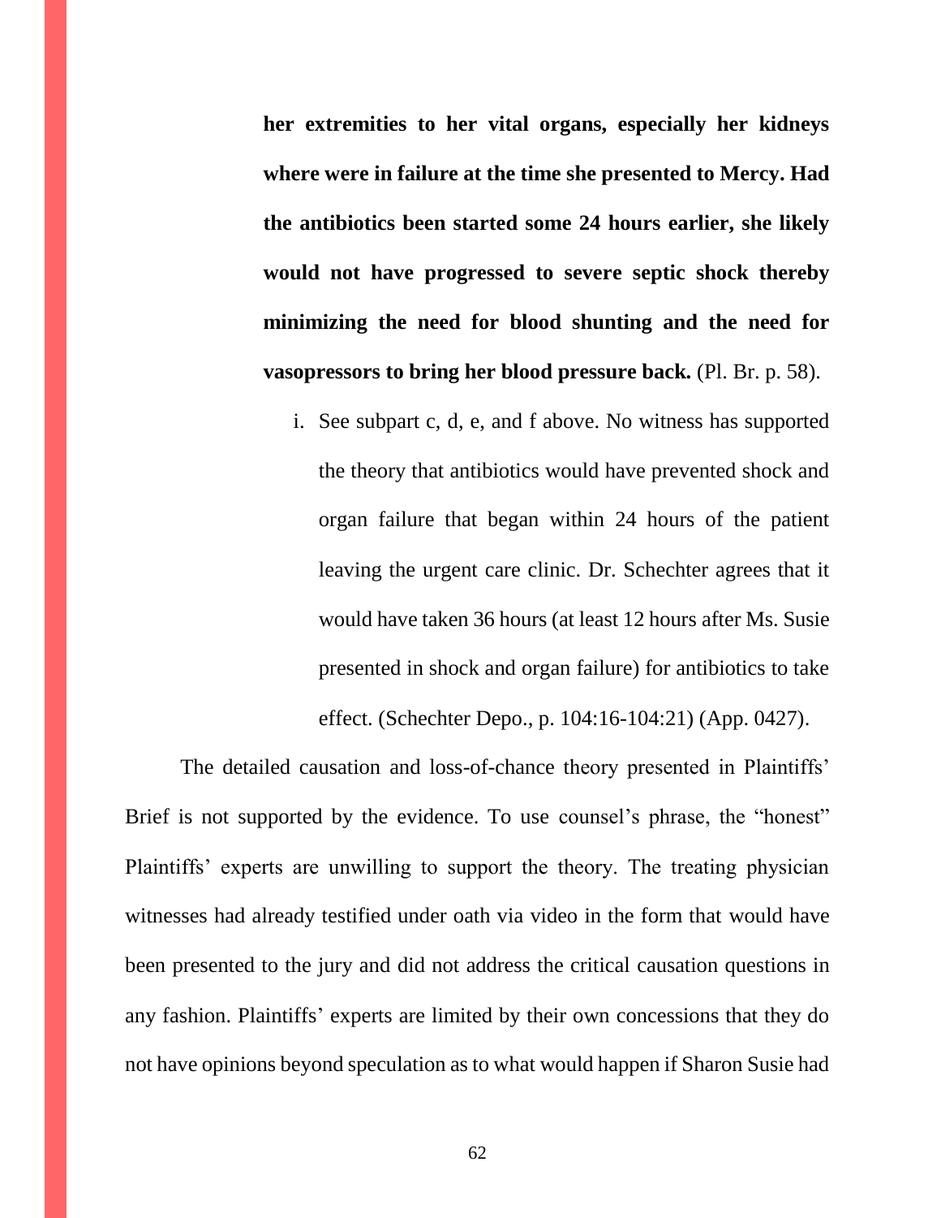**her extremities to her vital organs, especially her kidneys where were in failure at the time she presented to Mercy. Had the antibiotics been started some 24 hours earlier, she likely would not have progressed to severe septic shock thereby minimizing the need for blood shunting and the need for vasopressors to bring her blood pressure back.** (Pl. Br. p. 58).

i. See subpart c, d, e, and f above. No witness has supported the theory that antibiotics would have prevented shock and organ failure that began within 24 hours of the patient leaving the urgent care clinic. Dr. Schechter agrees that it would have taken 36 hours (at least 12 hours after Ms. Susie presented in shock and organ failure) for antibiotics to take effect. (Schechter Depo., p. 104:16-104:21) (App. 0427).

The detailed causation and loss-of-chance theory presented in Plaintiffs' Brief is not supported by the evidence. To use counsel's phrase, the "honest" Plaintiffs' experts are unwilling to support the theory. The treating physician witnesses had already testified under oath via video in the form that would have been presented to the jury and did not address the critical causation questions in any fashion. Plaintiffs' experts are limited by their own concessions that they do not have opinions beyond speculation as to what would happen if Sharon Susie had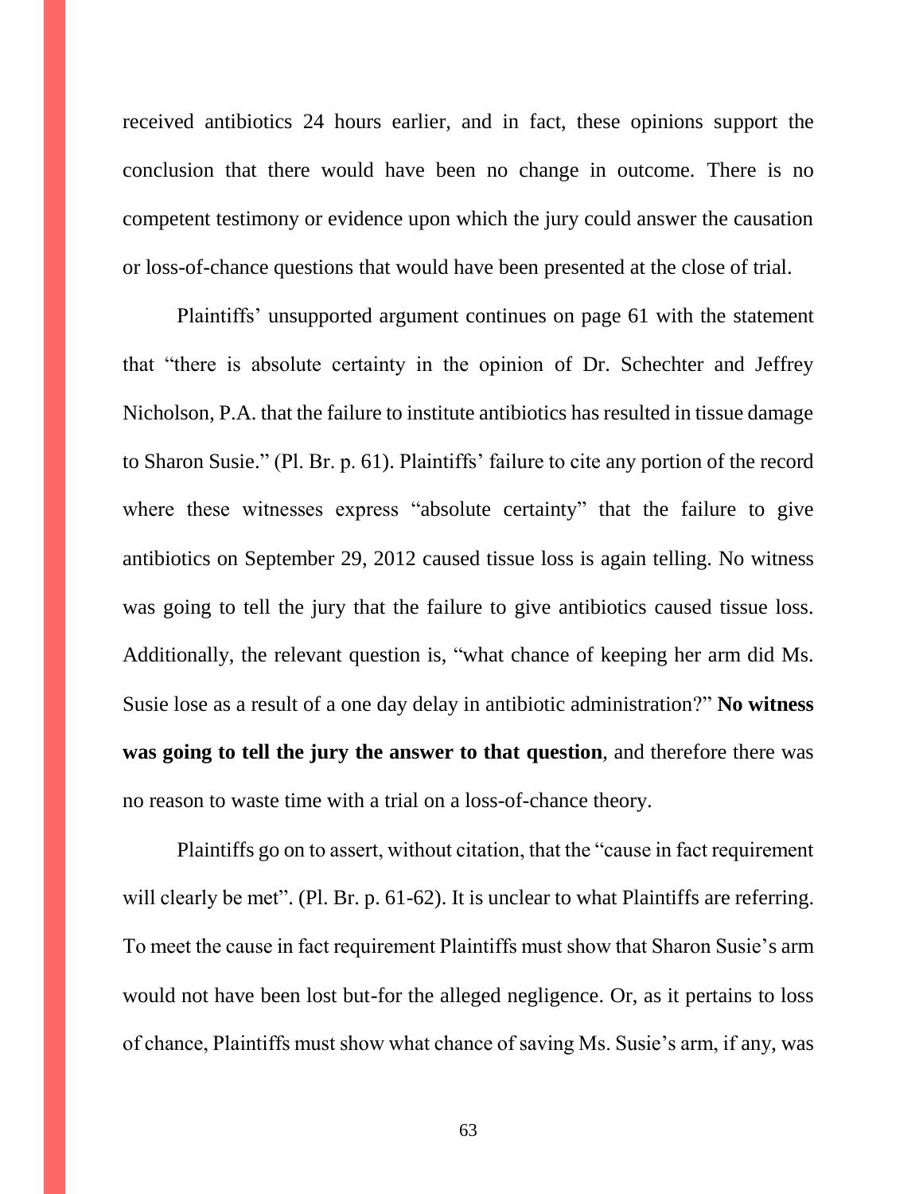received antibiotics 24 hours earlier, and in fact, these opinions support the conclusion that there would have been no change in outcome. There is no competent testimony or evidence upon which the jury could answer the causation or loss-of-chance questions that would have been presented at the close of trial.

Plaintiffs' unsupported argument continues on page 61 with the statement that "there is absolute certainty in the opinion of Dr. Schechter and Jeffrey Nicholson, P.A. that the failure to institute antibiotics has resulted in tissue damage to Sharon Susie." (Pl. Br. p. 61). Plaintiffs' failure to cite any portion of the record where these witnesses express "absolute certainty" that the failure to give antibiotics on September 29, 2012 caused tissue loss is again telling. No witness was going to tell the jury that the failure to give antibiotics caused tissue loss. Additionally, the relevant question is, "what chance of keeping her arm did Ms. Susie lose as a result of a one day delay in antibiotic administration?" **No witness was going to tell the jury the answer to that question**, and therefore there was no reason to waste time with a trial on a loss-of-chance theory.

Plaintiffs go on to assert, without citation, that the "cause in fact requirement will clearly be met". (Pl. Br. p. 61-62). It is unclear to what Plaintiffs are referring. To meet the cause in fact requirement Plaintiffs must show that Sharon Susie's arm would not have been lost but-for the alleged negligence. Or, as it pertains to loss of chance, Plaintiffs must show what chance of saving Ms. Susie's arm, if any, was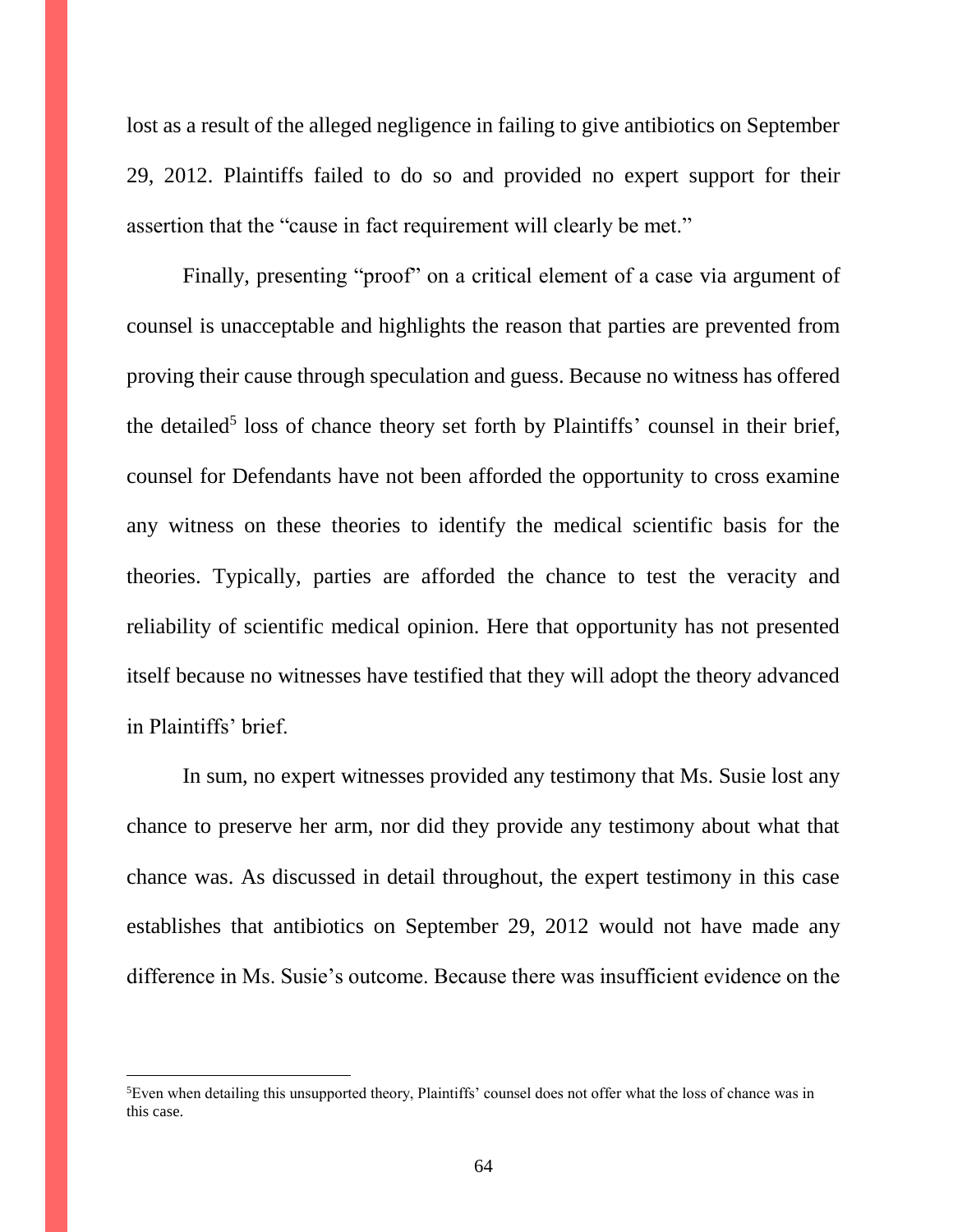lost as a result of the alleged negligence in failing to give antibiotics on September 29, 2012. Plaintiffs failed to do so and provided no expert support for their assertion that the "cause in fact requirement will clearly be met."

Finally, presenting "proof" on a critical element of a case via argument of counsel is unacceptable and highlights the reason that parties are prevented from proving their cause through speculation and guess. Because no witness has offered the detailed[5] loss of chance theory set forth by Plaintiffs' counsel in their brief, counsel for Defendants have not been afforded the opportunity to cross examine any witness on these theories to identify the medical scientific basis for the theories. Typically, parties are afforded the chance to test the veracity and reliability of scientific medical opinion. Here that opportunity has not presented itself because no witnesses have testified that they will adopt the theory advanced in Plaintiffs' brief.

In sum, no expert witnesses provided any testimony that Ms. Susie lost any chance to preserve her arm, nor did they provide any testimony about what that chance was. As discussed in detail throughout, the expert testimony in this case establishes that antibiotics on September 29, 2012 would not have made any difference in Ms. Susie's outcome. Because there was insufficient evidence on the

[5]Even when detailing this unsupported theory, Plaintiffs' counsel does not offer what the loss of chance was in this case.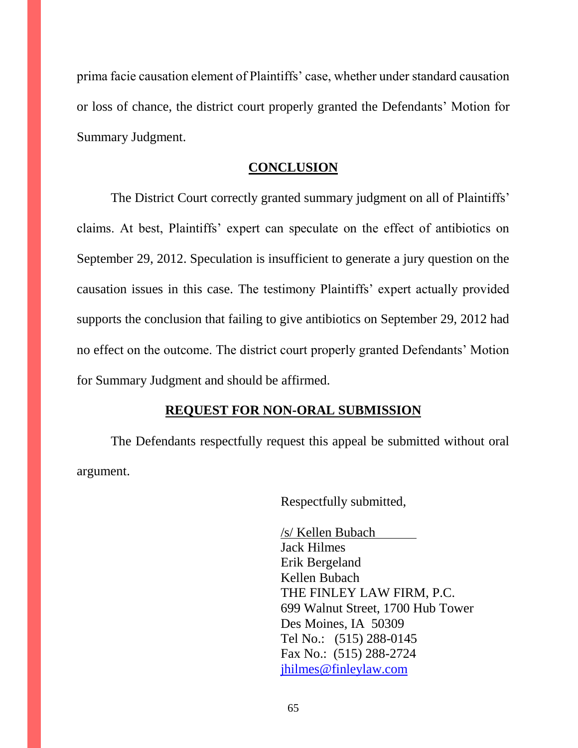prima facie causation element of Plaintiffs' case, whether under standard causation or loss of chance, the district court properly granted the Defendants' Motion for Summary Judgment.

## CONCLUSION

The District Court correctly granted summary judgment on all of Plaintiffs' claims. At best, Plaintiffs' expert can speculate on the effect of antibiotics on September 29, 2012. Speculation is insufficient to generate a jury question on the causation issues in this case. The testimony Plaintiffs' expert actually provided supports the conclusion that failing to give antibiotics on September 29, 2012 had no effect on the outcome. The district court properly granted Defendants' Motion for Summary Judgment and should be affirmed.

## REQUEST FOR NON-ORAL SUBMISSION

The Defendants respectfully request this appeal be submitted without oral argument.

Respectfully submitted,

/s/ Kellen Bubach  
Jack Hilmes  
Erik Bergeland  
Kellen Bubach  
THE FINLEY LAW FIRM, P.C.  
699 Walnut Street, 1700 Hub Tower  
Des Moines, IA 50309  
Tel No.: (515) 288-0145  
Fax No.: (515) 288-2724  
jhilmes@finleylaw.com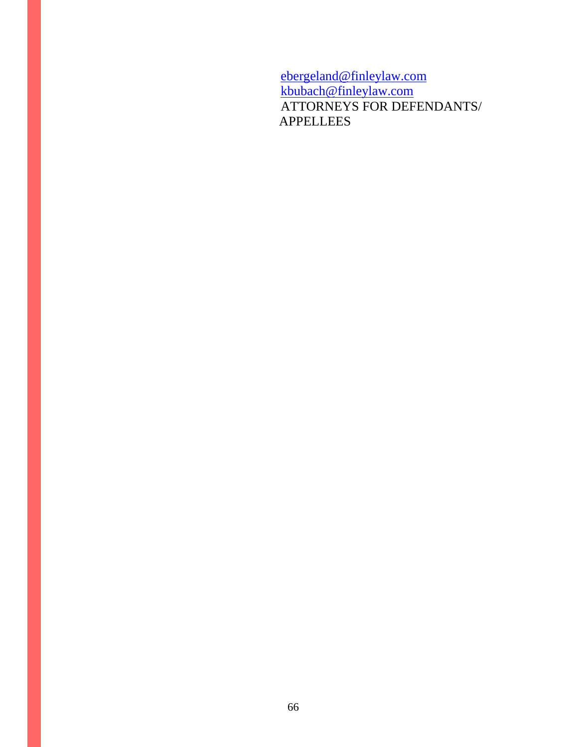ebergeland@finleylaw.com
kbubach@finleylaw.com
ATTORNEYS FOR DEFENDANTS/
APPELLEES